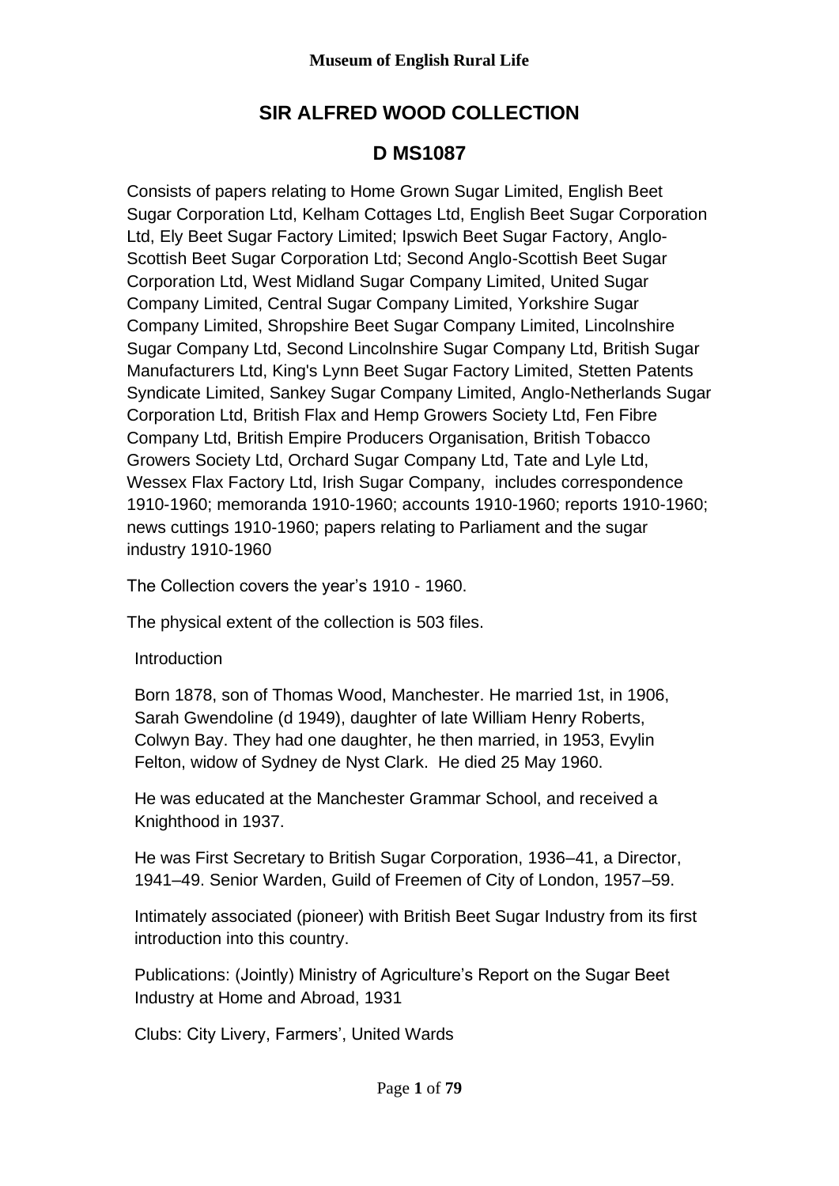# SIR ALFRED WOOD COLLECTION

## D MS1087

Consists of papers relating to Home Grown Sugar Limited, English Beet Sugar Corporation Ltd, Kelham Cottages Ltd, English Beet Sugar Corporation Ltd, Ely Beet Sugar Factory Limited; Ipswich Beet Sugar Factory, Anglo-Scottish Beet Sugar Corporation Ltd; Second Anglo-Scottish Beet Sugar Corporation Ltd, West Midland Sugar Company Limited, United Sugar Company Limited, Central Sugar Company Limited, Yorkshire Sugar Company Limited, Shropshire Beet Sugar Company Limited, Lincolnshire Sugar Company Ltd, Second Lincolnshire Sugar Company Ltd, British Sugar Manufacturers Ltd, King's Lynn Beet Sugar Factory Limited, Stetten Patents Syndicate Limited, Sankey Sugar Company Limited, Anglo-Netherlands Sugar Corporation Ltd, British Flax and Hemp Growers Society Ltd, Fen Fibre Company Ltd, British Empire Producers Organisation, British Tobacco Growers Society Ltd, Orchard Sugar Company Ltd, Tate and Lyle Ltd, Wessex Flax Factory Ltd, Irish Sugar Company, includes correspondence 1910-1960; memoranda 1910-1960; accounts 1910-1960; reports 1910-1960; news cuttings 1910-1960; papers relating to Parliament and the sugar industry 1910-1960

The Collection covers the year's 1910 - 1960.

The physical extent of the collection is 503 files.

Introduction

Born 1878, son of Thomas Wood, Manchester. He married 1st, in 1906, Sarah Gwendoline (d 1949), daughter of late William Henry Roberts, Colwyn Bay. They had one daughter, he then married, in 1953, Evylin Felton, widow of Sydney de Nyst Clark. He died 25 May 1960.

He was educated at the Manchester Grammar School, and received a Knighthood in 1937.

He was First Secretary to British Sugar Corporation, 1936–41, a Director, 1941–49. Senior Warden, Guild of Freemen of City of London, 1957–59.

Intimately associated (pioneer) with British Beet Sugar Industry from its first introduction into this country.

Publications: (Jointly) Ministry of Agriculture's Report on the Sugar Beet Industry at Home and Abroad, 1931

Clubs: City Livery, Farmers', United Wards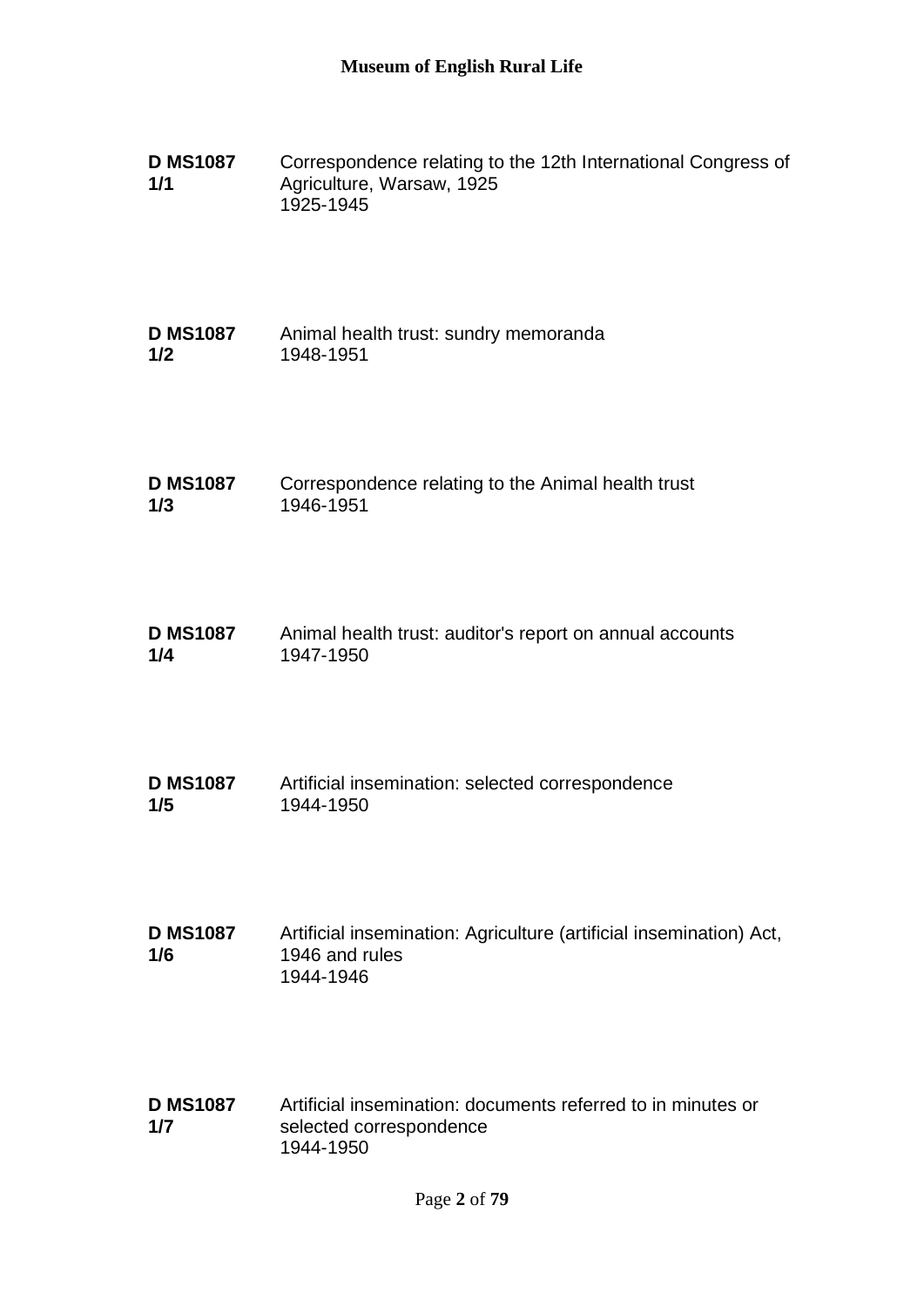**D MS1087 1/1** Correspondence relating to the 12th International Congress of Agriculture, Warsaw, 1925
1925-1945

**D MS1087 1/2** Animal health trust: sundry memoranda
1948-1951

**D MS1087 1/3** Correspondence relating to the Animal health trust
1946-1951

**D MS1087 1/4** Animal health trust: auditor's report on annual accounts
1947-1950

**D MS1087 1/5** Artificial insemination: selected correspondence
1944-1950

**D MS1087 1/6** Artificial insemination: Agriculture (artificial insemination) Act, 1946 and rules
1944-1946

**D MS1087 1/7** Artificial insemination: documents referred to in minutes or selected correspondence
1944-1950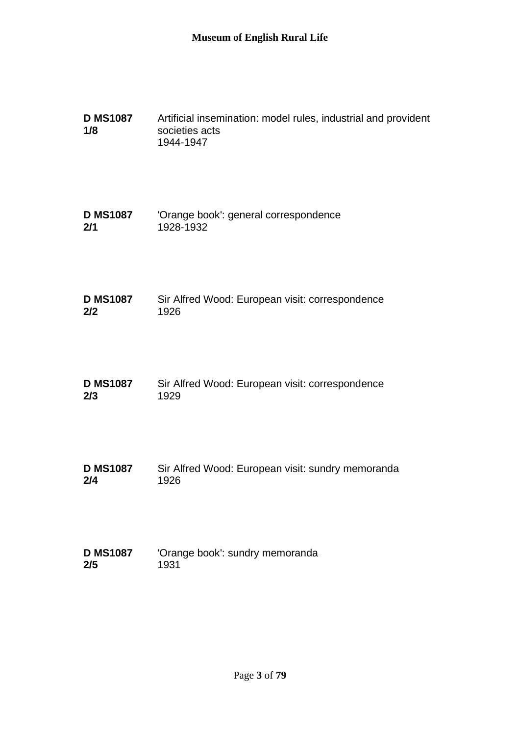**D MS1087 1/8**
Artificial insemination: model rules, industrial and provident societies acts
1944-1947

**D MS1087 2/1**
'Orange book': general correspondence
1928-1932

**D MS1087 2/2**
Sir Alfred Wood: European visit: correspondence
1926

**D MS1087 2/3**
Sir Alfred Wood: European visit: correspondence
1929

**D MS1087 2/4**
Sir Alfred Wood: European visit: sundry memoranda
1926

**D MS1087 2/5**
'Orange book': sundry memoranda
1931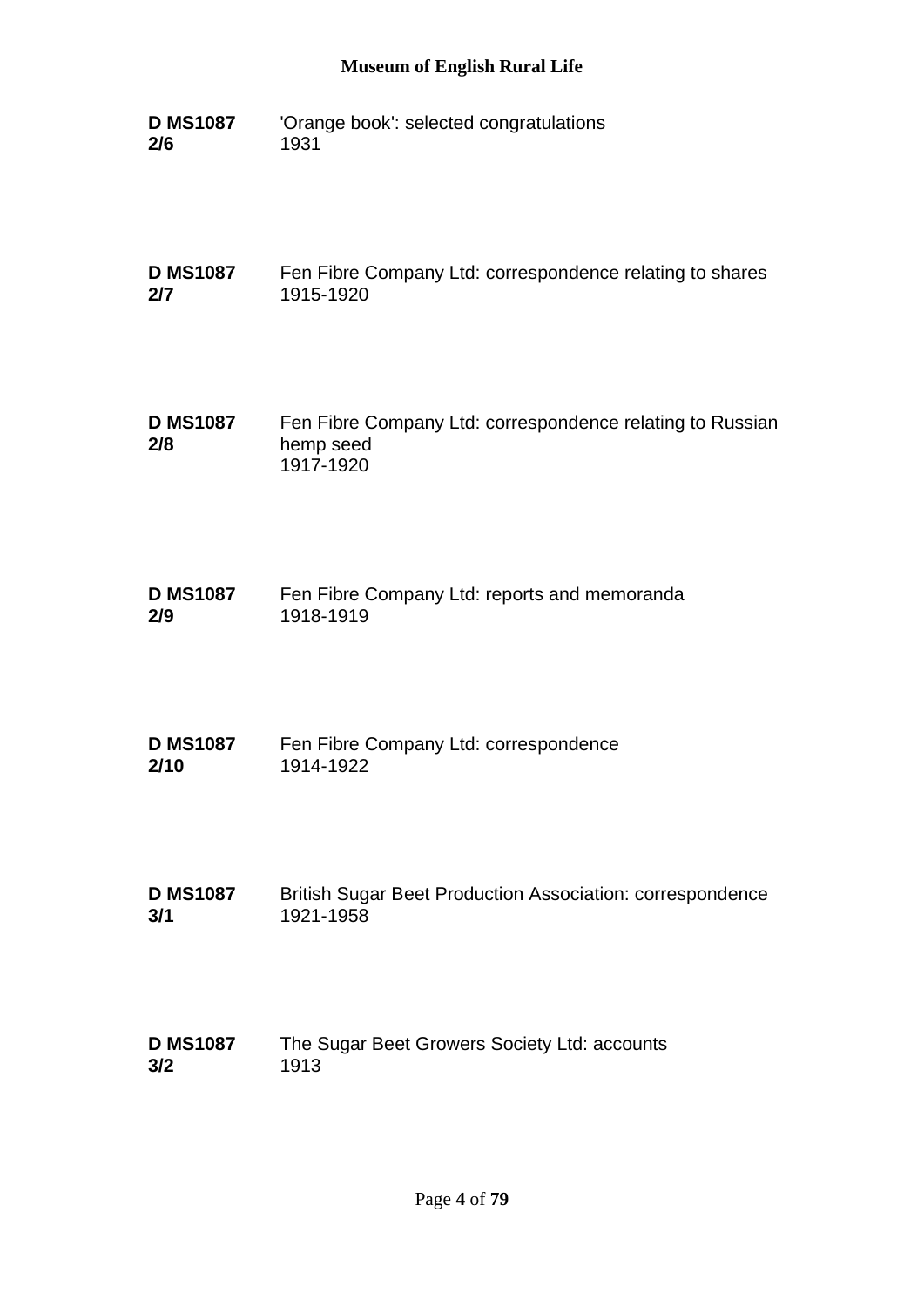**D MS1087 2/6** 'Orange book': selected congratulations
1931

**D MS1087 2/7** Fen Fibre Company Ltd: correspondence relating to shares
1915-1920

**D MS1087 2/8** Fen Fibre Company Ltd: correspondence relating to Russian hemp seed
1917-1920

**D MS1087 2/9** Fen Fibre Company Ltd: reports and memoranda
1918-1919

**D MS1087 2/10** Fen Fibre Company Ltd: correspondence
1914-1922

**D MS1087 3/1** British Sugar Beet Production Association: correspondence
1921-1958

**D MS1087 3/2** The Sugar Beet Growers Society Ltd: accounts
1913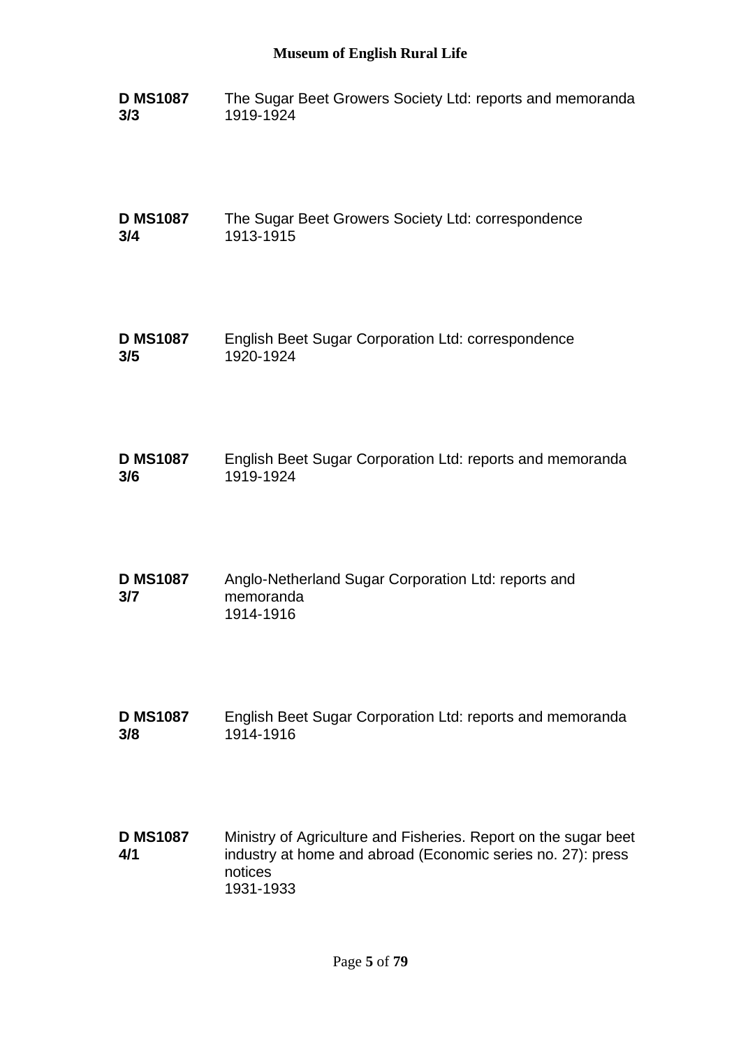**D MS1087 3/3** The Sugar Beet Growers Society Ltd: reports and memoranda
1919-1924

**D MS1087 3/4** The Sugar Beet Growers Society Ltd: correspondence
1913-1915

**D MS1087 3/5** English Beet Sugar Corporation Ltd: correspondence
1920-1924

**D MS1087 3/6** English Beet Sugar Corporation Ltd: reports and memoranda
1919-1924

**D MS1087 3/7** Anglo-Netherland Sugar Corporation Ltd: reports and memoranda
1914-1916

**D MS1087 3/8** English Beet Sugar Corporation Ltd: reports and memoranda
1914-1916

**D MS1087 4/1** Ministry of Agriculture and Fisheries. Report on the sugar beet industry at home and abroad (Economic series no. 27): press notices
1931-1933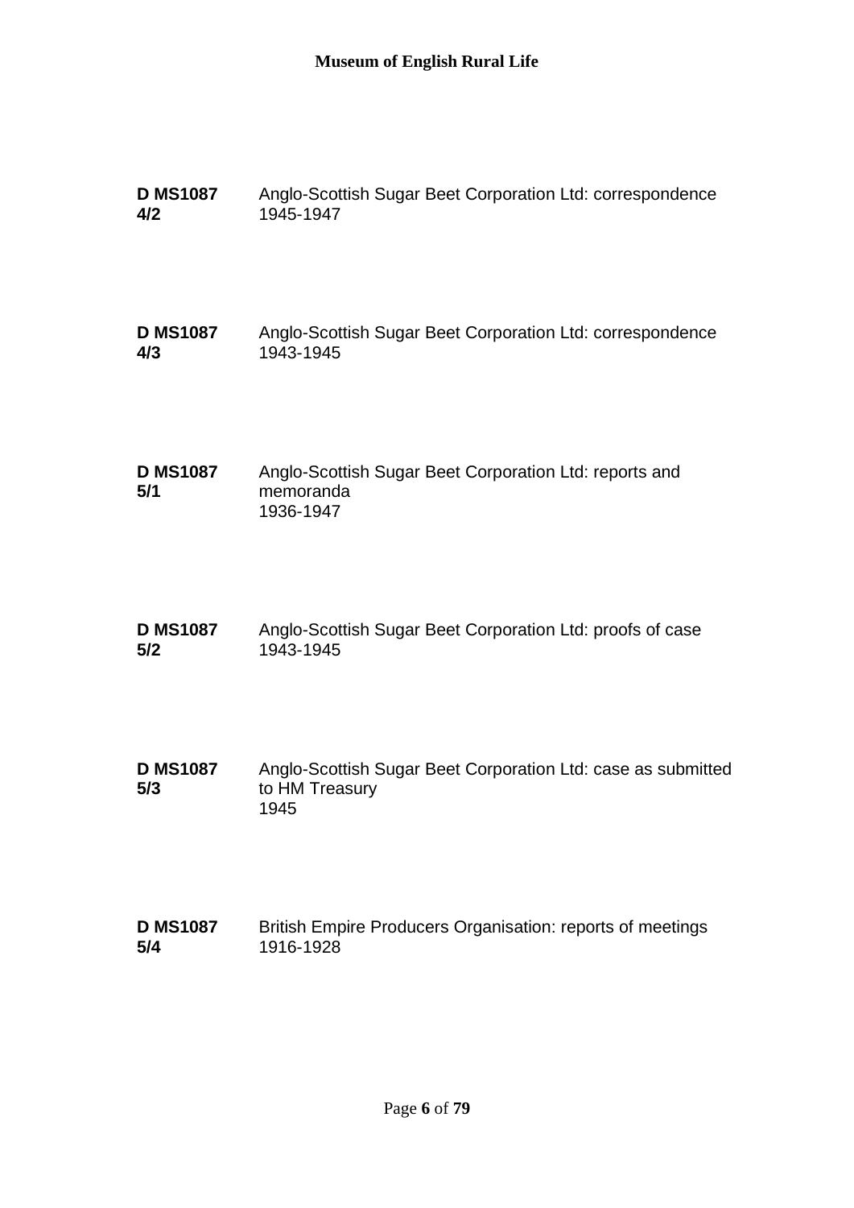**D MS1087 4/2** Anglo-Scottish Sugar Beet Corporation Ltd: correspondence
1945-1947

**D MS1087 4/3** Anglo-Scottish Sugar Beet Corporation Ltd: correspondence
1943-1945

**D MS1087 5/1** Anglo-Scottish Sugar Beet Corporation Ltd: reports and memoranda
1936-1947

**D MS1087 5/2** Anglo-Scottish Sugar Beet Corporation Ltd: proofs of case
1943-1945

**D MS1087 5/3** Anglo-Scottish Sugar Beet Corporation Ltd: case as submitted to HM Treasury
1945

**D MS1087 5/4** British Empire Producers Organisation: reports of meetings
1916-1928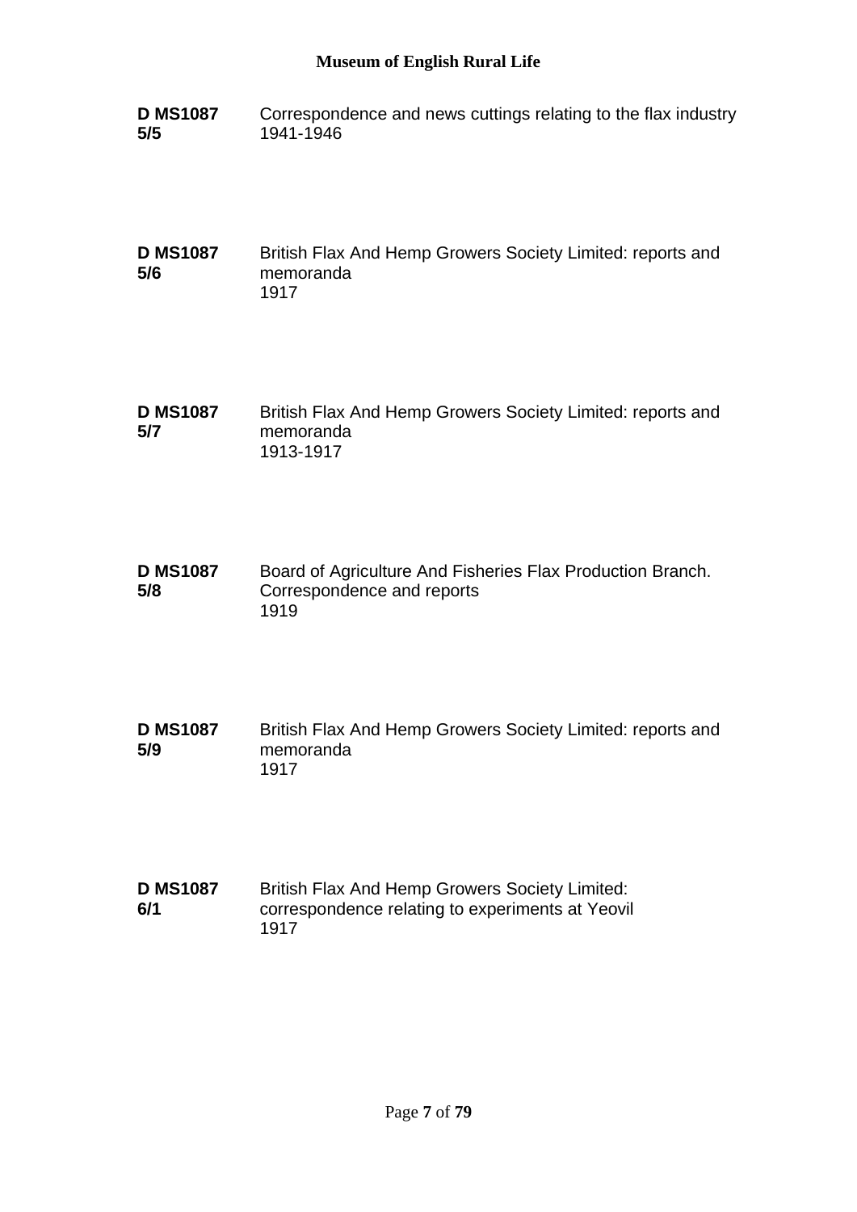**D MS1087 5/5** Correspondence and news cuttings relating to the flax industry
1941-1946

**D MS1087 5/6** British Flax And Hemp Growers Society Limited: reports and memoranda
1917

**D MS1087 5/7** British Flax And Hemp Growers Society Limited: reports and memoranda
1913-1917

**D MS1087 5/8** Board of Agriculture And Fisheries Flax Production Branch. Correspondence and reports
1919

**D MS1087 5/9** British Flax And Hemp Growers Society Limited: reports and memoranda
1917

**D MS1087 6/1** British Flax And Hemp Growers Society Limited: correspondence relating to experiments at Yeovil
1917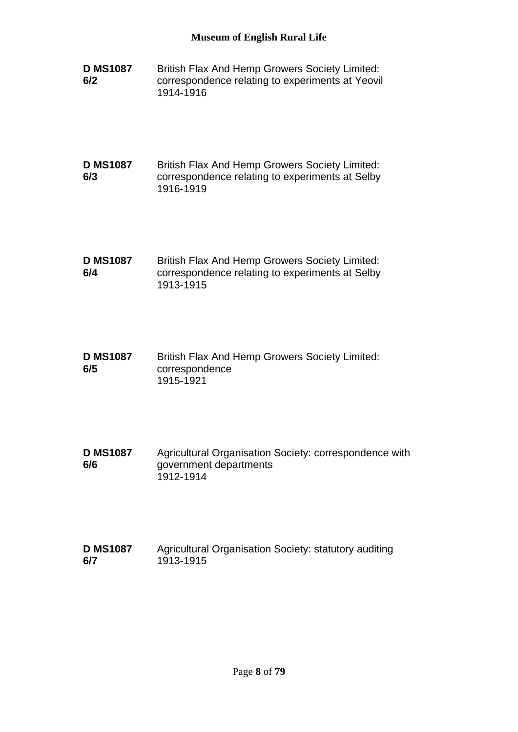**D MS1087 6/2**
British Flax And Hemp Growers Society Limited: correspondence relating to experiments at Yeovil
1914-1916

**D MS1087 6/3**
British Flax And Hemp Growers Society Limited: correspondence relating to experiments at Selby
1916-1919

**D MS1087 6/4**
British Flax And Hemp Growers Society Limited: correspondence relating to experiments at Selby
1913-1915

**D MS1087 6/5**
British Flax And Hemp Growers Society Limited: correspondence
1915-1921

**D MS1087 6/6**
Agricultural Organisation Society: correspondence with government departments
1912-1914

**D MS1087 6/7**
Agricultural Organisation Society: statutory auditing
1913-1915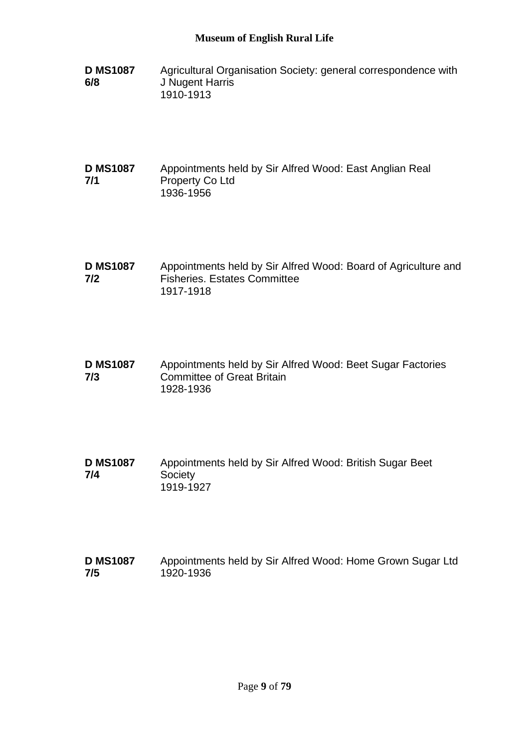**D MS1087 6/8**
Agricultural Organisation Society: general correspondence with J Nugent Harris
1910-1913

**D MS1087 7/1**
Appointments held by Sir Alfred Wood: East Anglian Real Property Co Ltd
1936-1956

**D MS1087 7/2**
Appointments held by Sir Alfred Wood: Board of Agriculture and Fisheries. Estates Committee
1917-1918

**D MS1087 7/3**
Appointments held by Sir Alfred Wood: Beet Sugar Factories Committee of Great Britain
1928-1936

**D MS1087 7/4**
Appointments held by Sir Alfred Wood: British Sugar Beet Society
1919-1927

**D MS1087 7/5**
Appointments held by Sir Alfred Wood: Home Grown Sugar Ltd
1920-1936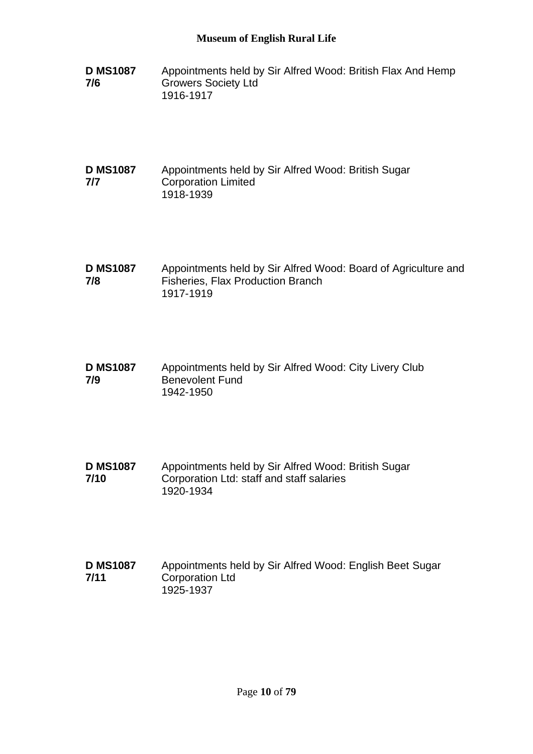**D MS1087 7/6**
Appointments held by Sir Alfred Wood: British Flax And Hemp Growers Society Ltd
1916-1917

**D MS1087 7/7**
Appointments held by Sir Alfred Wood: British Sugar Corporation Limited
1918-1939

**D MS1087 7/8**
Appointments held by Sir Alfred Wood: Board of Agriculture and Fisheries, Flax Production Branch
1917-1919

**D MS1087 7/9**
Appointments held by Sir Alfred Wood: City Livery Club Benevolent Fund
1942-1950

**D MS1087 7/10**
Appointments held by Sir Alfred Wood: British Sugar Corporation Ltd: staff and staff salaries
1920-1934

**D MS1087 7/11**
Appointments held by Sir Alfred Wood: English Beet Sugar Corporation Ltd
1925-1937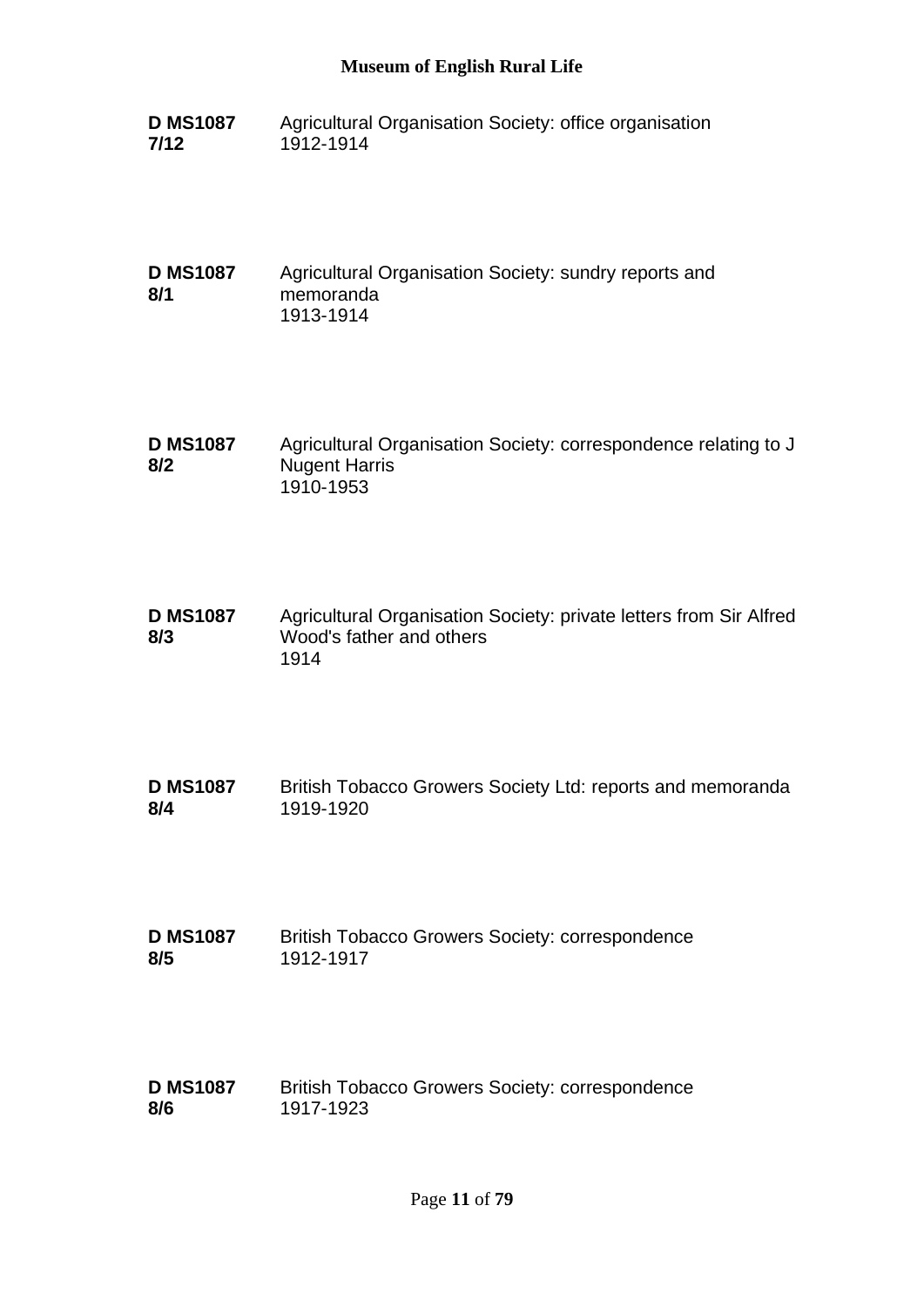**D MS1087 7/12** Agricultural Organisation Society: office organisation
1912-1914

**D MS1087 8/1** Agricultural Organisation Society: sundry reports and memoranda
1913-1914

**D MS1087 8/2** Agricultural Organisation Society: correspondence relating to J Nugent Harris
1910-1953

**D MS1087 8/3** Agricultural Organisation Society: private letters from Sir Alfred Wood's father and others
1914

**D MS1087 8/4** British Tobacco Growers Society Ltd: reports and memoranda
1919-1920

**D MS1087 8/5** British Tobacco Growers Society: correspondence
1912-1917

**D MS1087 8/6** British Tobacco Growers Society: correspondence
1917-1923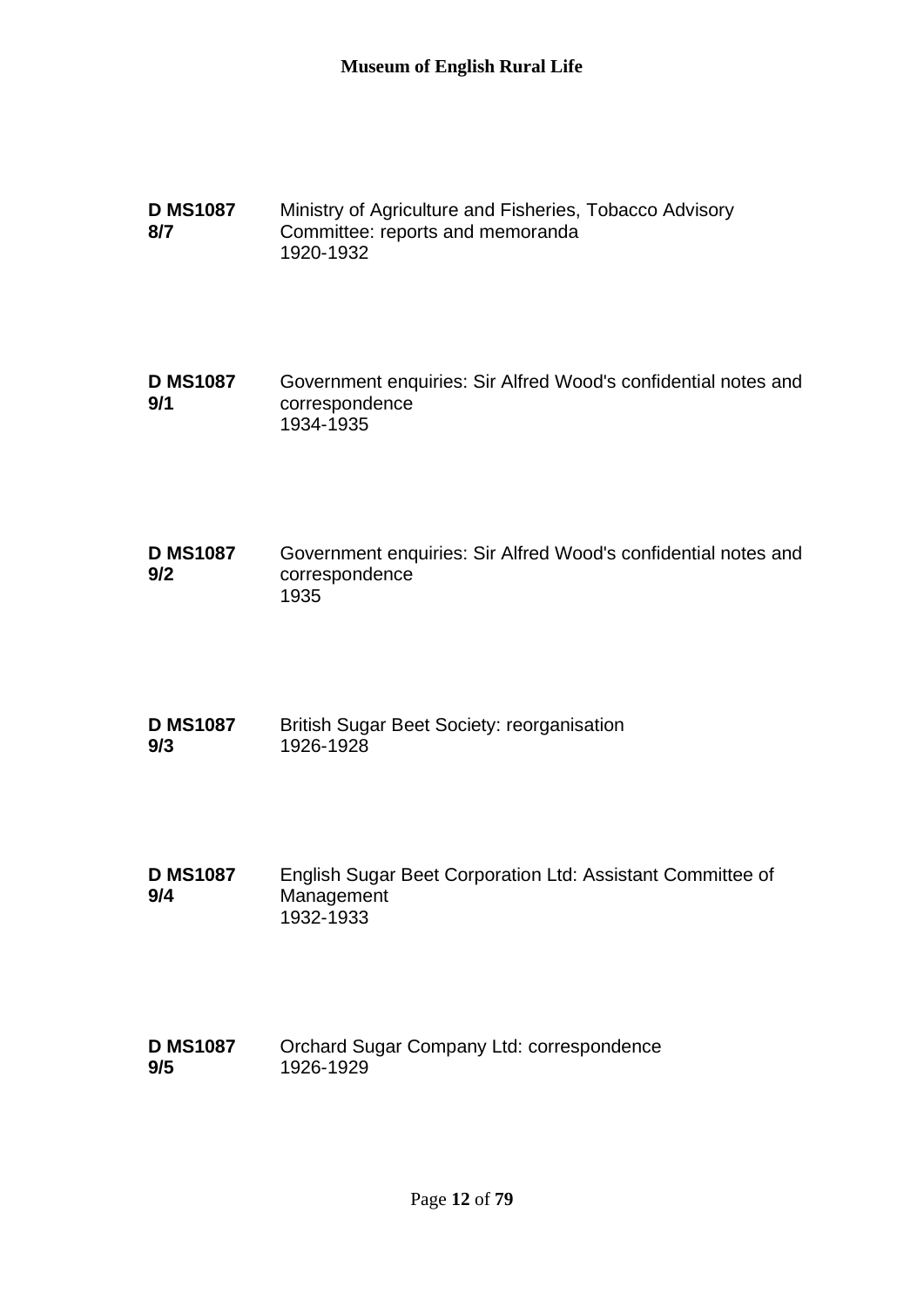**D MS1087 8/7** Ministry of Agriculture and Fisheries, Tobacco Advisory Committee: reports and memoranda
1920-1932

**D MS1087 9/1** Government enquiries: Sir Alfred Wood's confidential notes and correspondence
1934-1935

**D MS1087 9/2** Government enquiries: Sir Alfred Wood's confidential notes and correspondence
1935

**D MS1087 9/3** British Sugar Beet Society: reorganisation
1926-1928

**D MS1087 9/4** English Sugar Beet Corporation Ltd: Assistant Committee of Management
1932-1933

**D MS1087 9/5** Orchard Sugar Company Ltd: correspondence
1926-1929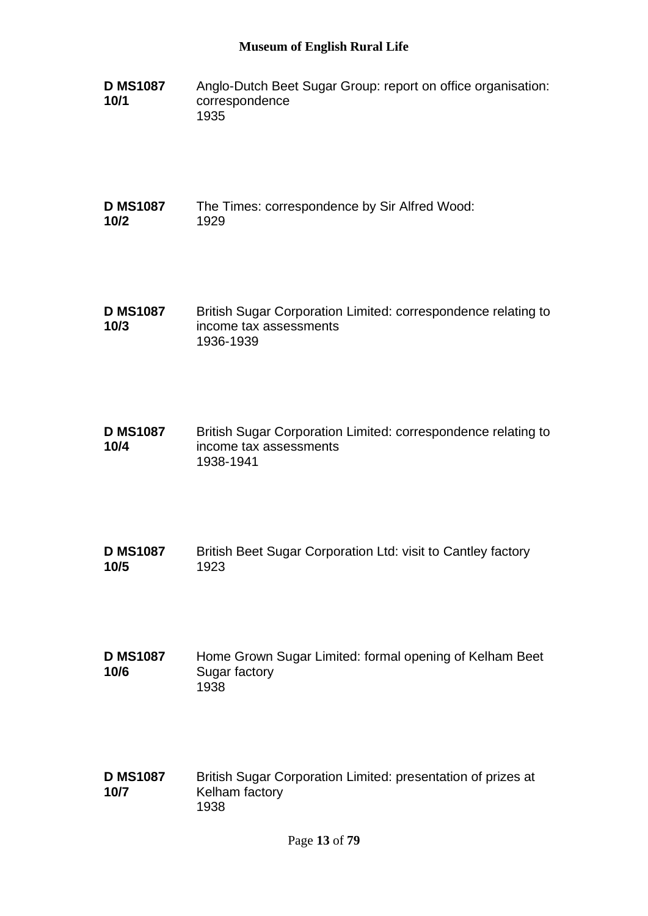**D MS1087 10/1** Anglo-Dutch Beet Sugar Group: report on office organisation: correspondence
1935

**D MS1087 10/2** The Times: correspondence by Sir Alfred Wood:
1929

**D MS1087 10/3** British Sugar Corporation Limited: correspondence relating to income tax assessments
1936-1939

**D MS1087 10/4** British Sugar Corporation Limited: correspondence relating to income tax assessments
1938-1941

**D MS1087 10/5** British Beet Sugar Corporation Ltd: visit to Cantley factory
1923

**D MS1087 10/6** Home Grown Sugar Limited: formal opening of Kelham Beet Sugar factory
1938

**D MS1087 10/7** British Sugar Corporation Limited: presentation of prizes at Kelham factory
1938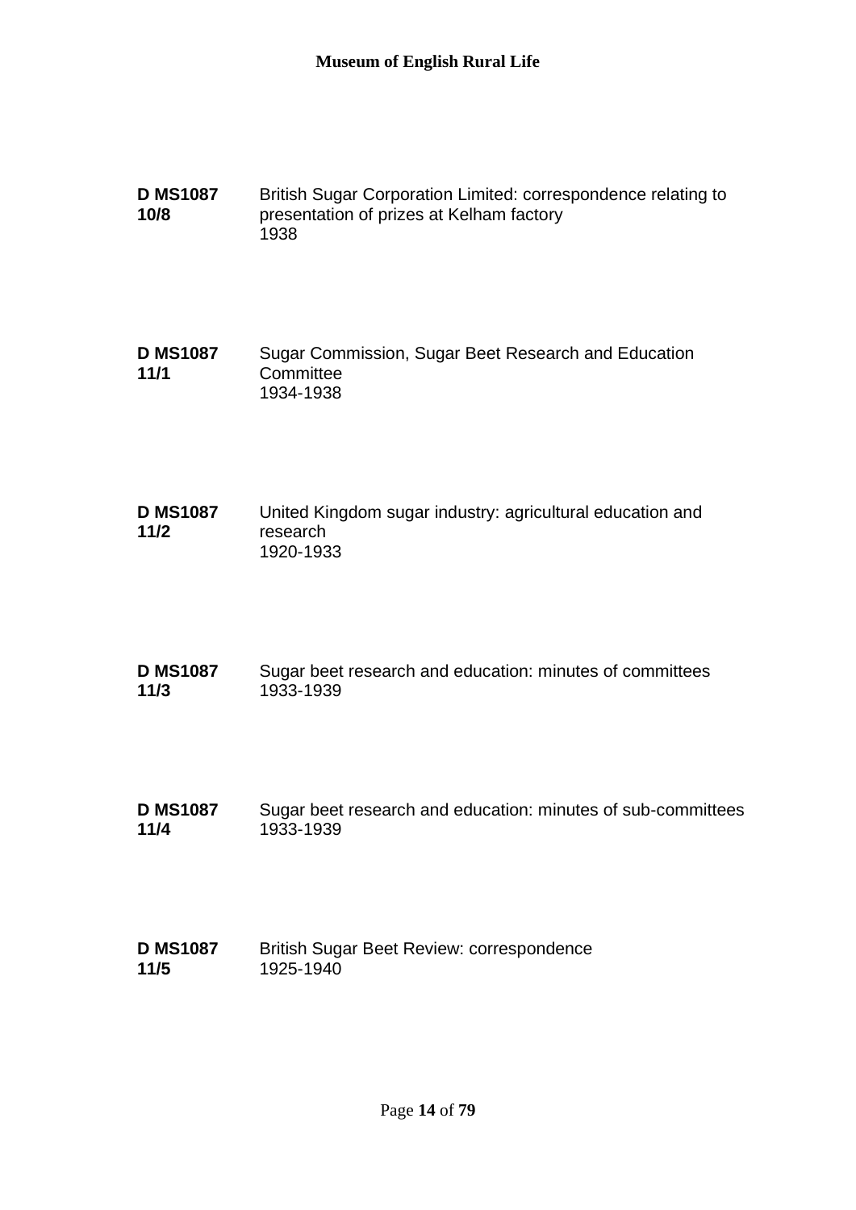**D MS1087 10/8** British Sugar Corporation Limited: correspondence relating to presentation of prizes at Kelham factory
1938

**D MS1087 11/1** Sugar Commission, Sugar Beet Research and Education Committee
1934-1938

**D MS1087 11/2** United Kingdom sugar industry: agricultural education and research
1920-1933

**D MS1087 11/3** Sugar beet research and education: minutes of committees
1933-1939

**D MS1087 11/4** Sugar beet research and education: minutes of sub-committees
1933-1939

**D MS1087 11/5** British Sugar Beet Review: correspondence
1925-1940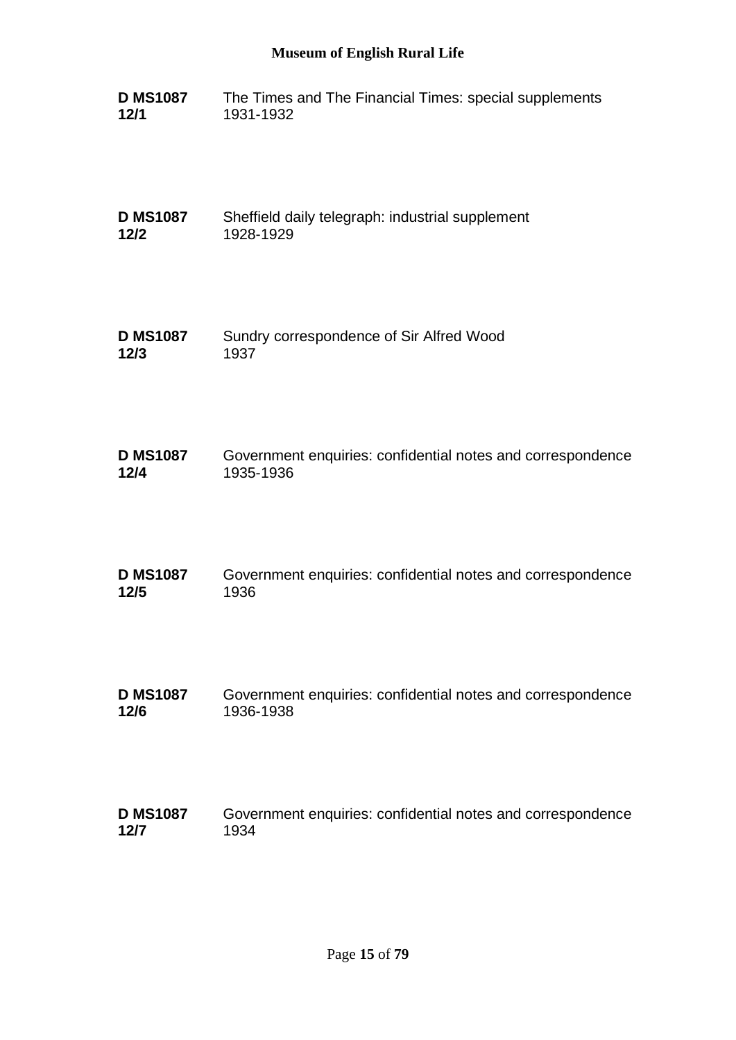**D MS1087 12/1** The Times and The Financial Times: special supplements
1931-1932

**D MS1087 12/2** Sheffield daily telegraph: industrial supplement
1928-1929

**D MS1087 12/3** Sundry correspondence of Sir Alfred Wood
1937

**D MS1087 12/4** Government enquiries: confidential notes and correspondence
1935-1936

**D MS1087 12/5** Government enquiries: confidential notes and correspondence
1936

**D MS1087 12/6** Government enquiries: confidential notes and correspondence
1936-1938

**D MS1087 12/7** Government enquiries: confidential notes and correspondence
1934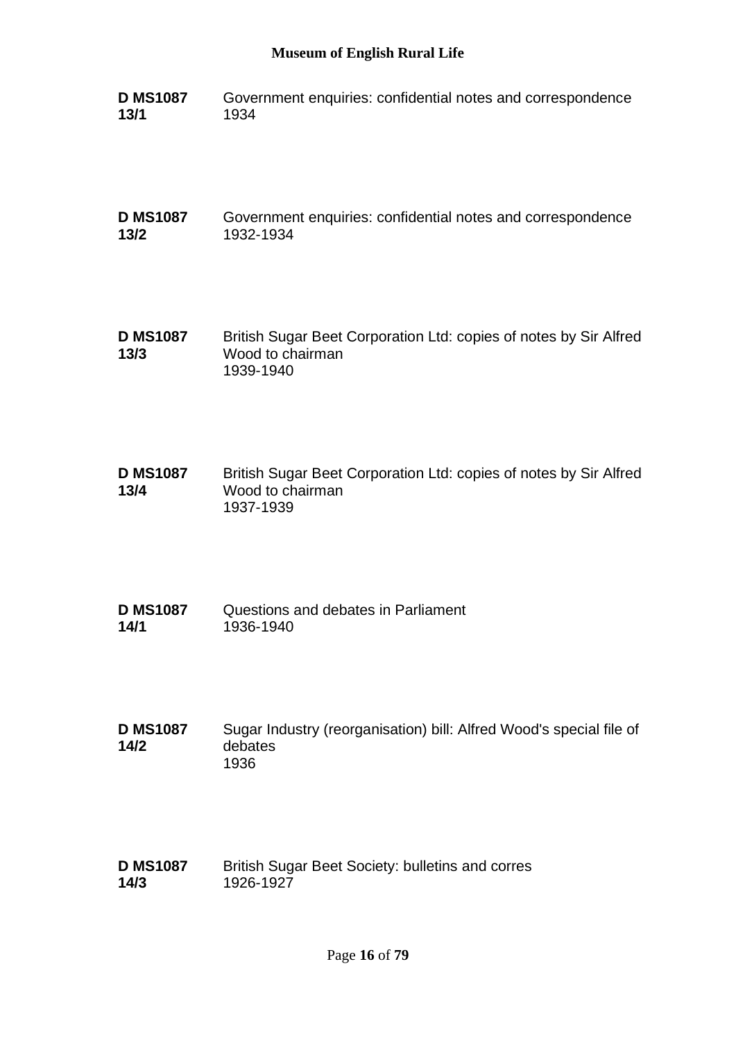**D MS1087 13/1** Government enquiries: confidential notes and correspondence
1934

**D MS1087 13/2** Government enquiries: confidential notes and correspondence
1932-1934

**D MS1087 13/3** British Sugar Beet Corporation Ltd: copies of notes by Sir Alfred Wood to chairman
1939-1940

**D MS1087 13/4** British Sugar Beet Corporation Ltd: copies of notes by Sir Alfred Wood to chairman
1937-1939

**D MS1087 14/1** Questions and debates in Parliament
1936-1940

**D MS1087 14/2** Sugar Industry (reorganisation) bill: Alfred Wood's special file of debates
1936

**D MS1087 14/3** British Sugar Beet Society: bulletins and corres
1926-1927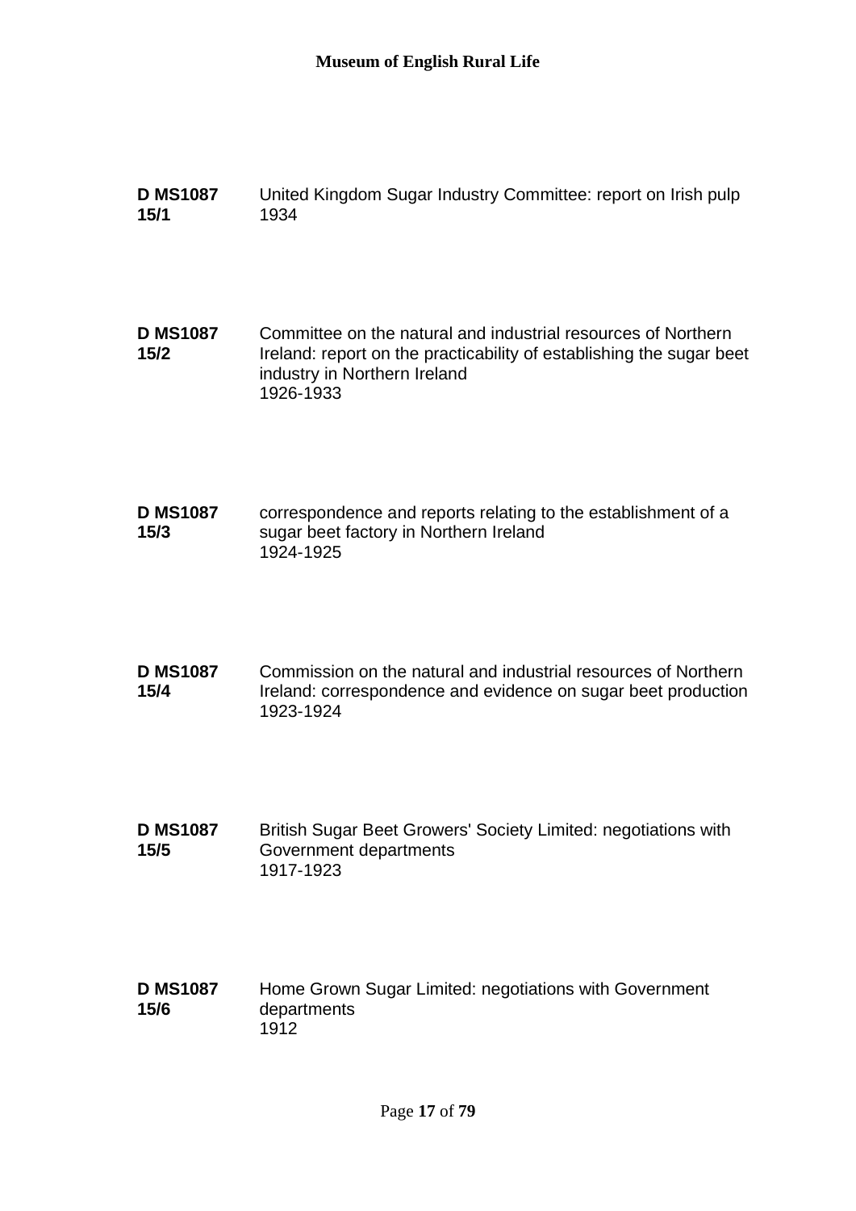**D MS1087 15/1** United Kingdom Sugar Industry Committee: report on Irish pulp
1934

**D MS1087 15/2** Committee on the natural and industrial resources of Northern Ireland: report on the practicability of establishing the sugar beet industry in Northern Ireland
1926-1933

**D MS1087 15/3** correspondence and reports relating to the establishment of a sugar beet factory in Northern Ireland
1924-1925

**D MS1087 15/4** Commission on the natural and industrial resources of Northern Ireland: correspondence and evidence on sugar beet production
1923-1924

**D MS1087 15/5** British Sugar Beet Growers' Society Limited: negotiations with Government departments
1917-1923

**D MS1087 15/6** Home Grown Sugar Limited: negotiations with Government departments
1912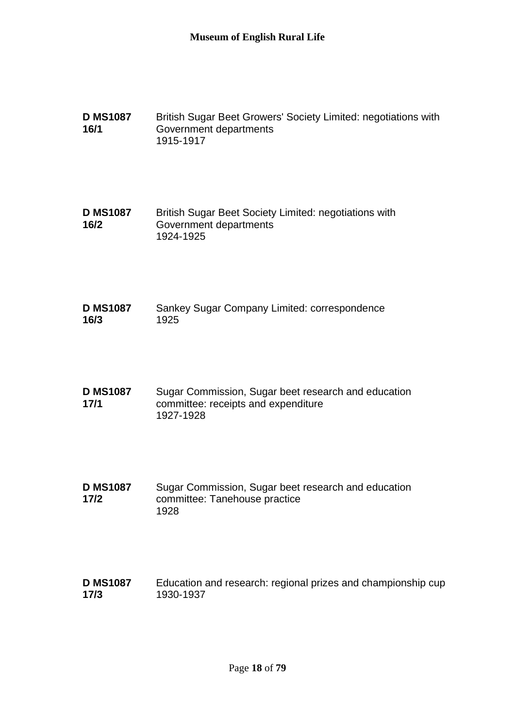**D MS1087 16/1** British Sugar Beet Growers' Society Limited: negotiations with Government departments
1915-1917

**D MS1087 16/2** British Sugar Beet Society Limited: negotiations with Government departments
1924-1925

**D MS1087 16/3** Sankey Sugar Company Limited: correspondence
1925

**D MS1087 17/1** Sugar Commission, Sugar beet research and education committee: receipts and expenditure
1927-1928

**D MS1087 17/2** Sugar Commission, Sugar beet research and education committee: Tanehouse practice
1928

**D MS1087 17/3** Education and research: regional prizes and championship cup
1930-1937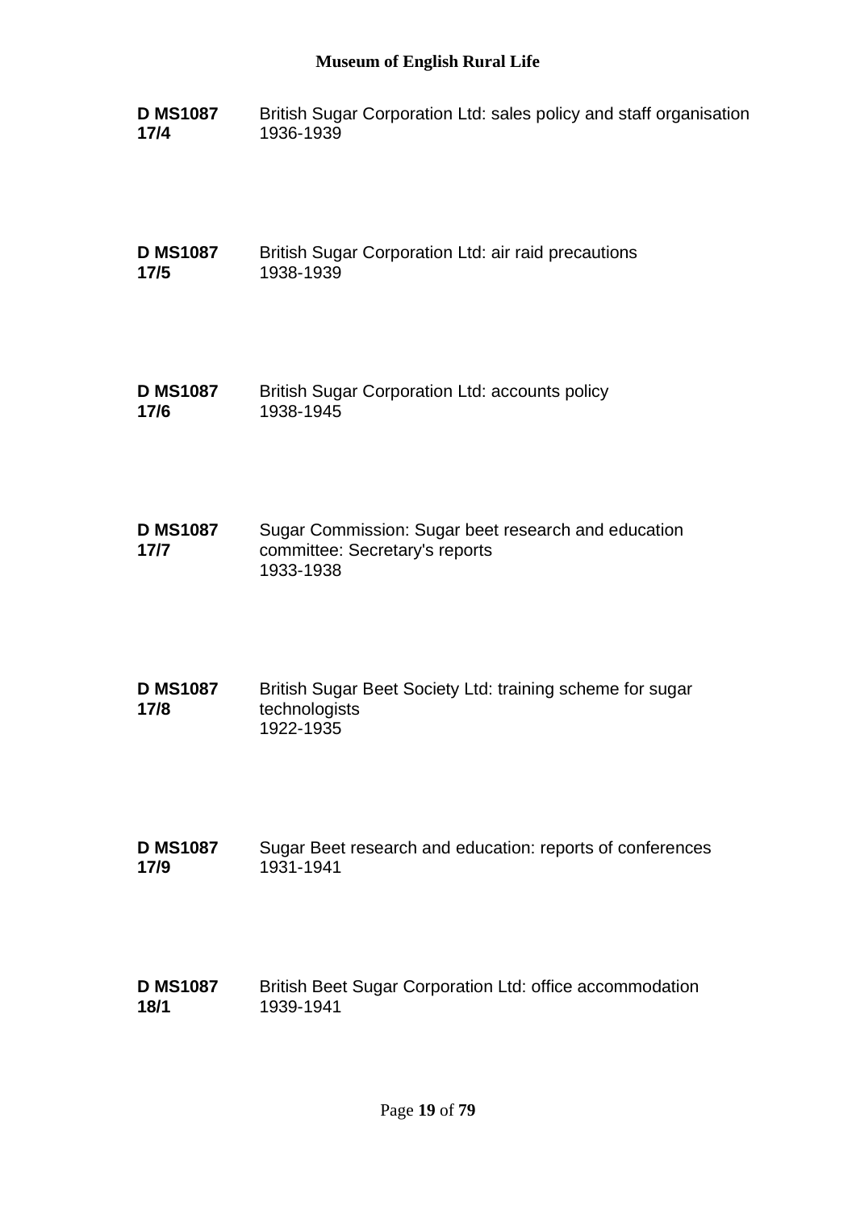**D MS1087 17/4** British Sugar Corporation Ltd: sales policy and staff organisation
1936-1939

**D MS1087 17/5** British Sugar Corporation Ltd: air raid precautions
1938-1939

**D MS1087 17/6** British Sugar Corporation Ltd: accounts policy
1938-1945

**D MS1087 17/7** Sugar Commission: Sugar beet research and education committee: Secretary's reports
1933-1938

**D MS1087 17/8** British Sugar Beet Society Ltd: training scheme for sugar technologists
1922-1935

**D MS1087 17/9** Sugar Beet research and education: reports of conferences
1931-1941

**D MS1087 18/1** British Beet Sugar Corporation Ltd: office accommodation
1939-1941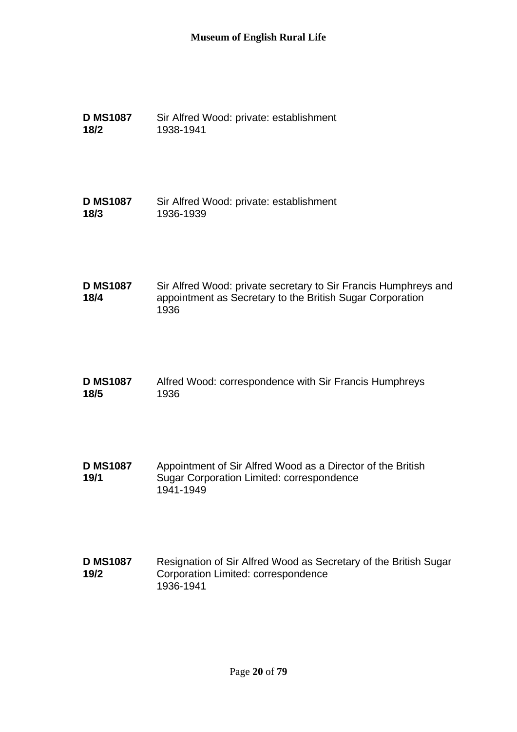**D MS1087 18/2** Sir Alfred Wood: private: establishment
1938-1941

**D MS1087 18/3** Sir Alfred Wood: private: establishment
1936-1939

**D MS1087 18/4** Sir Alfred Wood: private secretary to Sir Francis Humphreys and appointment as Secretary to the British Sugar Corporation
1936

**D MS1087 18/5** Alfred Wood: correspondence with Sir Francis Humphreys
1936

**D MS1087 19/1** Appointment of Sir Alfred Wood as a Director of the British Sugar Corporation Limited: correspondence
1941-1949

**D MS1087 19/2** Resignation of Sir Alfred Wood as Secretary of the British Sugar Corporation Limited: correspondence
1936-1941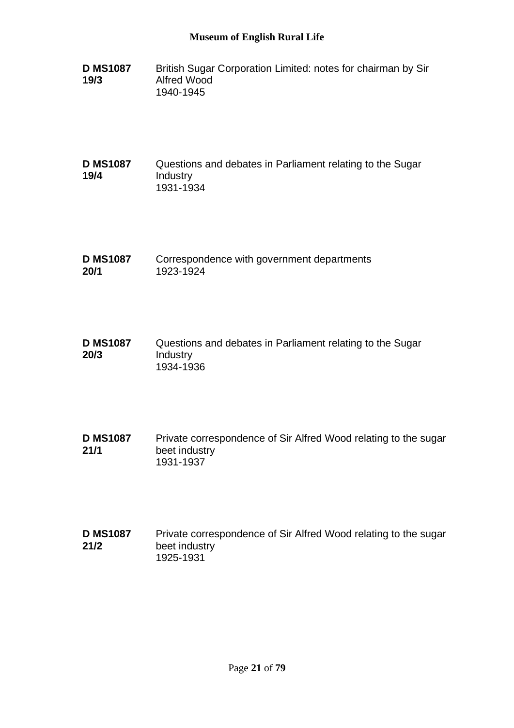**D MS1087 19/3**
British Sugar Corporation Limited: notes for chairman by Sir Alfred Wood
1940-1945

**D MS1087 19/4**
Questions and debates in Parliament relating to the Sugar Industry
1931-1934

**D MS1087 20/1**
Correspondence with government departments
1923-1924

**D MS1087 20/3**
Questions and debates in Parliament relating to the Sugar Industry
1934-1936

**D MS1087 21/1**
Private correspondence of Sir Alfred Wood relating to the sugar beet industry
1931-1937

**D MS1087 21/2**
Private correspondence of Sir Alfred Wood relating to the sugar beet industry
1925-1931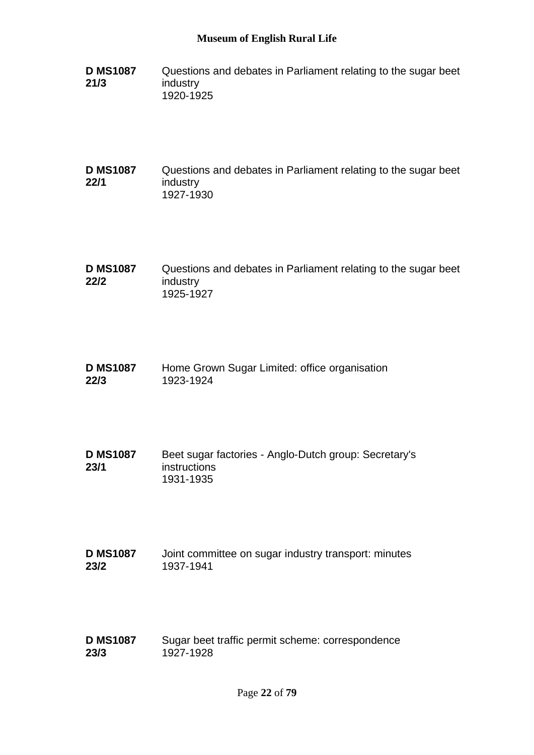**D MS1087 21/3** Questions and debates in Parliament relating to the sugar beet industry
1920-1925

**D MS1087 22/1** Questions and debates in Parliament relating to the sugar beet industry
1927-1930

**D MS1087 22/2** Questions and debates in Parliament relating to the sugar beet industry
1925-1927

**D MS1087 22/3** Home Grown Sugar Limited: office organisation
1923-1924

**D MS1087 23/1** Beet sugar factories - Anglo-Dutch group: Secretary's instructions
1931-1935

**D MS1087 23/2** Joint committee on sugar industry transport: minutes
1937-1941

**D MS1087 23/3** Sugar beet traffic permit scheme: correspondence
1927-1928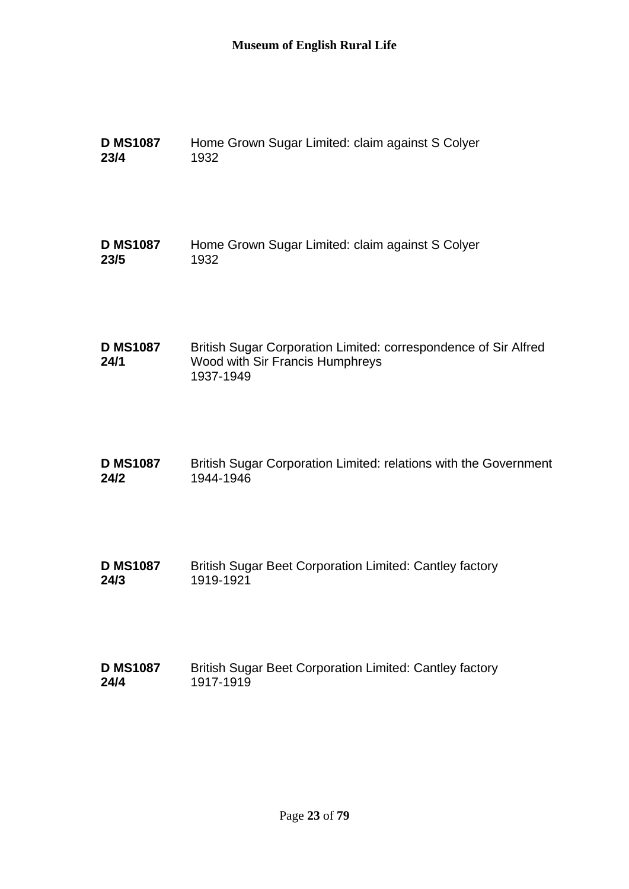**D MS1087 23/4** Home Grown Sugar Limited: claim against S Colyer
1932

**D MS1087 23/5** Home Grown Sugar Limited: claim against S Colyer
1932

**D MS1087 24/1** British Sugar Corporation Limited: correspondence of Sir Alfred Wood with Sir Francis Humphreys
1937-1949

**D MS1087 24/2** British Sugar Corporation Limited: relations with the Government
1944-1946

**D MS1087 24/3** British Sugar Beet Corporation Limited: Cantley factory
1919-1921

**D MS1087 24/4** British Sugar Beet Corporation Limited: Cantley factory
1917-1919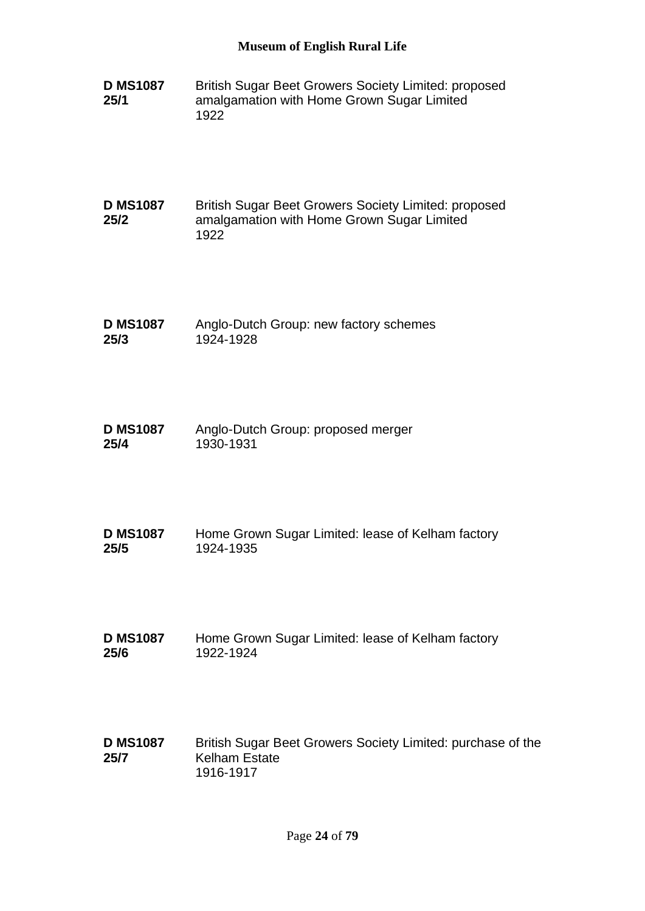**D MS1087 25/1** British Sugar Beet Growers Society Limited: proposed amalgamation with Home Grown Sugar Limited
1922

**D MS1087 25/2** British Sugar Beet Growers Society Limited: proposed amalgamation with Home Grown Sugar Limited
1922

**D MS1087 25/3** Anglo-Dutch Group: new factory schemes
1924-1928

**D MS1087 25/4** Anglo-Dutch Group: proposed merger
1930-1931

**D MS1087 25/5** Home Grown Sugar Limited: lease of Kelham factory
1924-1935

**D MS1087 25/6** Home Grown Sugar Limited: lease of Kelham factory
1922-1924

**D MS1087 25/7** British Sugar Beet Growers Society Limited: purchase of the Kelham Estate
1916-1917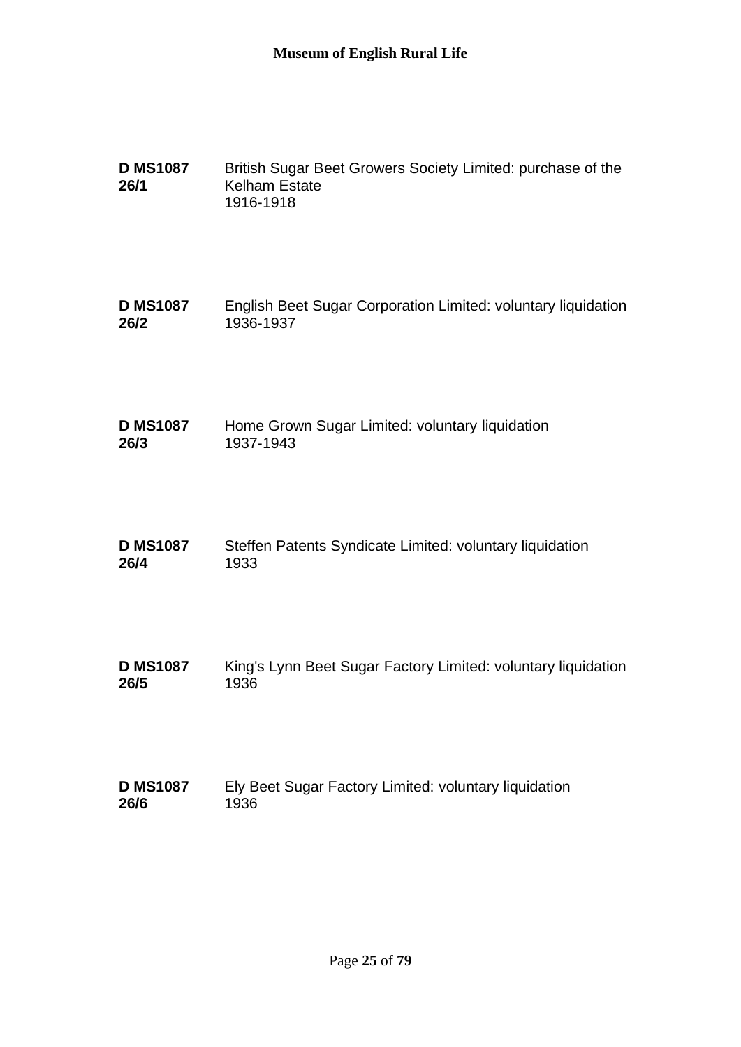**D MS1087 26/1** British Sugar Beet Growers Society Limited: purchase of the Kelham Estate
1916-1918

**D MS1087 26/2** English Beet Sugar Corporation Limited: voluntary liquidation
1936-1937

**D MS1087 26/3** Home Grown Sugar Limited: voluntary liquidation
1937-1943

**D MS1087 26/4** Steffen Patents Syndicate Limited: voluntary liquidation
1933

**D MS1087 26/5** King's Lynn Beet Sugar Factory Limited: voluntary liquidation
1936

**D MS1087 26/6** Ely Beet Sugar Factory Limited: voluntary liquidation
1936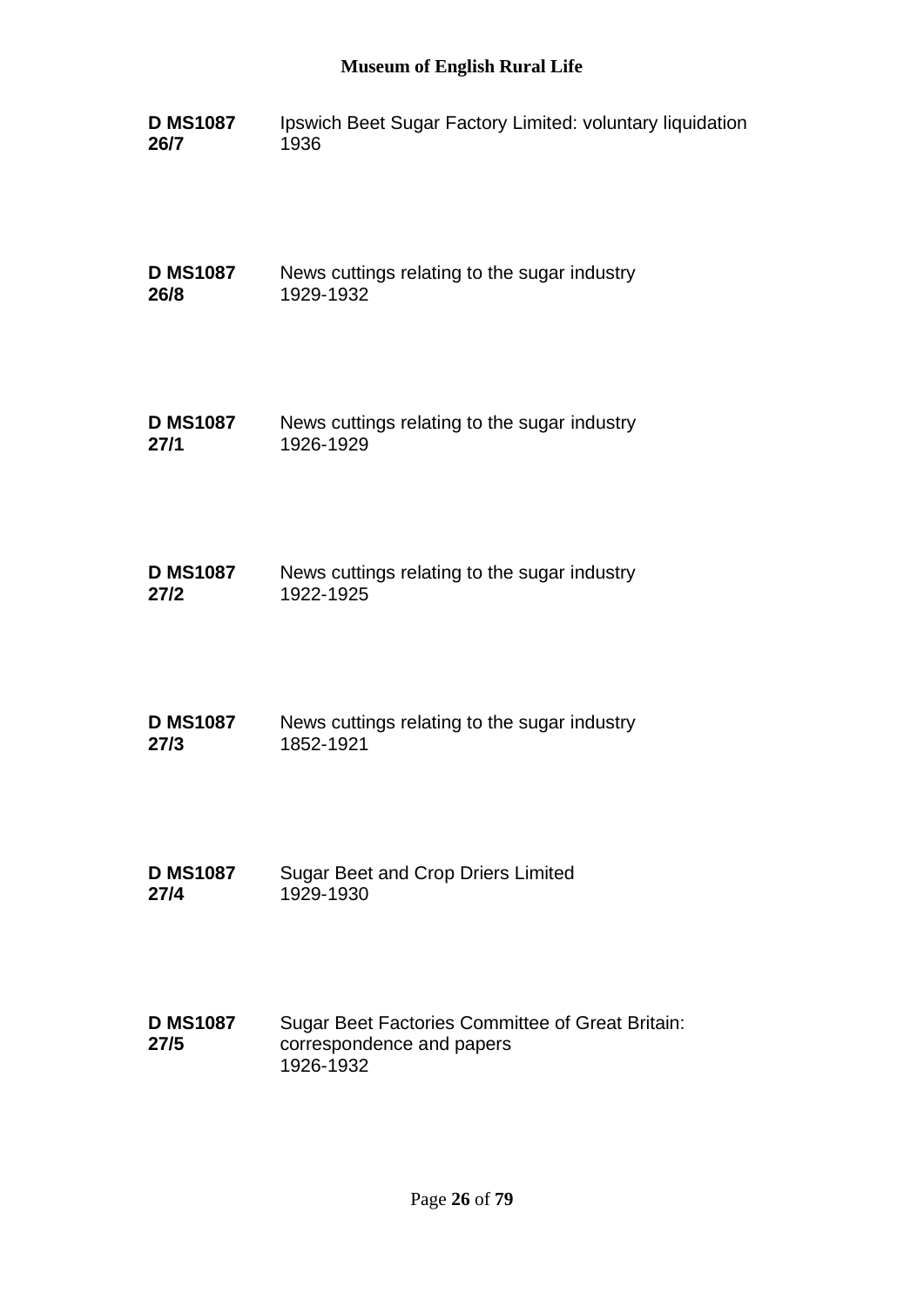**D MS1087 26/7** Ipswich Beet Sugar Factory Limited: voluntary liquidation
1936

**D MS1087 26/8** News cuttings relating to the sugar industry
1929-1932

**D MS1087 27/1** News cuttings relating to the sugar industry
1926-1929

**D MS1087 27/2** News cuttings relating to the sugar industry
1922-1925

**D MS1087 27/3** News cuttings relating to the sugar industry
1852-1921

**D MS1087 27/4** Sugar Beet and Crop Driers Limited
1929-1930

**D MS1087 27/5** Sugar Beet Factories Committee of Great Britain: correspondence and papers
1926-1932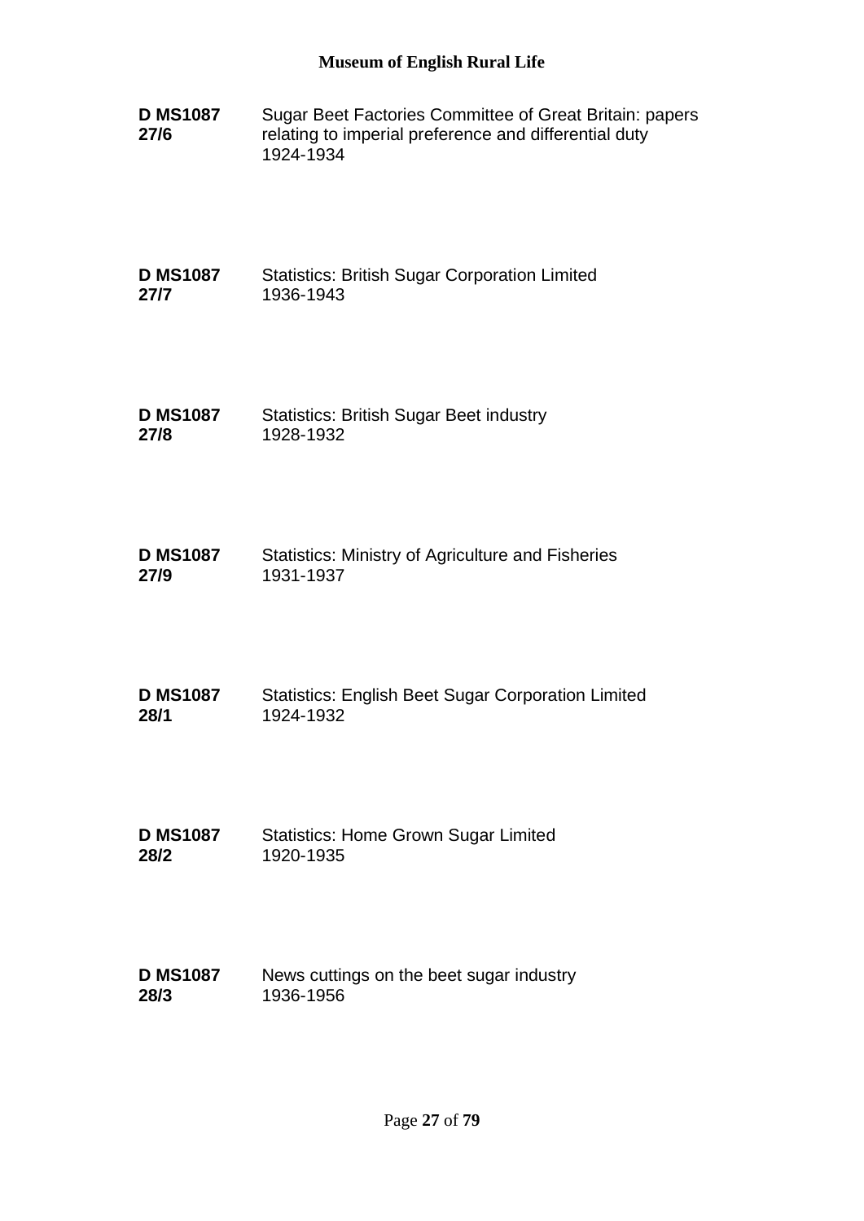**D MS1087 27/6** Sugar Beet Factories Committee of Great Britain: papers relating to imperial preference and differential duty
1924-1934

**D MS1087 27/7** Statistics: British Sugar Corporation Limited
1936-1943

**D MS1087 27/8** Statistics: British Sugar Beet industry
1928-1932

**D MS1087 27/9** Statistics: Ministry of Agriculture and Fisheries
1931-1937

**D MS1087 28/1** Statistics: English Beet Sugar Corporation Limited
1924-1932

**D MS1087 28/2** Statistics: Home Grown Sugar Limited
1920-1935

**D MS1087 28/3** News cuttings on the beet sugar industry
1936-1956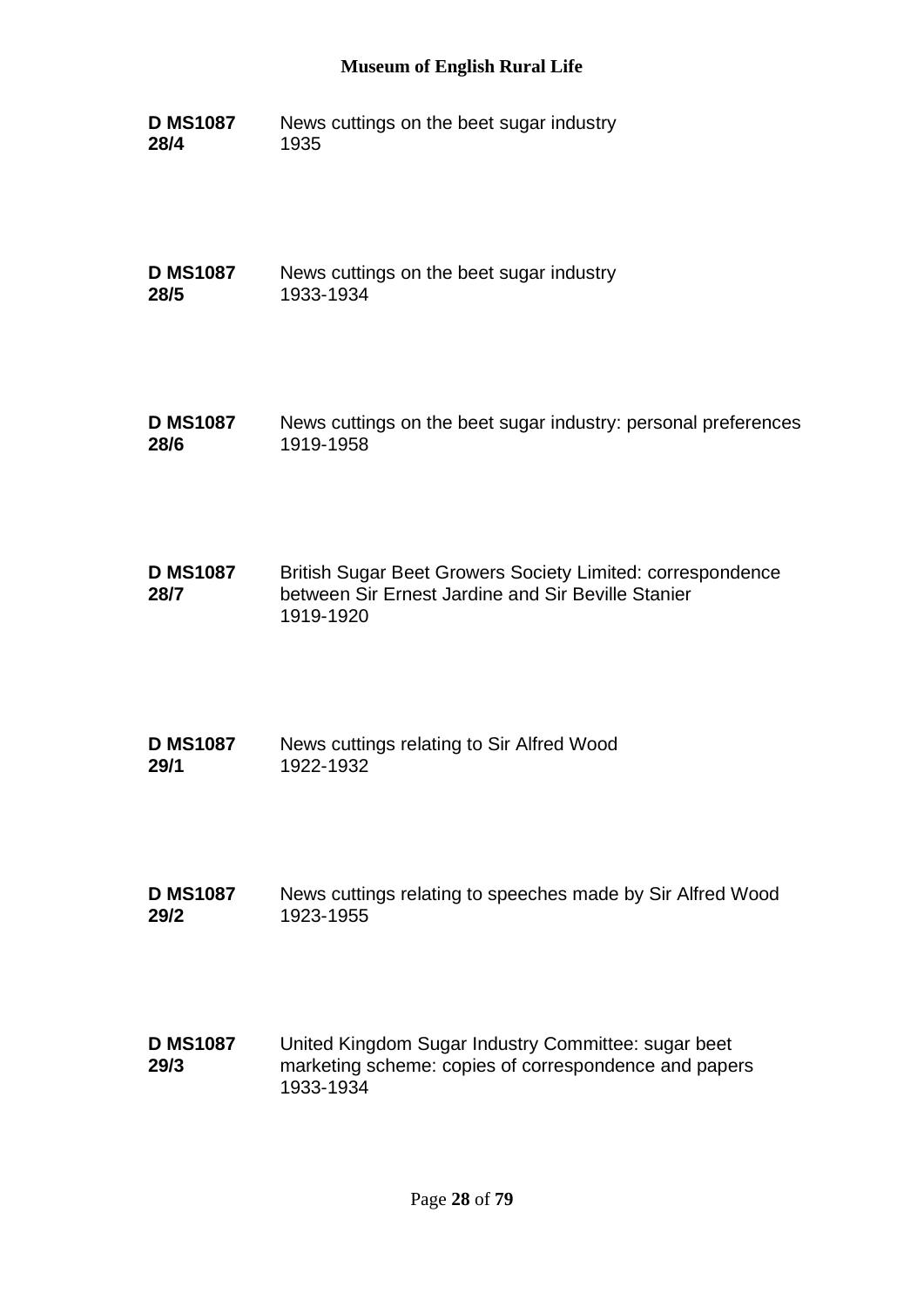**D MS1087 28/4**
News cuttings on the beet sugar industry
1935

**D MS1087 28/5**
News cuttings on the beet sugar industry
1933-1934

**D MS1087 28/6**
News cuttings on the beet sugar industry: personal preferences
1919-1958

**D MS1087 28/7**
British Sugar Beet Growers Society Limited: correspondence between Sir Ernest Jardine and Sir Beville Stanier
1919-1920

**D MS1087 29/1**
News cuttings relating to Sir Alfred Wood
1922-1932

**D MS1087 29/2**
News cuttings relating to speeches made by Sir Alfred Wood
1923-1955

**D MS1087 29/3**
United Kingdom Sugar Industry Committee: sugar beet marketing scheme: copies of correspondence and papers
1933-1934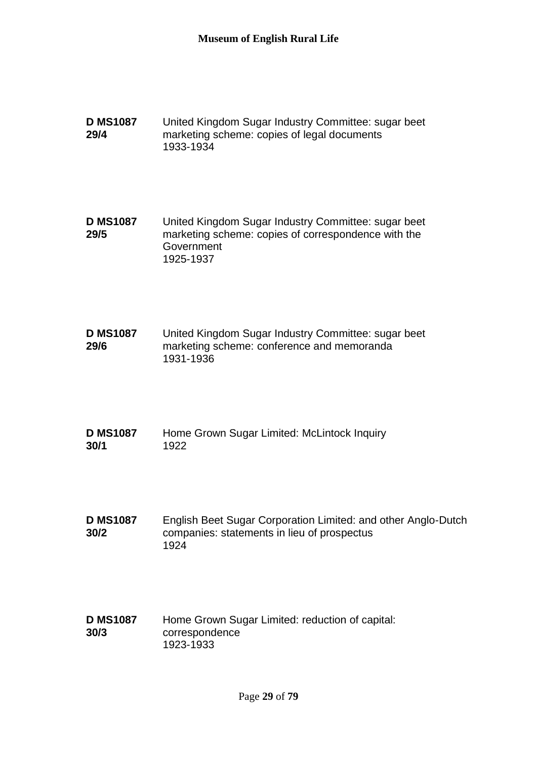**D MS1087 29/4** United Kingdom Sugar Industry Committee: sugar beet marketing scheme: copies of legal documents
1933-1934

**D MS1087 29/5** United Kingdom Sugar Industry Committee: sugar beet marketing scheme: copies of correspondence with the Government
1925-1937

**D MS1087 29/6** United Kingdom Sugar Industry Committee: sugar beet marketing scheme: conference and memoranda
1931-1936

**D MS1087 30/1** Home Grown Sugar Limited: McLintock Inquiry
1922

**D MS1087 30/2** English Beet Sugar Corporation Limited: and other Anglo-Dutch companies: statements in lieu of prospectus
1924

**D MS1087 30/3** Home Grown Sugar Limited: reduction of capital: correspondence
1923-1933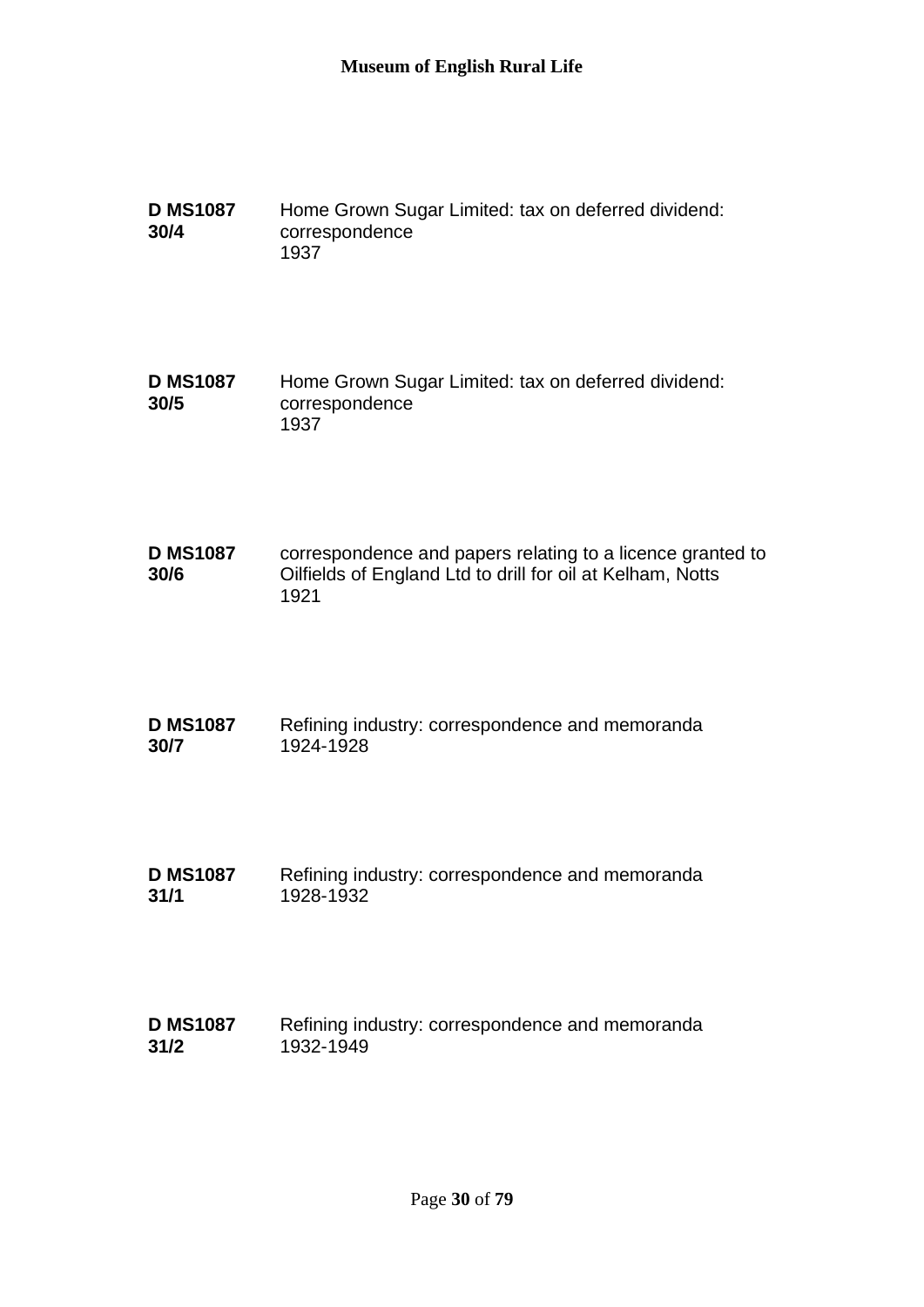**D MS1087 30/4** Home Grown Sugar Limited: tax on deferred dividend: correspondence
1937

**D MS1087 30/5** Home Grown Sugar Limited: tax on deferred dividend: correspondence
1937

**D MS1087 30/6** correspondence and papers relating to a licence granted to Oilfields of England Ltd to drill for oil at Kelham, Notts
1921

**D MS1087 30/7** Refining industry: correspondence and memoranda
1924-1928

**D MS1087 31/1** Refining industry: correspondence and memoranda
1928-1932

**D MS1087 31/2** Refining industry: correspondence and memoranda
1932-1949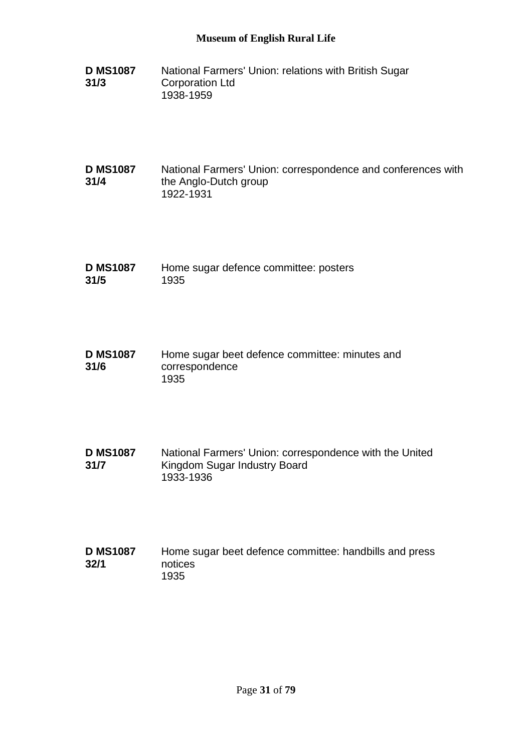**D MS1087 31/3** National Farmers' Union: relations with British Sugar Corporation Ltd
1938-1959

**D MS1087 31/4** National Farmers' Union: correspondence and conferences with the Anglo-Dutch group
1922-1931

**D MS1087 31/5** Home sugar defence committee: posters
1935

**D MS1087 31/6** Home sugar beet defence committee: minutes and correspondence
1935

**D MS1087 31/7** National Farmers' Union: correspondence with the United Kingdom Sugar Industry Board
1933-1936

**D MS1087 32/1** Home sugar beet defence committee: handbills and press notices
1935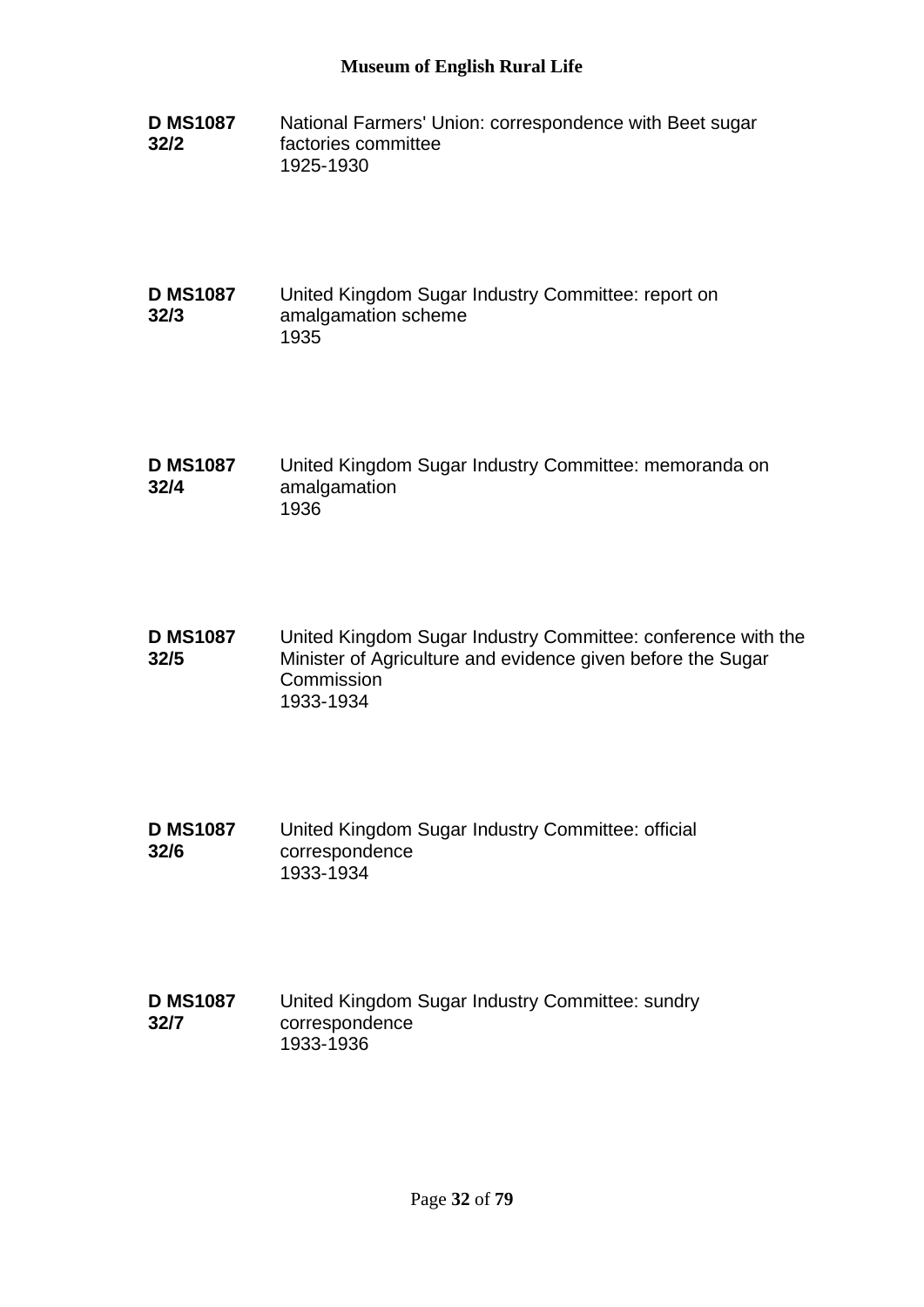**D MS1087 32/2** National Farmers' Union: correspondence with Beet sugar factories committee
1925-1930

**D MS1087 32/3** United Kingdom Sugar Industry Committee: report on amalgamation scheme
1935

**D MS1087 32/4** United Kingdom Sugar Industry Committee: memoranda on amalgamation
1936

**D MS1087 32/5** United Kingdom Sugar Industry Committee: conference with the Minister of Agriculture and evidence given before the Sugar Commission
1933-1934

**D MS1087 32/6** United Kingdom Sugar Industry Committee: official correspondence
1933-1934

**D MS1087 32/7** United Kingdom Sugar Industry Committee: sundry correspondence
1933-1936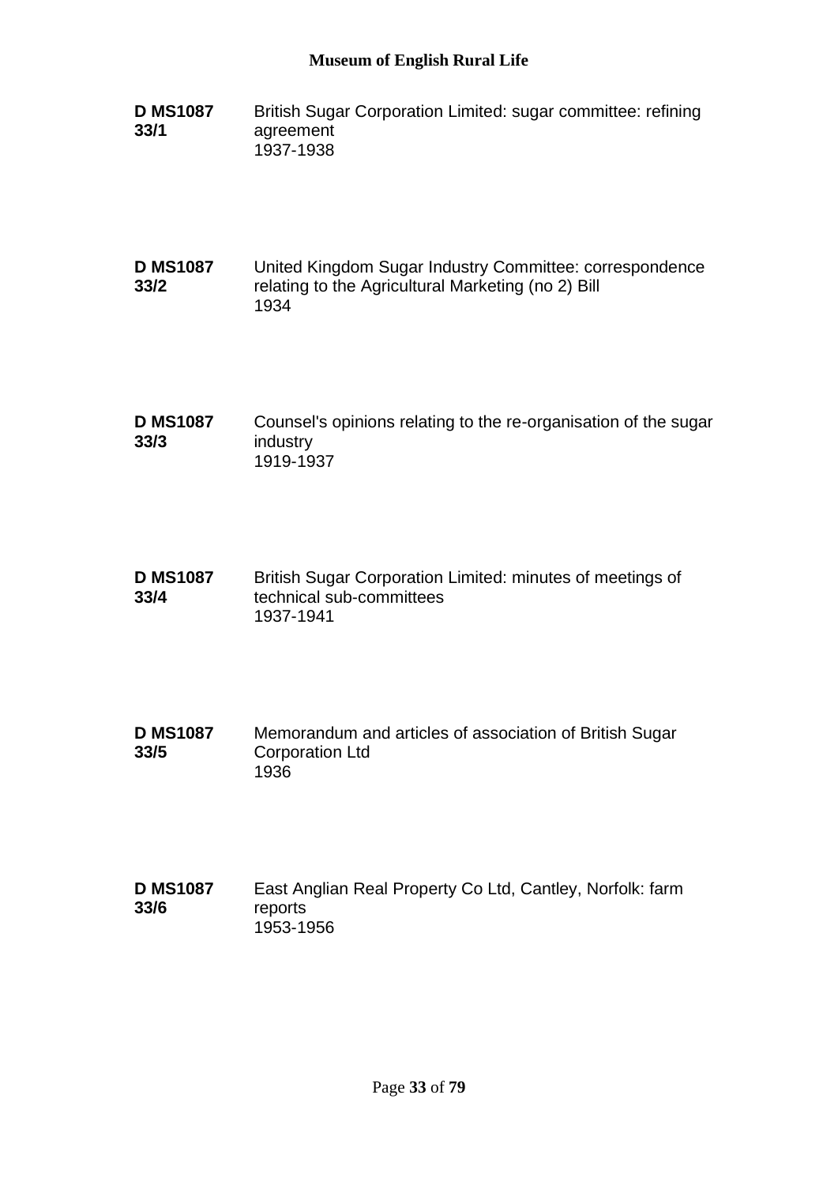**D MS1087 33/1** British Sugar Corporation Limited: sugar committee: refining agreement
1937-1938

**D MS1087 33/2** United Kingdom Sugar Industry Committee: correspondence relating to the Agricultural Marketing (no 2) Bill
1934

**D MS1087 33/3** Counsel's opinions relating to the re-organisation of the sugar industry
1919-1937

**D MS1087 33/4** British Sugar Corporation Limited: minutes of meetings of technical sub-committees
1937-1941

**D MS1087 33/5** Memorandum and articles of association of British Sugar Corporation Ltd
1936

**D MS1087 33/6** East Anglian Real Property Co Ltd, Cantley, Norfolk: farm reports
1953-1956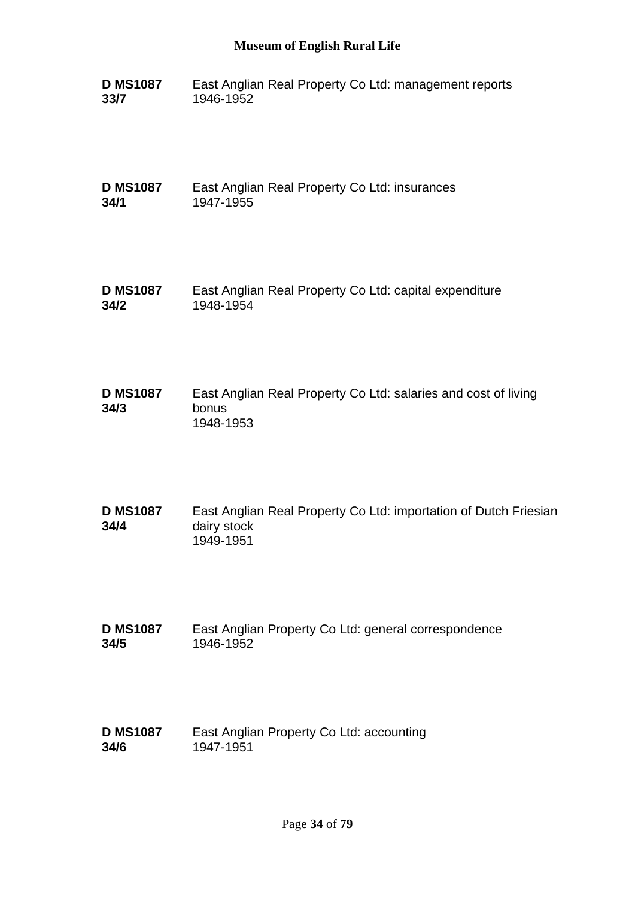**D MS1087 33/7** East Anglian Real Property Co Ltd: management reports
1946-1952

**D MS1087 34/1** East Anglian Real Property Co Ltd: insurances
1947-1955

**D MS1087 34/2** East Anglian Real Property Co Ltd: capital expenditure
1948-1954

**D MS1087 34/3** East Anglian Real Property Co Ltd: salaries and cost of living bonus
1948-1953

**D MS1087 34/4** East Anglian Real Property Co Ltd: importation of Dutch Friesian dairy stock
1949-1951

**D MS1087 34/5** East Anglian Property Co Ltd: general correspondence
1946-1952

**D MS1087 34/6** East Anglian Property Co Ltd: accounting
1947-1951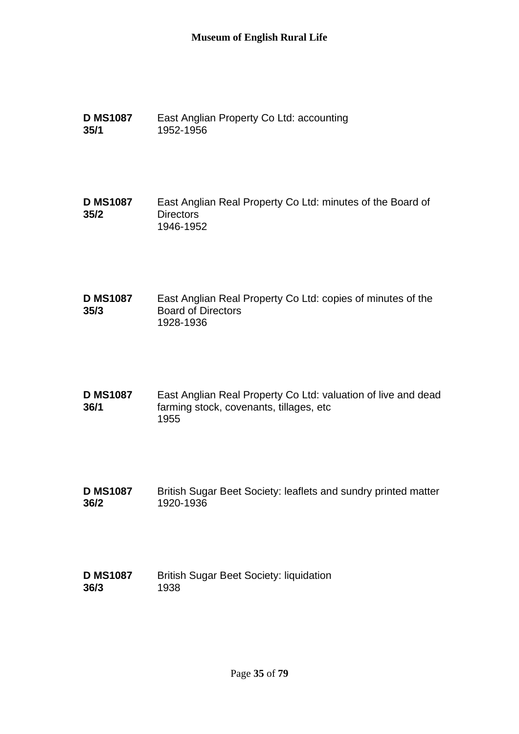**D MS1087 35/1** East Anglian Property Co Ltd: accounting
1952-1956

**D MS1087 35/2** East Anglian Real Property Co Ltd: minutes of the Board of Directors
1946-1952

**D MS1087 35/3** East Anglian Real Property Co Ltd: copies of minutes of the Board of Directors
1928-1936

**D MS1087 36/1** East Anglian Real Property Co Ltd: valuation of live and dead farming stock, covenants, tillages, etc
1955

**D MS1087 36/2** British Sugar Beet Society: leaflets and sundry printed matter
1920-1936

**D MS1087 36/3** British Sugar Beet Society: liquidation
1938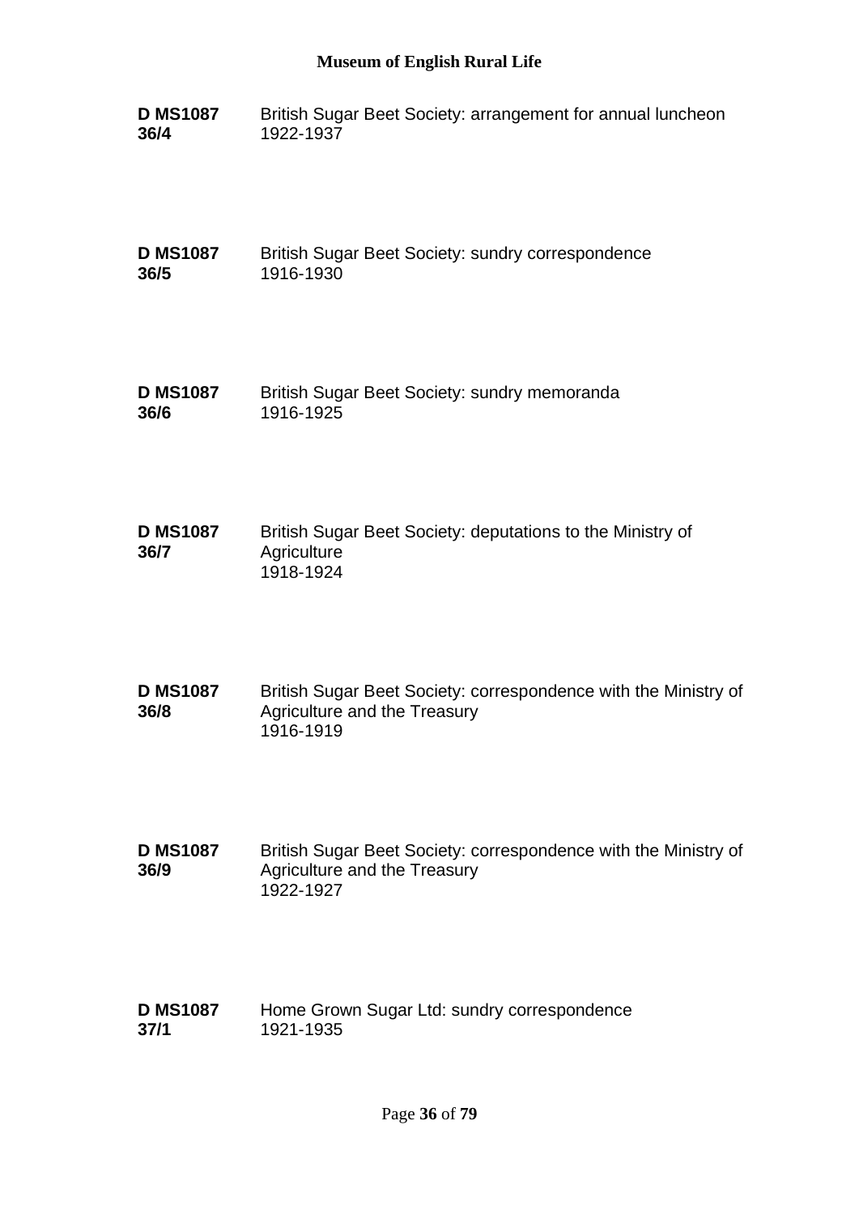**D MS1087 36/4** British Sugar Beet Society: arrangement for annual luncheon
1922-1937

**D MS1087 36/5** British Sugar Beet Society: sundry correspondence
1916-1930

**D MS1087 36/6** British Sugar Beet Society: sundry memoranda
1916-1925

**D MS1087 36/7** British Sugar Beet Society: deputations to the Ministry of Agriculture
1918-1924

**D MS1087 36/8** British Sugar Beet Society: correspondence with the Ministry of Agriculture and the Treasury
1916-1919

**D MS1087 36/9** British Sugar Beet Society: correspondence with the Ministry of Agriculture and the Treasury
1922-1927

**D MS1087 37/1** Home Grown Sugar Ltd: sundry correspondence
1921-1935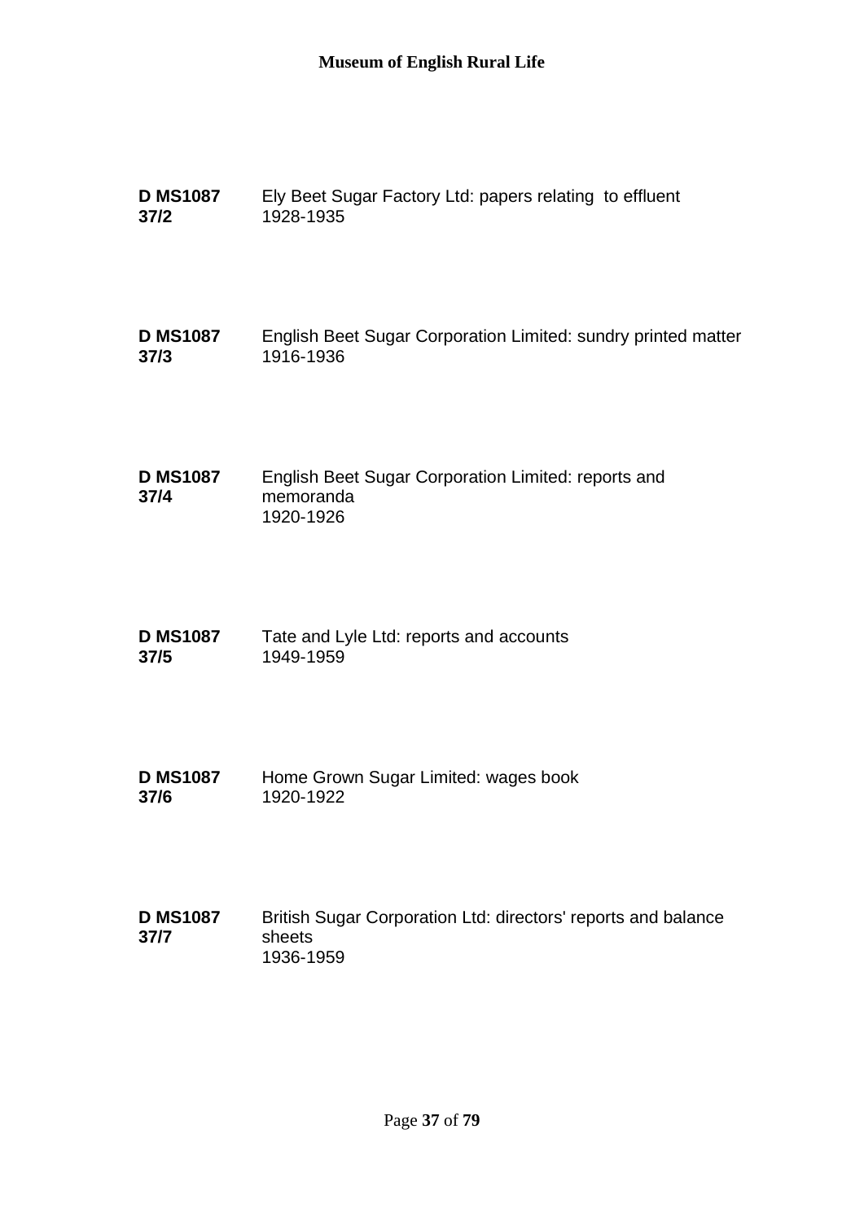| | |
|---|---|
| **D MS1087 37/2** | Ely Beet Sugar Factory Ltd: papers relating to effluent<br>1928-1935 |
| **D MS1087 37/3** | English Beet Sugar Corporation Limited: sundry printed matter<br>1916-1936 |
| **D MS1087 37/4** | English Beet Sugar Corporation Limited: reports and memoranda<br>1920-1926 |
| **D MS1087 37/5** | Tate and Lyle Ltd: reports and accounts<br>1949-1959 |
| **D MS1087 37/6** | Home Grown Sugar Limited: wages book<br>1920-1922 |
| **D MS1087 37/7** | British Sugar Corporation Ltd: directors' reports and balance sheets<br>1936-1959 |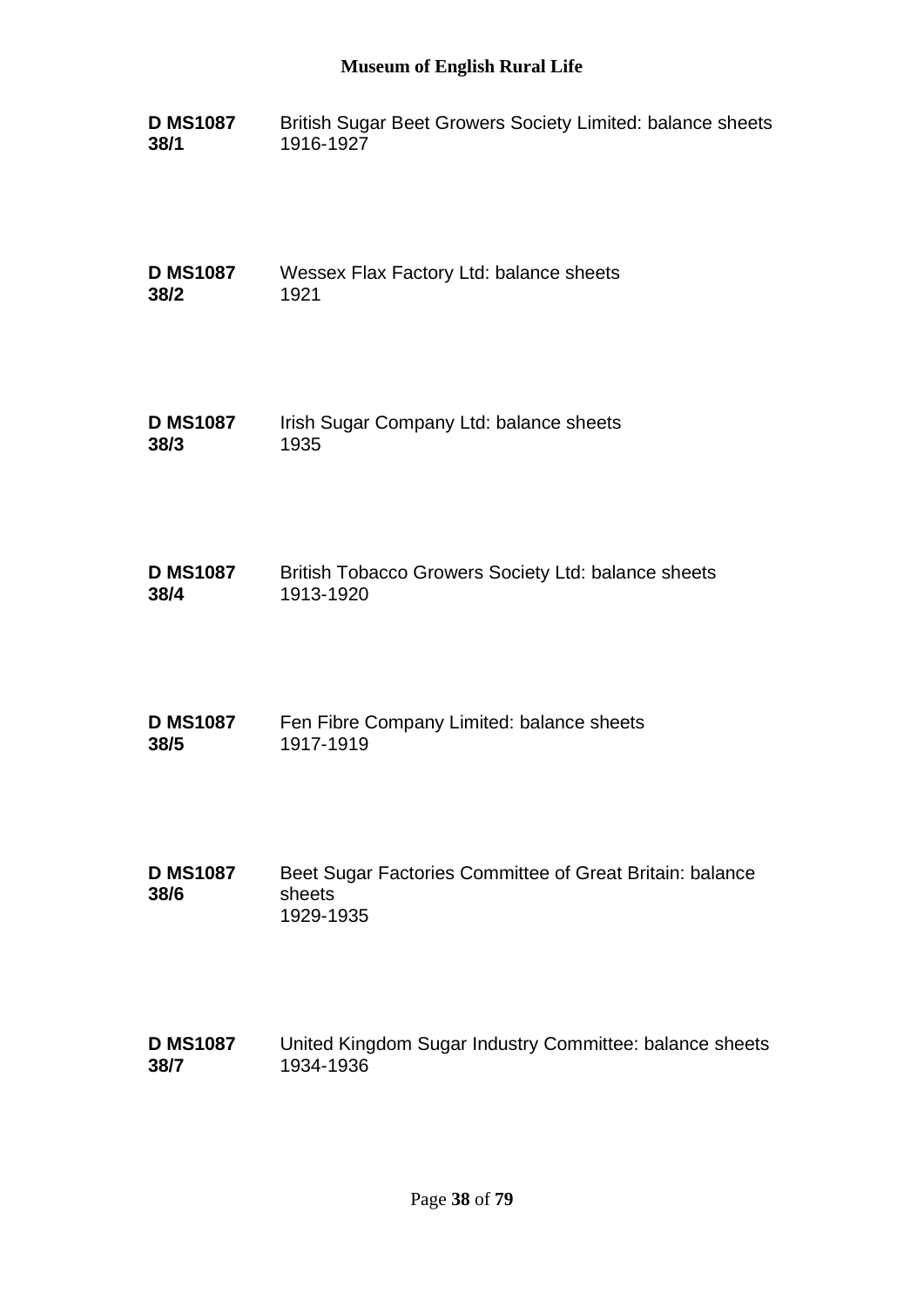**D MS1087 38/1** British Sugar Beet Growers Society Limited: balance sheets
1916-1927

**D MS1087 38/2** Wessex Flax Factory Ltd: balance sheets
1921

**D MS1087 38/3** Irish Sugar Company Ltd: balance sheets
1935

**D MS1087 38/4** British Tobacco Growers Society Ltd: balance sheets
1913-1920

**D MS1087 38/5** Fen Fibre Company Limited: balance sheets
1917-1919

**D MS1087 38/6** Beet Sugar Factories Committee of Great Britain: balance sheets
1929-1935

**D MS1087 38/7** United Kingdom Sugar Industry Committee: balance sheets
1934-1936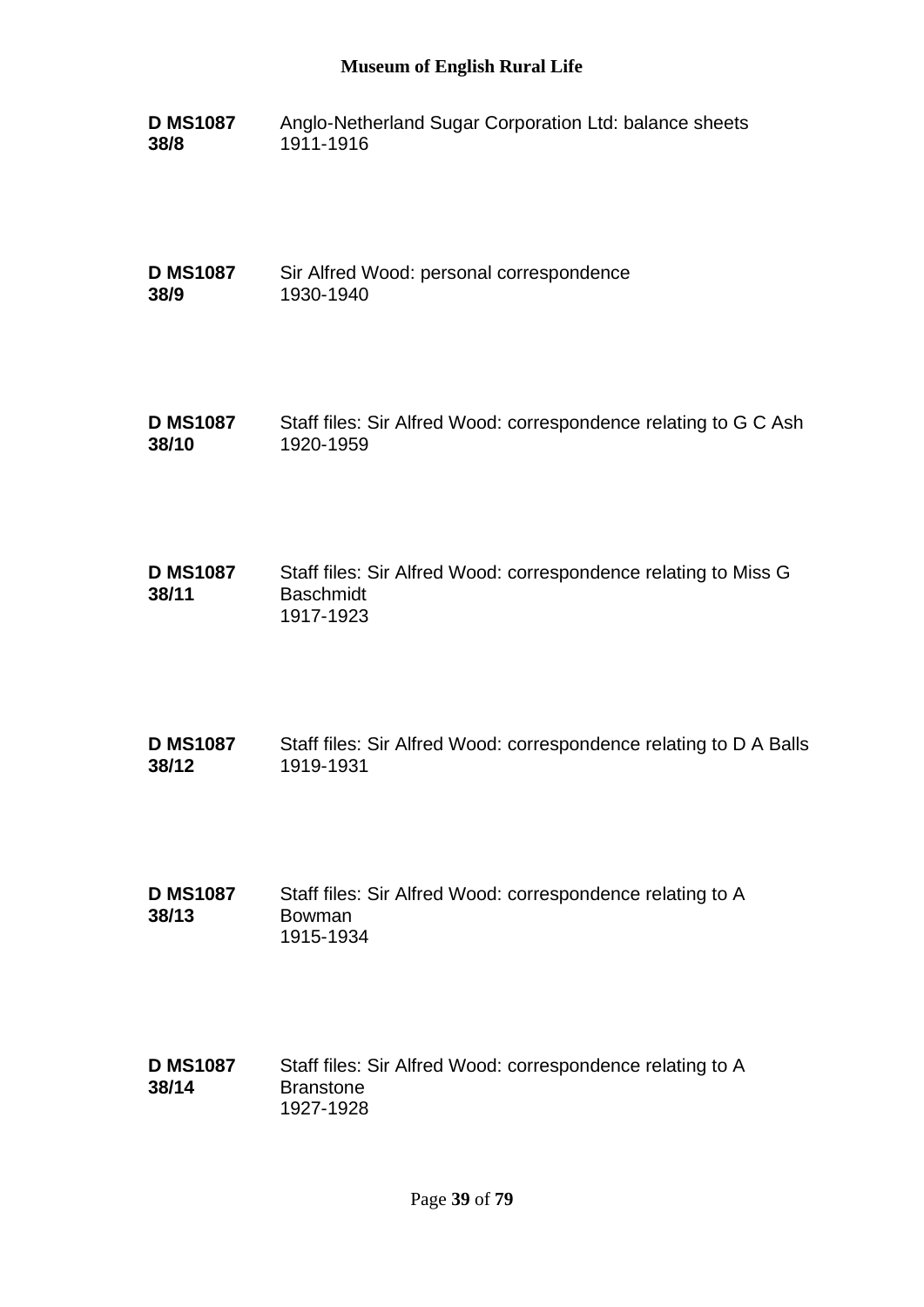| | |
|---|---|
| **D MS1087 38/8** | Anglo-Netherland Sugar Corporation Ltd: balance sheets<br>1911-1916 |
| **D MS1087 38/9** | Sir Alfred Wood: personal correspondence<br>1930-1940 |
| **D MS1087 38/10** | Staff files: Sir Alfred Wood: correspondence relating to G C Ash<br>1920-1959 |
| **D MS1087 38/11** | Staff files: Sir Alfred Wood: correspondence relating to Miss G Baschmidt<br>1917-1923 |
| **D MS1087 38/12** | Staff files: Sir Alfred Wood: correspondence relating to D A Balls<br>1919-1931 |
| **D MS1087 38/13** | Staff files: Sir Alfred Wood: correspondence relating to A Bowman<br>1915-1934 |
| **D MS1087 38/14** | Staff files: Sir Alfred Wood: correspondence relating to A Branstone<br>1927-1928 |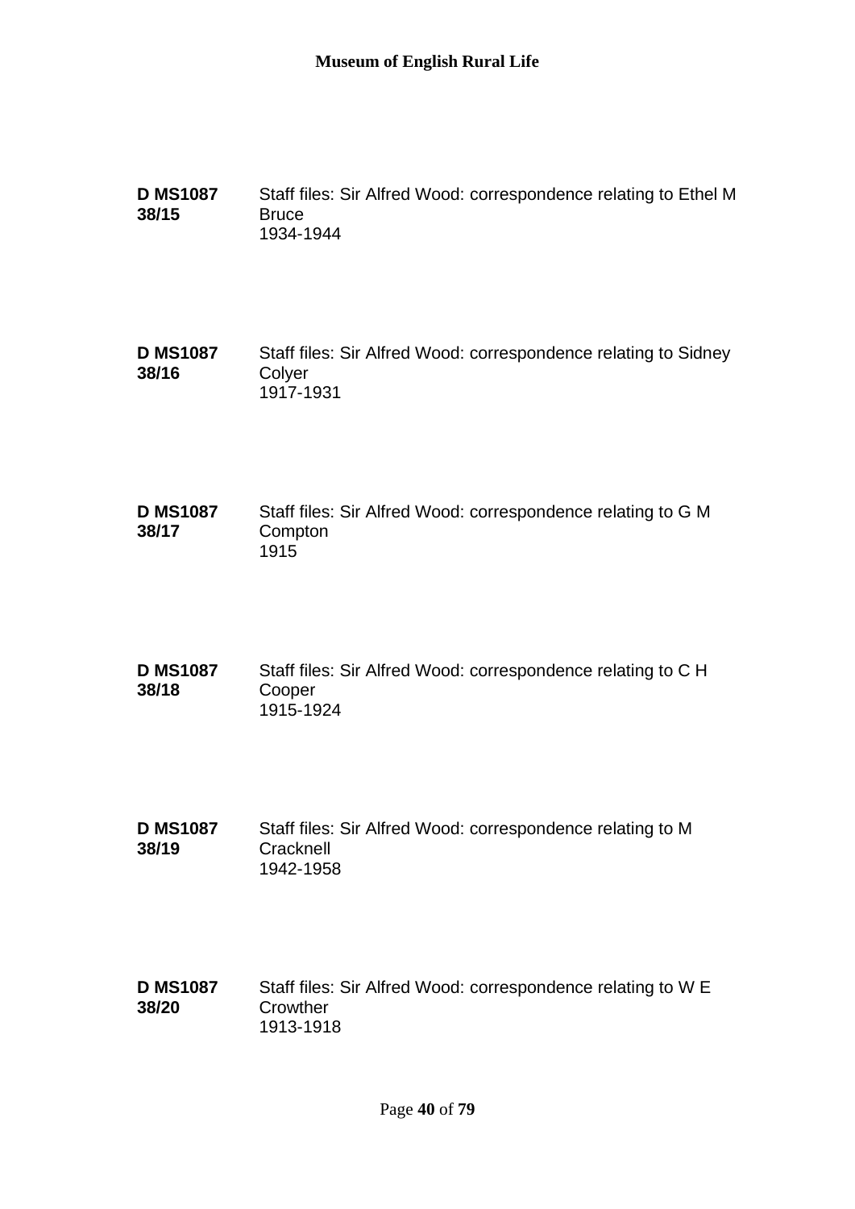**D MS1087 38/15**
Staff files: Sir Alfred Wood: correspondence relating to Ethel M Bruce
1934-1944

**D MS1087 38/16**
Staff files: Sir Alfred Wood: correspondence relating to Sidney Colyer
1917-1931

**D MS1087 38/17**
Staff files: Sir Alfred Wood: correspondence relating to G M Compton
1915

**D MS1087 38/18**
Staff files: Sir Alfred Wood: correspondence relating to C H Cooper
1915-1924

**D MS1087 38/19**
Staff files: Sir Alfred Wood: correspondence relating to M Cracknell
1942-1958

**D MS1087 38/20**
Staff files: Sir Alfred Wood: correspondence relating to W E Crowther
1913-1918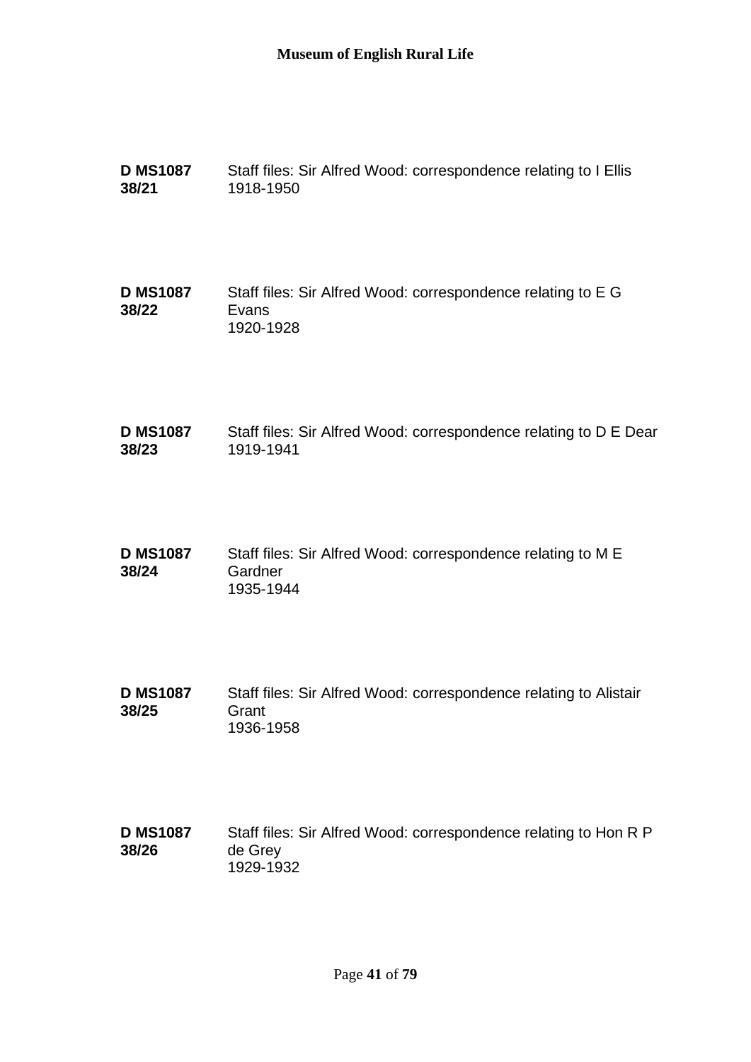**D MS1087 38/21** Staff files: Sir Alfred Wood: correspondence relating to I Ellis
1918-1950

**D MS1087 38/22** Staff files: Sir Alfred Wood: correspondence relating to E G Evans
1920-1928

**D MS1087 38/23** Staff files: Sir Alfred Wood: correspondence relating to D E Dear
1919-1941

**D MS1087 38/24** Staff files: Sir Alfred Wood: correspondence relating to M E Gardner
1935-1944

**D MS1087 38/25** Staff files: Sir Alfred Wood: correspondence relating to Alistair Grant
1936-1958

**D MS1087 38/26** Staff files: Sir Alfred Wood: correspondence relating to Hon R P de Grey
1929-1932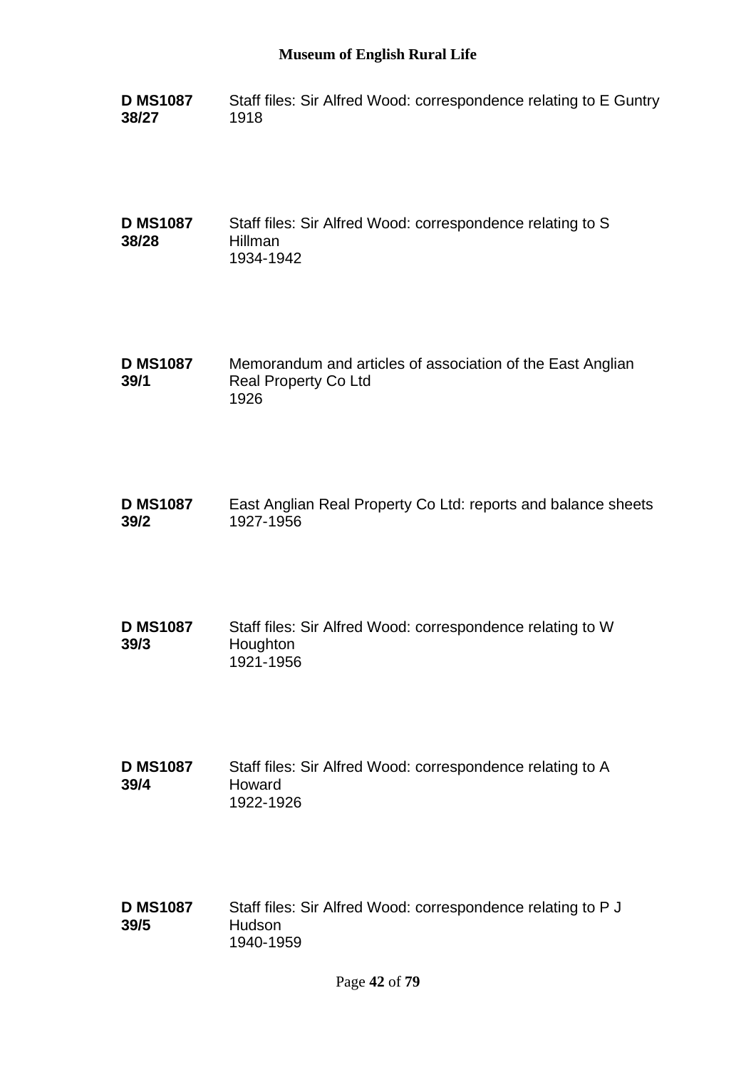**D MS1087 38/27** Staff files: Sir Alfred Wood: correspondence relating to E Guntry
1918

**D MS1087 38/28** Staff files: Sir Alfred Wood: correspondence relating to S Hillman
1934-1942

**D MS1087 39/1** Memorandum and articles of association of the East Anglian Real Property Co Ltd
1926

**D MS1087 39/2** East Anglian Real Property Co Ltd: reports and balance sheets
1927-1956

**D MS1087 39/3** Staff files: Sir Alfred Wood: correspondence relating to W Houghton
1921-1956

**D MS1087 39/4** Staff files: Sir Alfred Wood: correspondence relating to A Howard
1922-1926

**D MS1087 39/5** Staff files: Sir Alfred Wood: correspondence relating to P J Hudson
1940-1959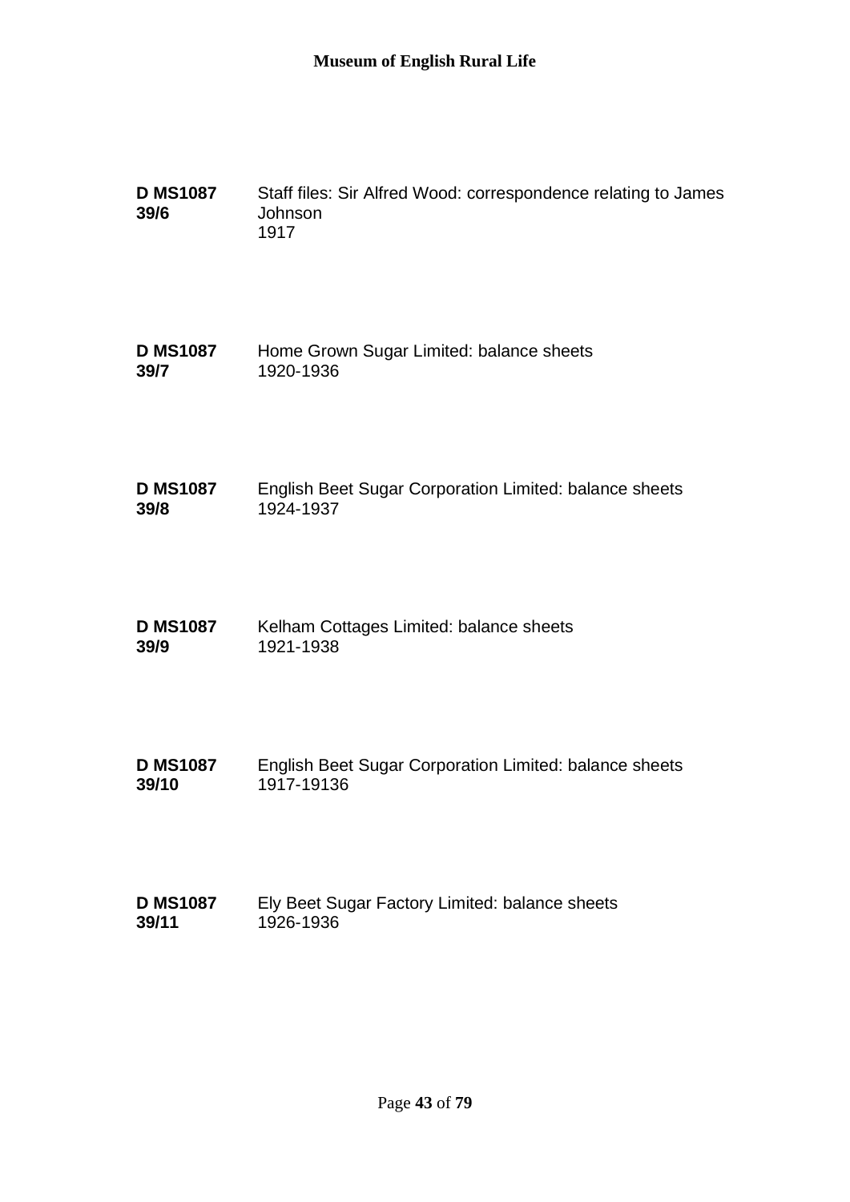| | |
|---|---|
| **D MS1087 39/6** | Staff files: Sir Alfred Wood: correspondence relating to James Johnson<br>1917 |
| **D MS1087 39/7** | Home Grown Sugar Limited: balance sheets<br>1920-1936 |
| **D MS1087 39/8** | English Beet Sugar Corporation Limited: balance sheets<br>1924-1937 |
| **D MS1087 39/9** | Kelham Cottages Limited: balance sheets<br>1921-1938 |
| **D MS1087 39/10** | English Beet Sugar Corporation Limited: balance sheets<br>1917-19136 |
| **D MS1087 39/11** | Ely Beet Sugar Factory Limited: balance sheets<br>1926-1936 |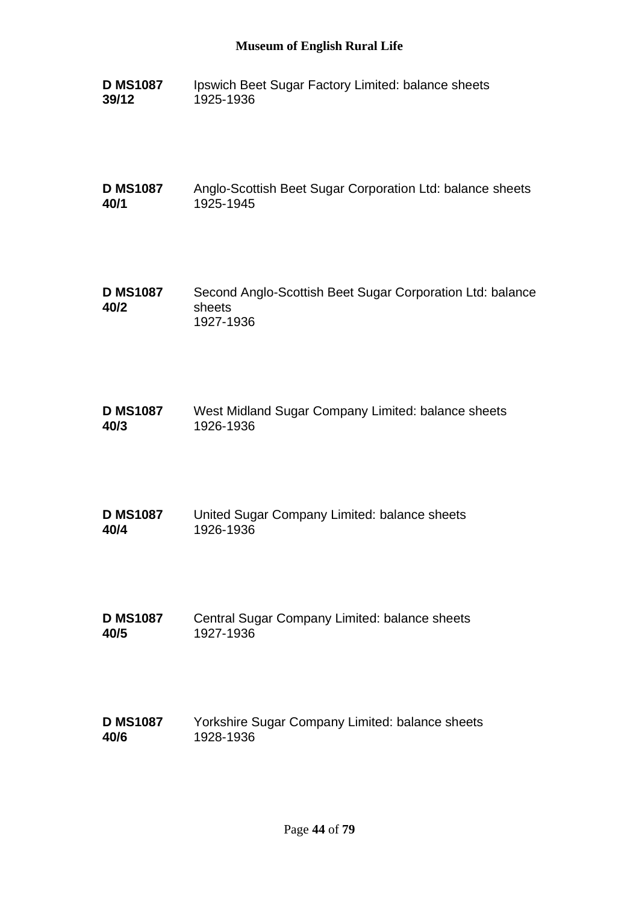**D MS1087 39/12** Ipswich Beet Sugar Factory Limited: balance sheets
1925-1936

**D MS1087 40/1** Anglo-Scottish Beet Sugar Corporation Ltd: balance sheets
1925-1945

**D MS1087 40/2** Second Anglo-Scottish Beet Sugar Corporation Ltd: balance sheets
1927-1936

**D MS1087 40/3** West Midland Sugar Company Limited: balance sheets
1926-1936

**D MS1087 40/4** United Sugar Company Limited: balance sheets
1926-1936

**D MS1087 40/5** Central Sugar Company Limited: balance sheets
1927-1936

**D MS1087 40/6** Yorkshire Sugar Company Limited: balance sheets
1928-1936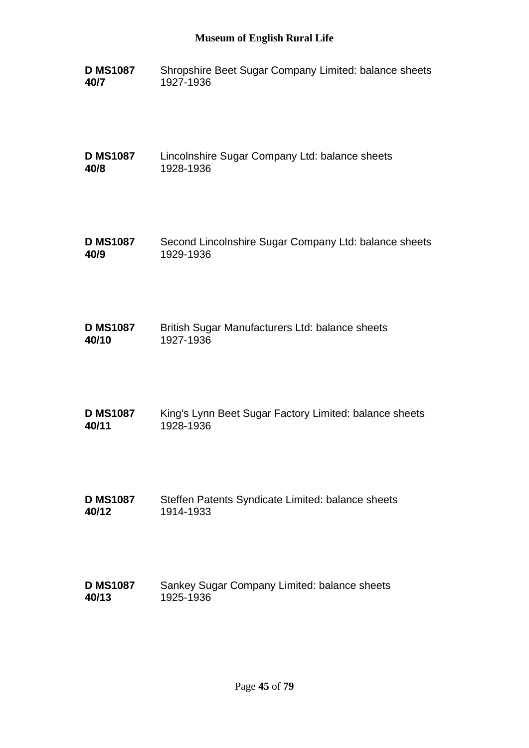**D MS1087 40/7**
Shropshire Beet Sugar Company Limited: balance sheets
1927-1936

**D MS1087 40/8**
Lincolnshire Sugar Company Ltd: balance sheets
1928-1936

**D MS1087 40/9**
Second Lincolnshire Sugar Company Ltd: balance sheets
1929-1936

**D MS1087 40/10**
British Sugar Manufacturers Ltd: balance sheets
1927-1936

**D MS1087 40/11**
King's Lynn Beet Sugar Factory Limited: balance sheets
1928-1936

**D MS1087 40/12**
Steffen Patents Syndicate Limited: balance sheets
1914-1933

**D MS1087 40/13**
Sankey Sugar Company Limited: balance sheets
1925-1936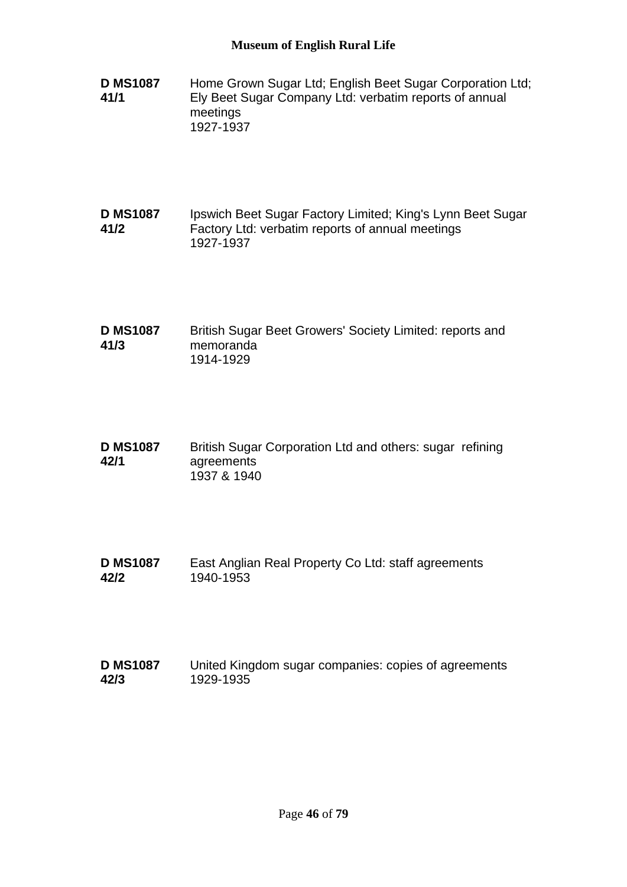**D MS1087 41/1** Home Grown Sugar Ltd; English Beet Sugar Corporation Ltd; Ely Beet Sugar Company Ltd: verbatim reports of annual meetings
1927-1937

**D MS1087 41/2** Ipswich Beet Sugar Factory Limited; King's Lynn Beet Sugar Factory Ltd: verbatim reports of annual meetings
1927-1937

**D MS1087 41/3** British Sugar Beet Growers' Society Limited: reports and memoranda
1914-1929

**D MS1087 42/1** British Sugar Corporation Ltd and others: sugar refining agreements
1937 & 1940

**D MS1087 42/2** East Anglian Real Property Co Ltd: staff agreements
1940-1953

**D MS1087 42/3** United Kingdom sugar companies: copies of agreements
1929-1935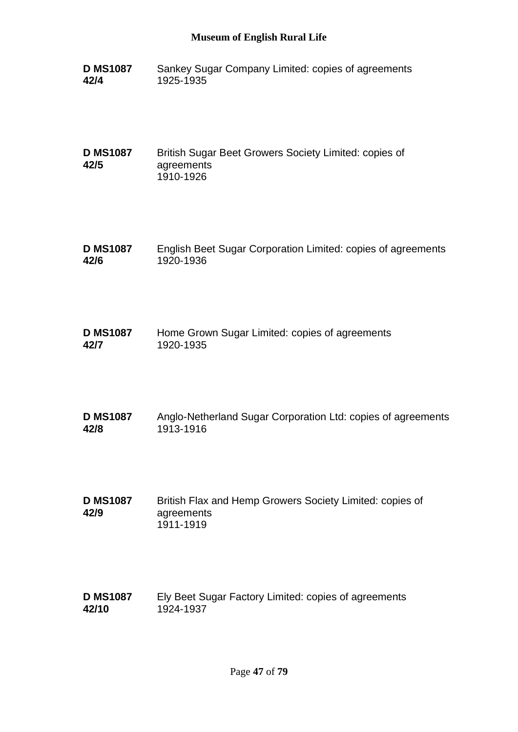**D MS1087 42/4** Sankey Sugar Company Limited: copies of agreements
1925-1935

**D MS1087 42/5** British Sugar Beet Growers Society Limited: copies of agreements
1910-1926

**D MS1087 42/6** English Beet Sugar Corporation Limited: copies of agreements
1920-1936

**D MS1087 42/7** Home Grown Sugar Limited: copies of agreements
1920-1935

**D MS1087 42/8** Anglo-Netherland Sugar Corporation Ltd: copies of agreements
1913-1916

**D MS1087 42/9** British Flax and Hemp Growers Society Limited: copies of agreements
1911-1919

**D MS1087 42/10** Ely Beet Sugar Factory Limited: copies of agreements
1924-1937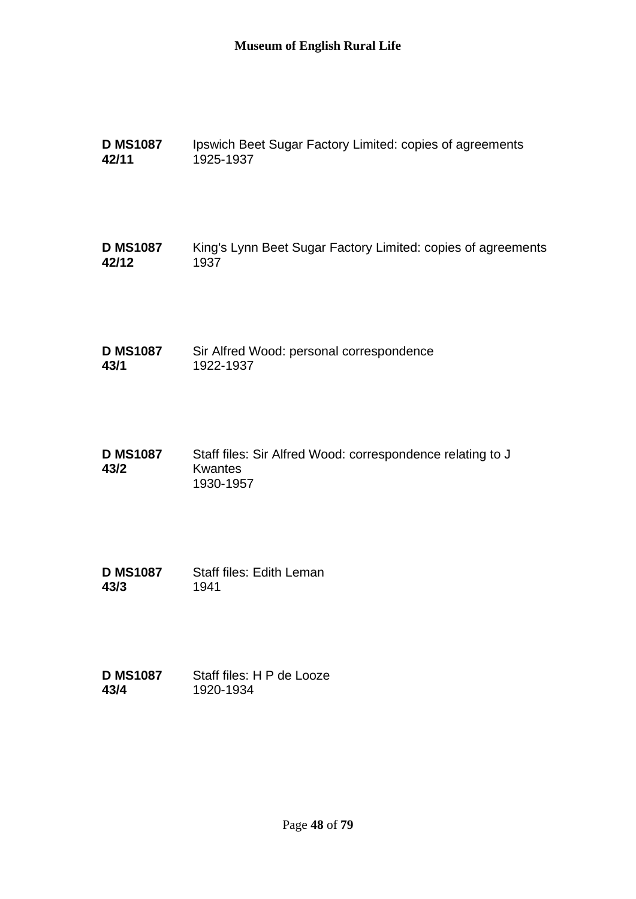**D MS1087 42/11** Ipswich Beet Sugar Factory Limited: copies of agreements
1925-1937

**D MS1087 42/12** King's Lynn Beet Sugar Factory Limited: copies of agreements
1937

**D MS1087 43/1** Sir Alfred Wood: personal correspondence
1922-1937

**D MS1087 43/2** Staff files: Sir Alfred Wood: correspondence relating to J Kwantes
1930-1957

**D MS1087 43/3** Staff files: Edith Leman
1941

**D MS1087 43/4** Staff files: H P de Looze
1920-1934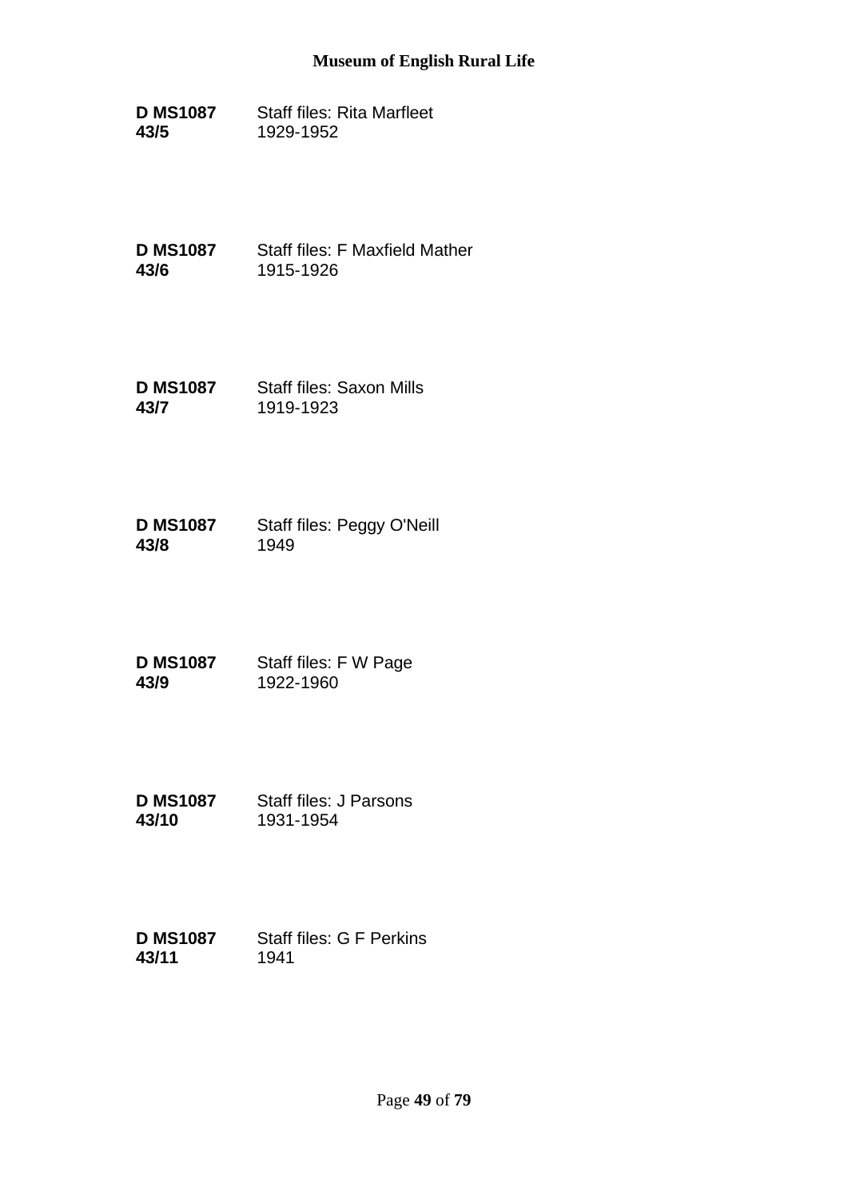**D MS1087 43/5** Staff files: Rita Marfleet
1929-1952

**D MS1087 43/6** Staff files: F Maxfield Mather
1915-1926

**D MS1087 43/7** Staff files: Saxon Mills
1919-1923

**D MS1087 43/8** Staff files: Peggy O'Neill
1949

**D MS1087 43/9** Staff files: F W Page
1922-1960

**D MS1087 43/10** Staff files: J Parsons
1931-1954

**D MS1087 43/11** Staff files: G F Perkins
1941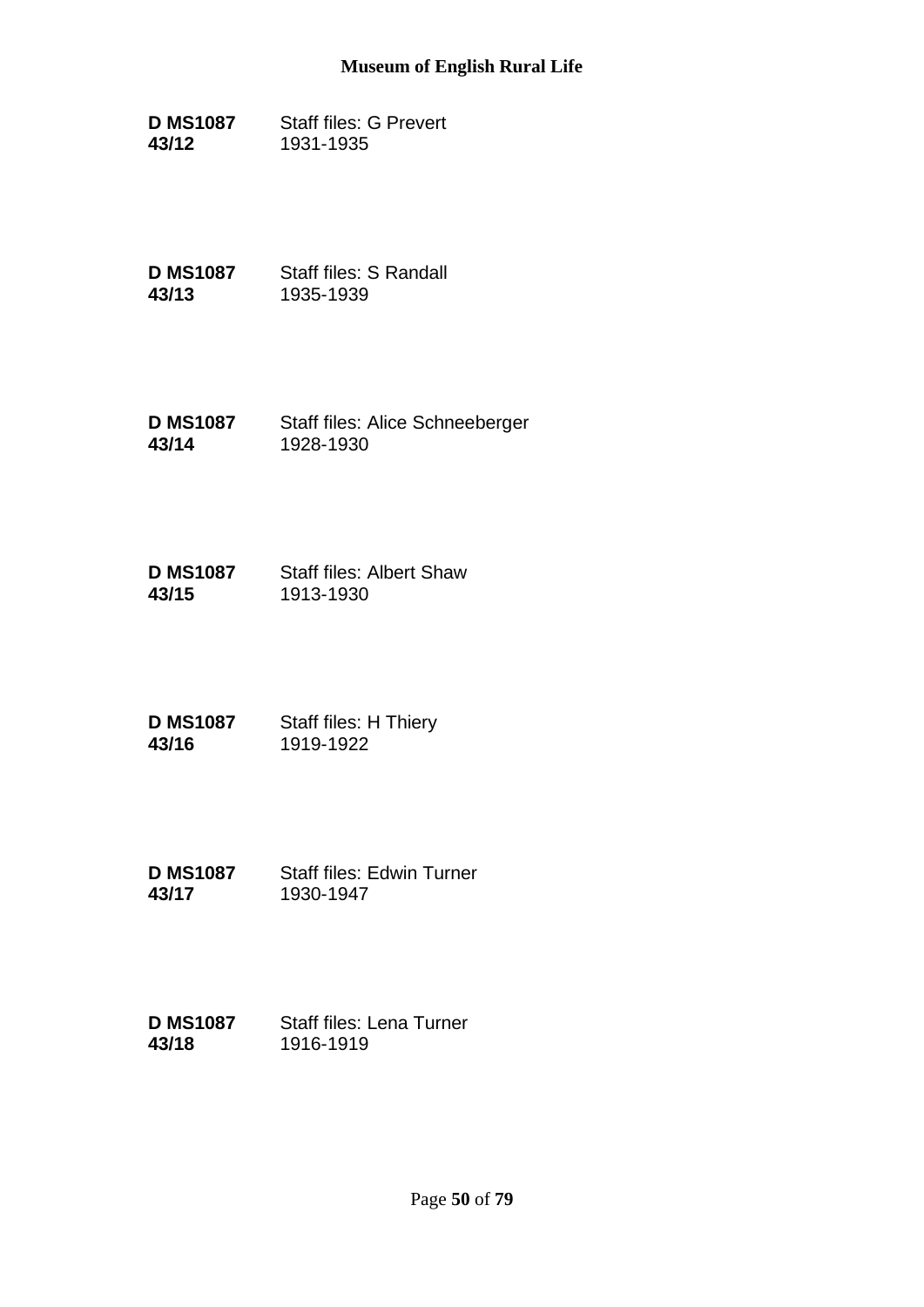**D MS1087 43/12** Staff files: G Prevert
1931-1935

**D MS1087 43/13** Staff files: S Randall
1935-1939

**D MS1087 43/14** Staff files: Alice Schneeberger
1928-1930

**D MS1087 43/15** Staff files: Albert Shaw
1913-1930

**D MS1087 43/16** Staff files: H Thiery
1919-1922

**D MS1087 43/17** Staff files: Edwin Turner
1930-1947

**D MS1087 43/18** Staff files: Lena Turner
1916-1919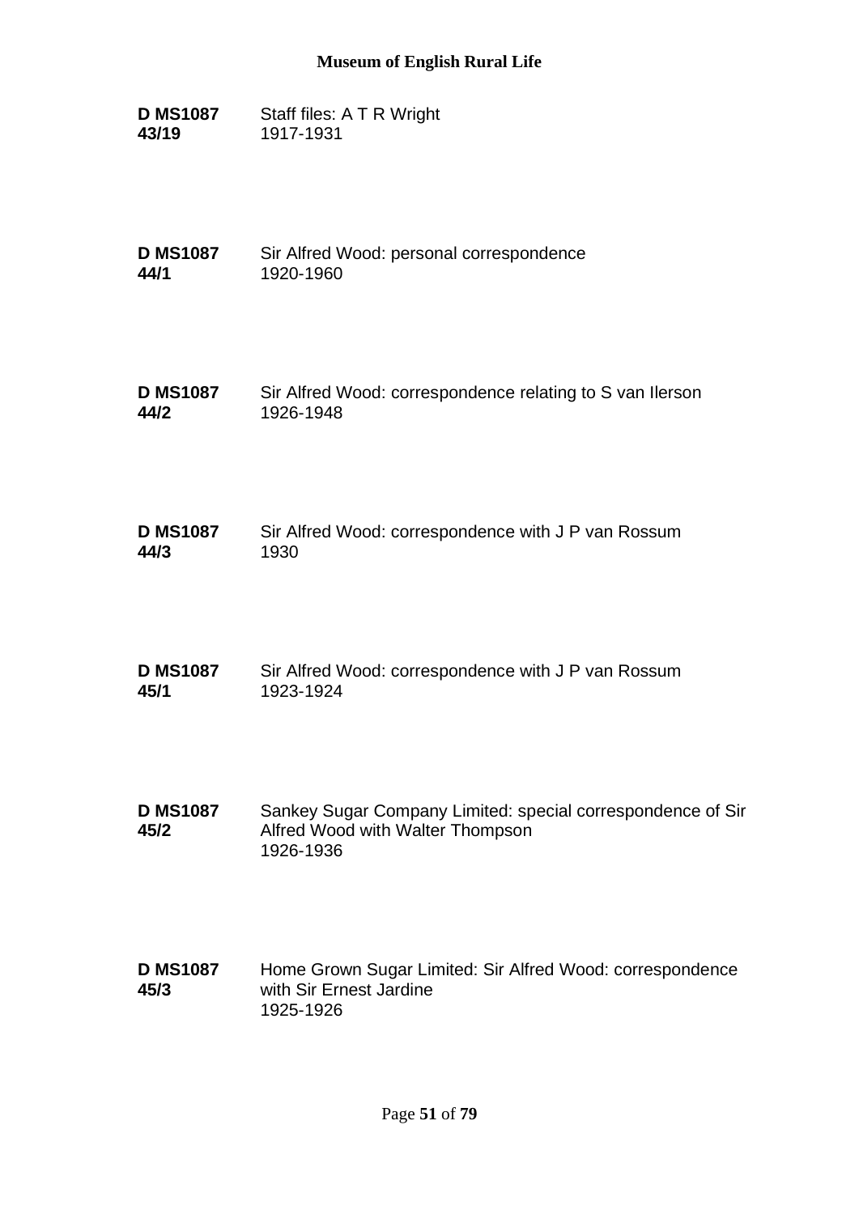**D MS1087 43/19** Staff files: A T R Wright
1917-1931

**D MS1087 44/1** Sir Alfred Wood: personal correspondence
1920-1960

**D MS1087 44/2** Sir Alfred Wood: correspondence relating to S van Ilerson
1926-1948

**D MS1087 44/3** Sir Alfred Wood: correspondence with J P van Rossum
1930

**D MS1087 45/1** Sir Alfred Wood: correspondence with J P van Rossum
1923-1924

**D MS1087 45/2** Sankey Sugar Company Limited: special correspondence of Sir Alfred Wood with Walter Thompson
1926-1936

**D MS1087 45/3** Home Grown Sugar Limited: Sir Alfred Wood: correspondence with Sir Ernest Jardine
1925-1926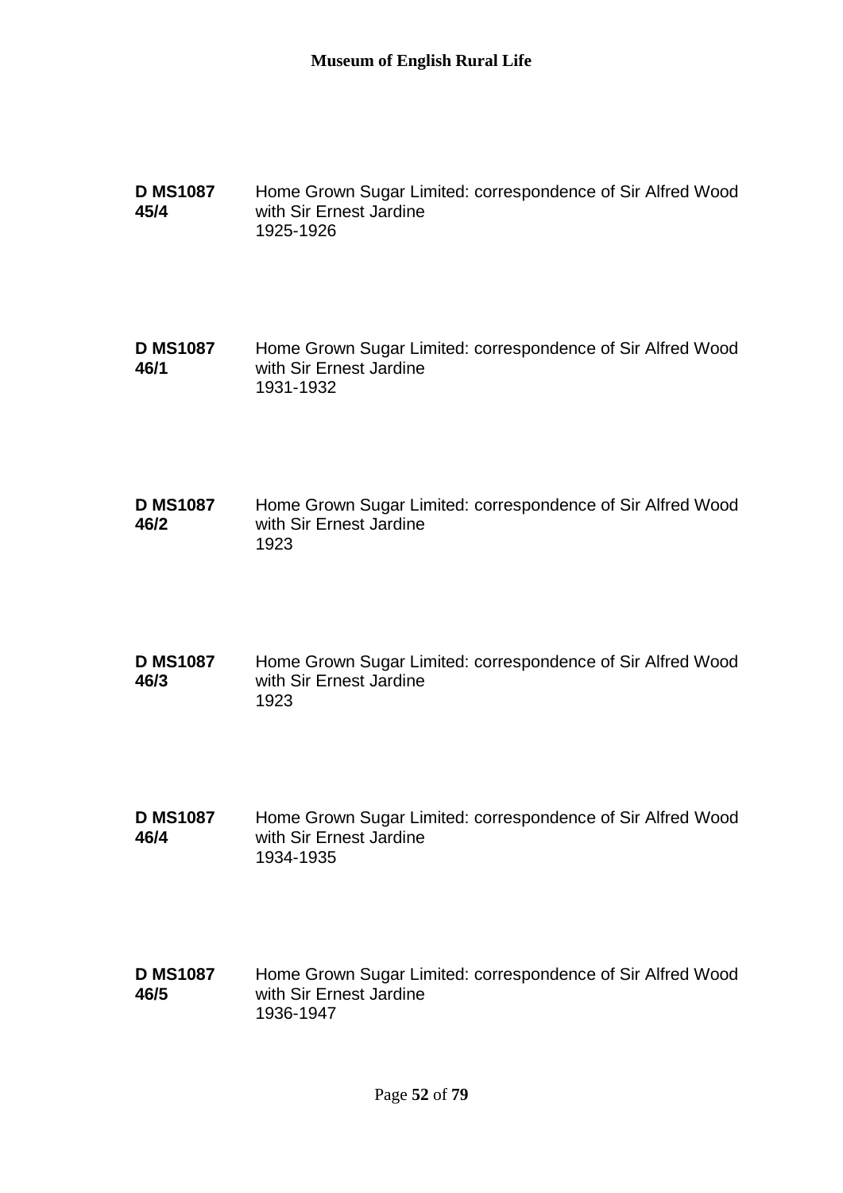**D MS1087 45/4** Home Grown Sugar Limited: correspondence of Sir Alfred Wood with Sir Ernest Jardine
1925-1926

**D MS1087 46/1** Home Grown Sugar Limited: correspondence of Sir Alfred Wood with Sir Ernest Jardine
1931-1932

**D MS1087 46/2** Home Grown Sugar Limited: correspondence of Sir Alfred Wood with Sir Ernest Jardine
1923

**D MS1087 46/3** Home Grown Sugar Limited: correspondence of Sir Alfred Wood with Sir Ernest Jardine
1923

**D MS1087 46/4** Home Grown Sugar Limited: correspondence of Sir Alfred Wood with Sir Ernest Jardine
1934-1935

**D MS1087 46/5** Home Grown Sugar Limited: correspondence of Sir Alfred Wood with Sir Ernest Jardine
1936-1947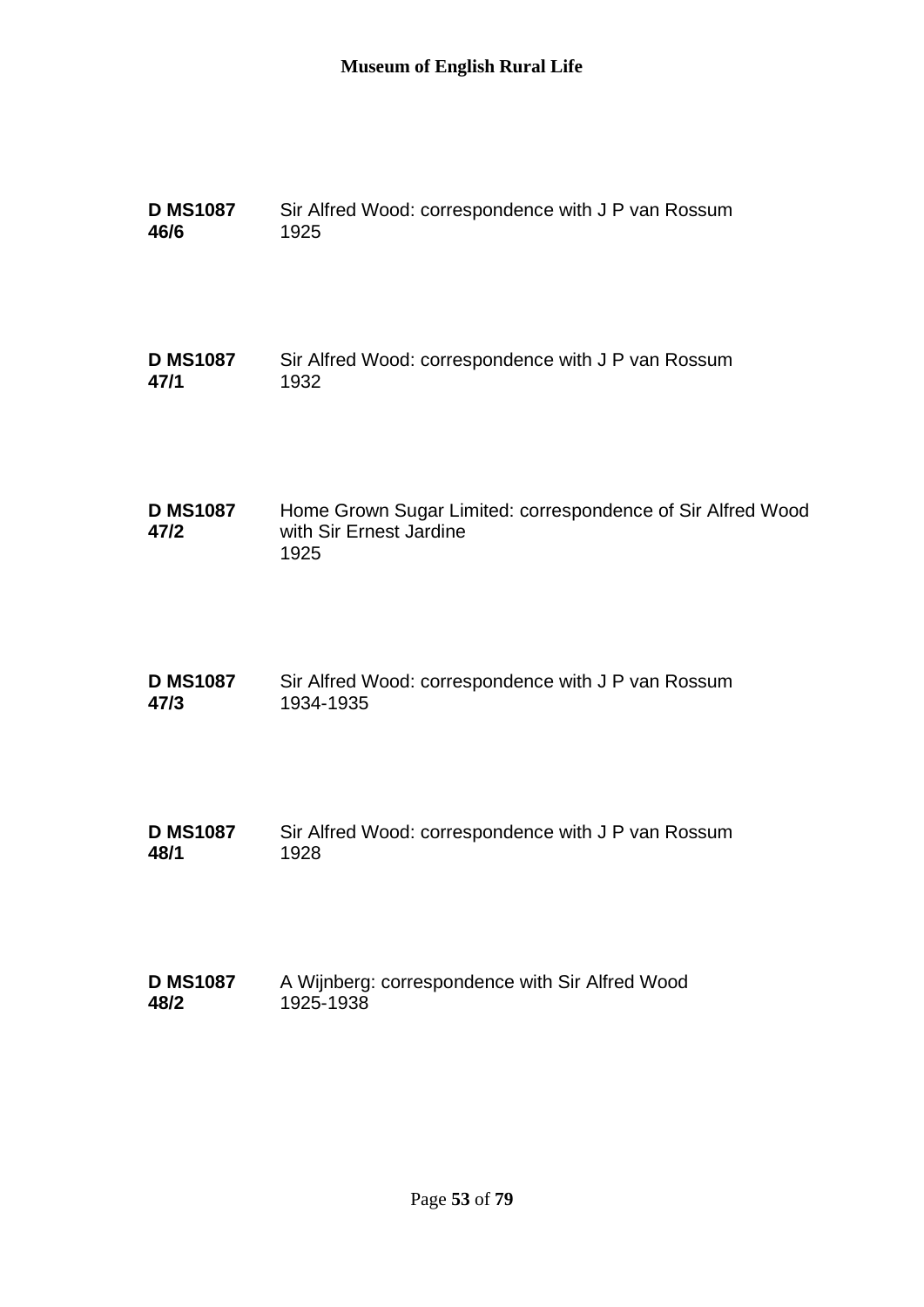**D MS1087 46/6** Sir Alfred Wood: correspondence with J P van Rossum
1925

**D MS1087 47/1** Sir Alfred Wood: correspondence with J P van Rossum
1932

**D MS1087 47/2** Home Grown Sugar Limited: correspondence of Sir Alfred Wood with Sir Ernest Jardine
1925

**D MS1087 47/3** Sir Alfred Wood: correspondence with J P van Rossum
1934-1935

**D MS1087 48/1** Sir Alfred Wood: correspondence with J P van Rossum
1928

**D MS1087 48/2** A Wijnberg: correspondence with Sir Alfred Wood
1925-1938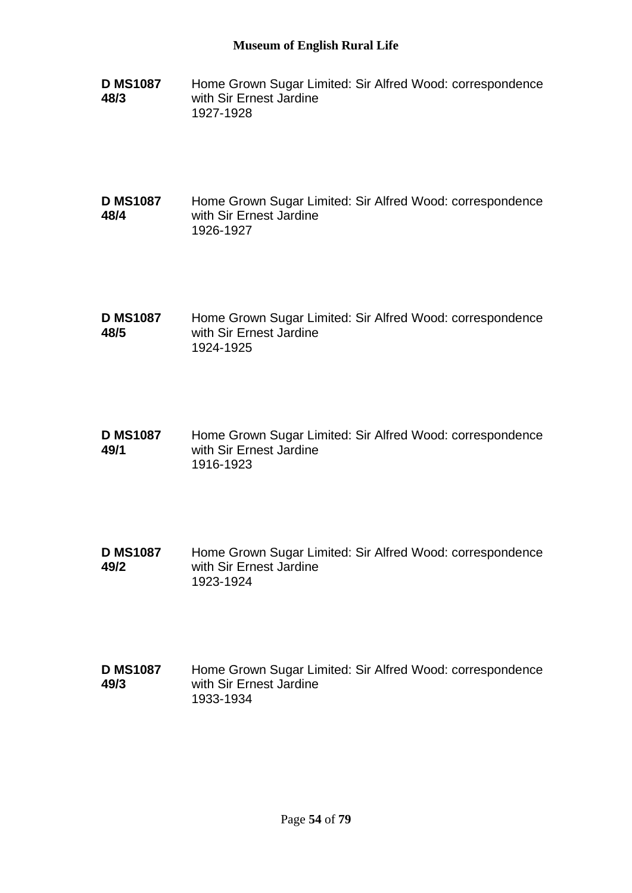**D MS1087 48/3** Home Grown Sugar Limited: Sir Alfred Wood: correspondence with Sir Ernest Jardine
1927-1928

**D MS1087 48/4** Home Grown Sugar Limited: Sir Alfred Wood: correspondence with Sir Ernest Jardine
1926-1927

**D MS1087 48/5** Home Grown Sugar Limited: Sir Alfred Wood: correspondence with Sir Ernest Jardine
1924-1925

**D MS1087 49/1** Home Grown Sugar Limited: Sir Alfred Wood: correspondence with Sir Ernest Jardine
1916-1923

**D MS1087 49/2** Home Grown Sugar Limited: Sir Alfred Wood: correspondence with Sir Ernest Jardine
1923-1924

**D MS1087 49/3** Home Grown Sugar Limited: Sir Alfred Wood: correspondence with Sir Ernest Jardine
1933-1934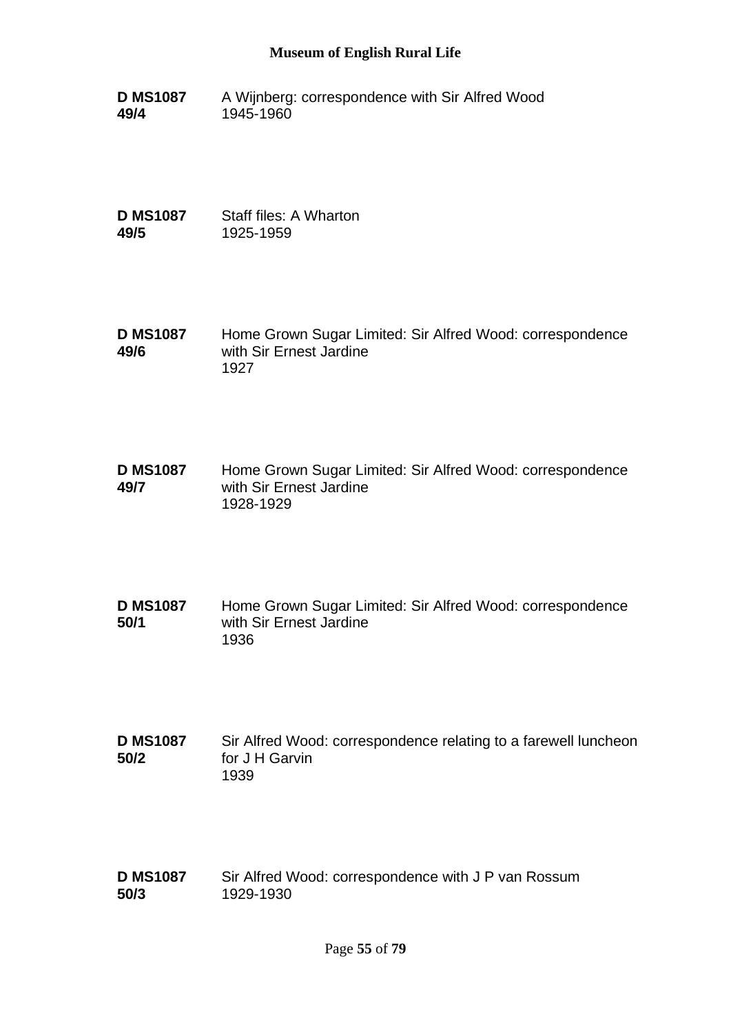**D MS1087 49/4** A Wijnberg: correspondence with Sir Alfred Wood
1945-1960

**D MS1087 49/5** Staff files: A Wharton
1925-1959

**D MS1087 49/6** Home Grown Sugar Limited: Sir Alfred Wood: correspondence with Sir Ernest Jardine
1927

**D MS1087 49/7** Home Grown Sugar Limited: Sir Alfred Wood: correspondence with Sir Ernest Jardine
1928-1929

**D MS1087 50/1** Home Grown Sugar Limited: Sir Alfred Wood: correspondence with Sir Ernest Jardine
1936

**D MS1087 50/2** Sir Alfred Wood: correspondence relating to a farewell luncheon for J H Garvin
1939

**D MS1087 50/3** Sir Alfred Wood: correspondence with J P van Rossum
1929-1930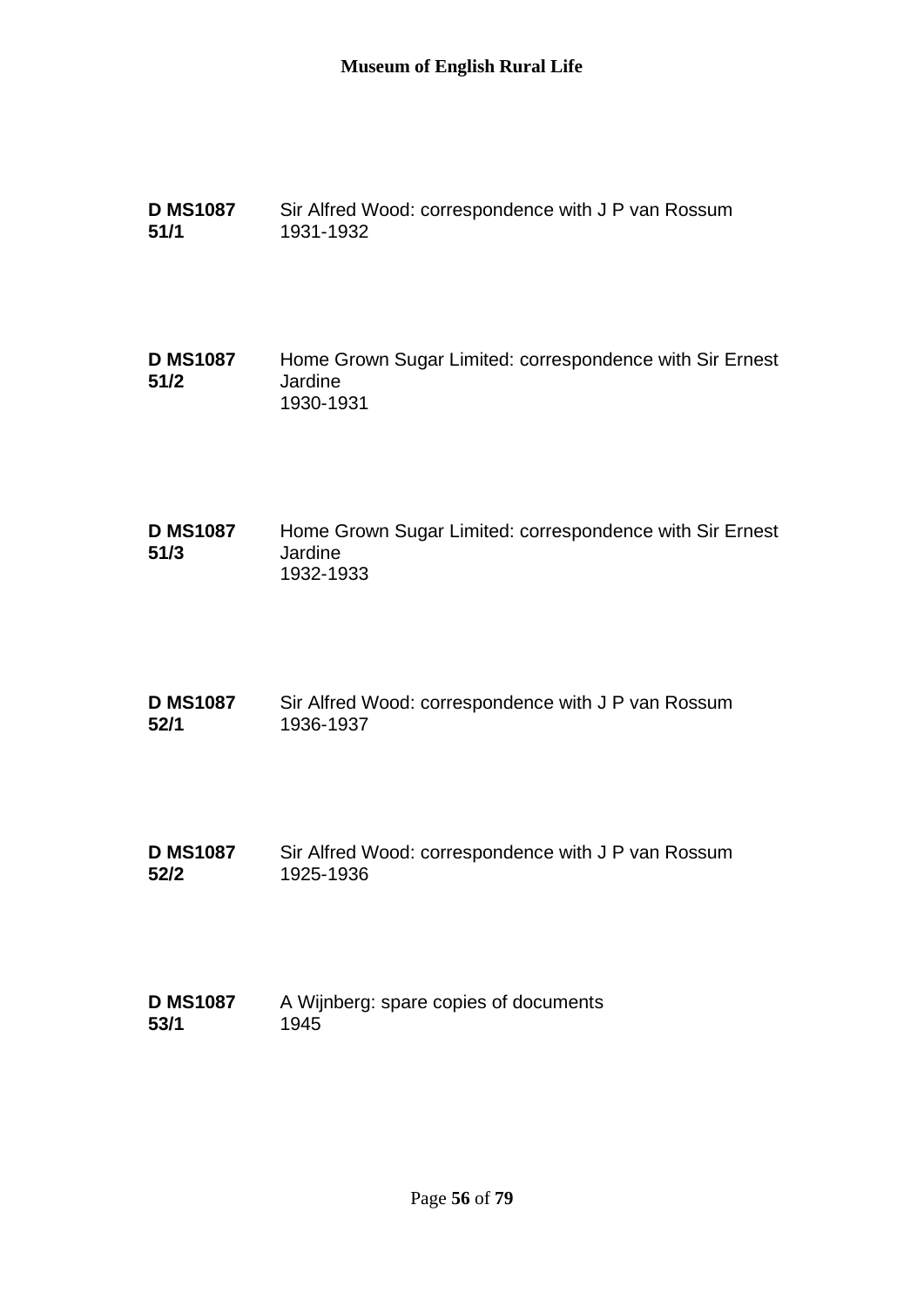**D MS1087 51/1** Sir Alfred Wood: correspondence with J P van Rossum
1931-1932

**D MS1087 51/2** Home Grown Sugar Limited: correspondence with Sir Ernest Jardine
1930-1931

**D MS1087 51/3** Home Grown Sugar Limited: correspondence with Sir Ernest Jardine
1932-1933

**D MS1087 52/1** Sir Alfred Wood: correspondence with J P van Rossum
1936-1937

**D MS1087 52/2** Sir Alfred Wood: correspondence with J P van Rossum
1925-1936

**D MS1087 53/1** A Wijnberg: spare copies of documents
1945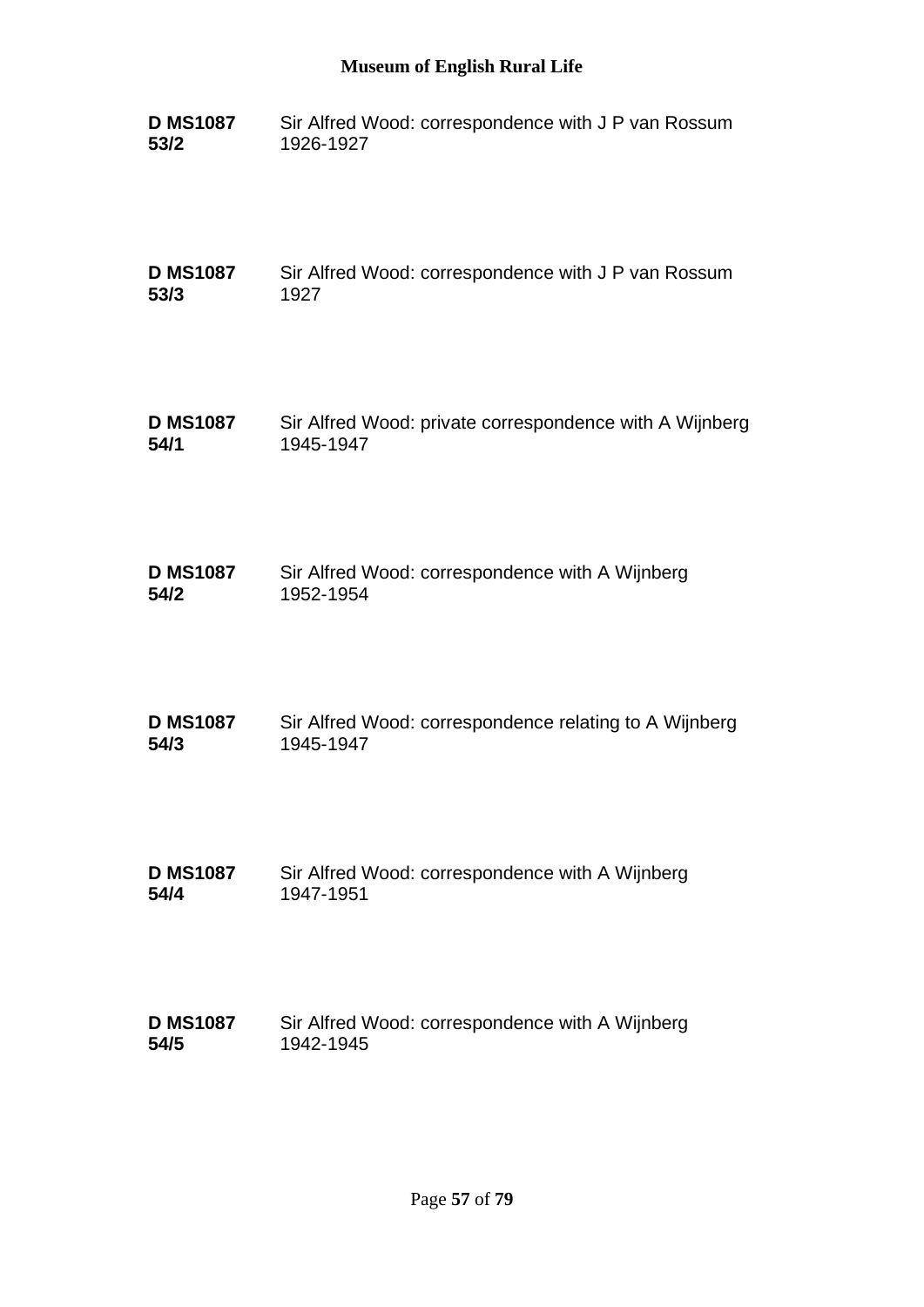**D MS1087 53/2** Sir Alfred Wood: correspondence with J P van Rossum
1926-1927

**D MS1087 53/3** Sir Alfred Wood: correspondence with J P van Rossum
1927

**D MS1087 54/1** Sir Alfred Wood: private correspondence with A Wijnberg
1945-1947

**D MS1087 54/2** Sir Alfred Wood: correspondence with A Wijnberg
1952-1954

**D MS1087 54/3** Sir Alfred Wood: correspondence relating to A Wijnberg
1945-1947

**D MS1087 54/4** Sir Alfred Wood: correspondence with A Wijnberg
1947-1951

**D MS1087 54/5** Sir Alfred Wood: correspondence with A Wijnberg
1942-1945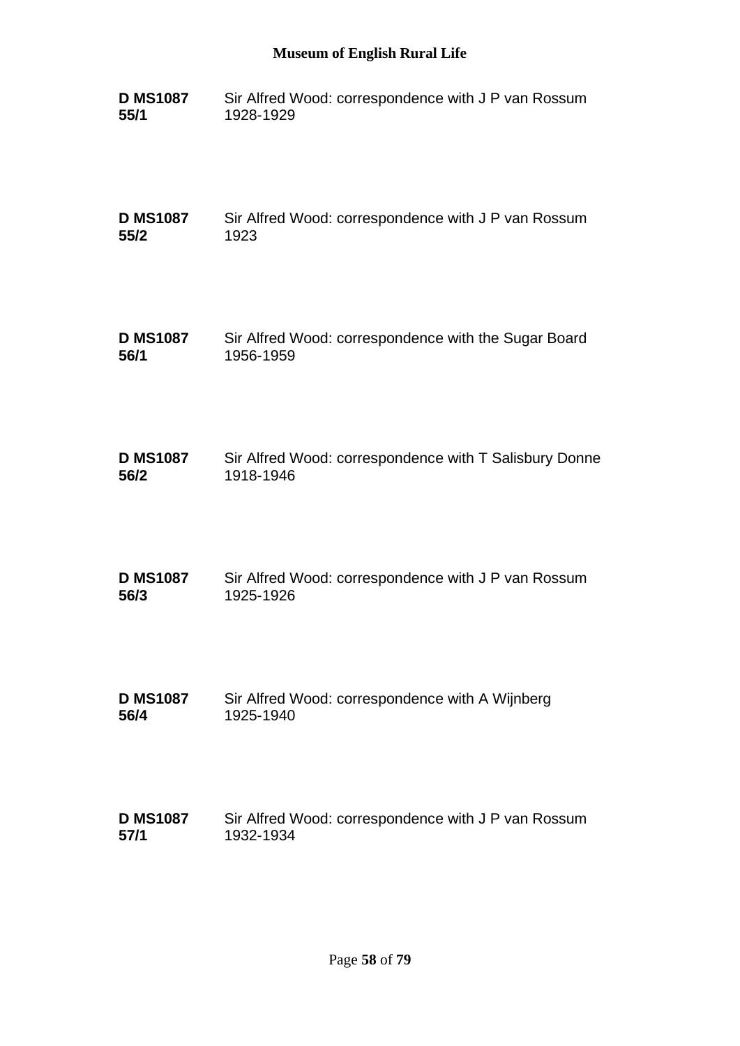**D MS1087 55/1** Sir Alfred Wood: correspondence with J P van Rossum
1928-1929

**D MS1087 55/2** Sir Alfred Wood: correspondence with J P van Rossum
1923

**D MS1087 56/1** Sir Alfred Wood: correspondence with the Sugar Board
1956-1959

**D MS1087 56/2** Sir Alfred Wood: correspondence with T Salisbury Donne
1918-1946

**D MS1087 56/3** Sir Alfred Wood: correspondence with J P van Rossum
1925-1926

**D MS1087 56/4** Sir Alfred Wood: correspondence with A Wijnberg
1925-1940

**D MS1087 57/1** Sir Alfred Wood: correspondence with J P van Rossum
1932-1934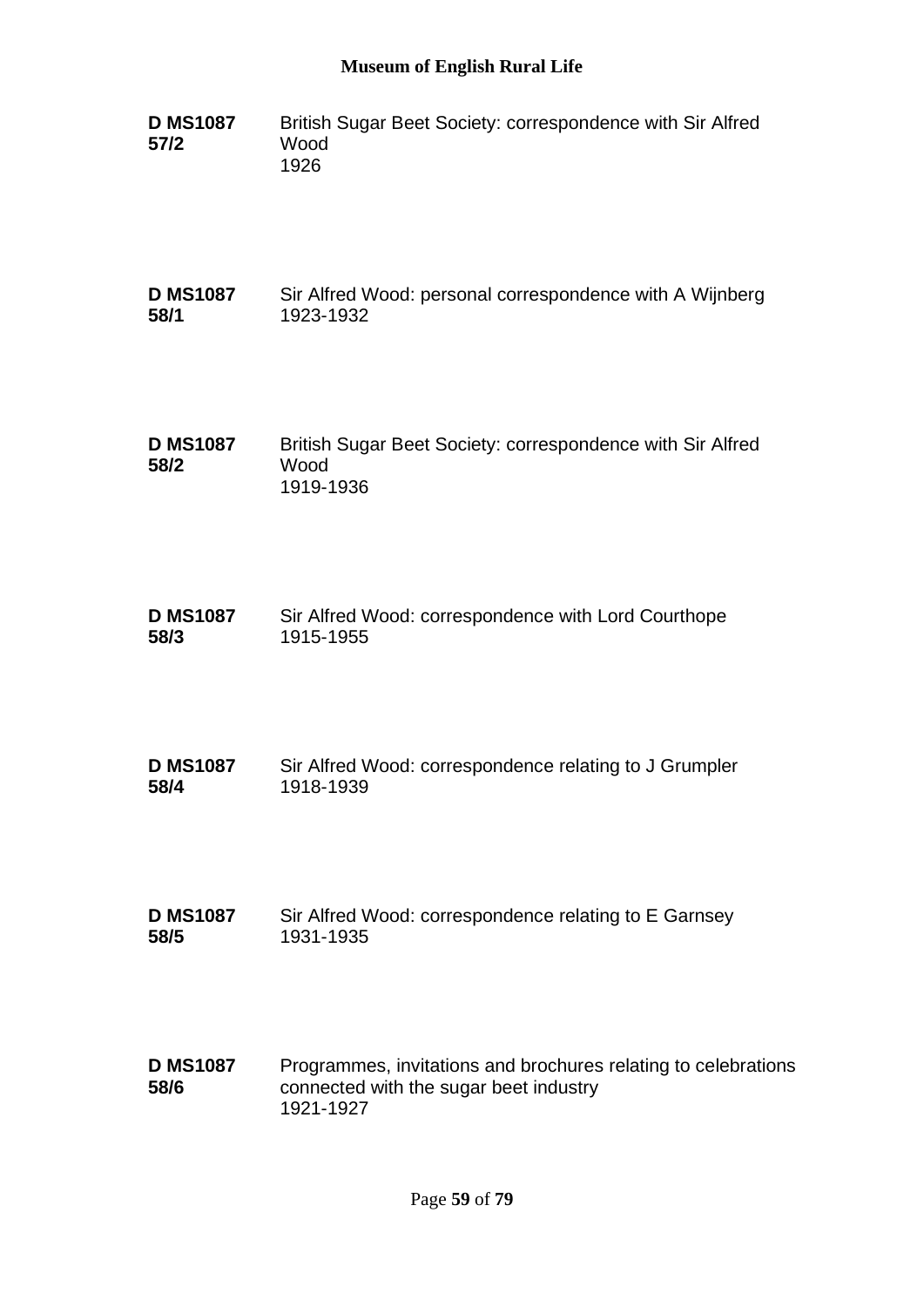**D MS1087 57/2** British Sugar Beet Society: correspondence with Sir Alfred Wood
1926

**D MS1087 58/1** Sir Alfred Wood: personal correspondence with A Wijnberg
1923-1932

**D MS1087 58/2** British Sugar Beet Society: correspondence with Sir Alfred Wood
1919-1936

**D MS1087 58/3** Sir Alfred Wood: correspondence with Lord Courthope
1915-1955

**D MS1087 58/4** Sir Alfred Wood: correspondence relating to J Grumpler
1918-1939

**D MS1087 58/5** Sir Alfred Wood: correspondence relating to E Garnsey
1931-1935

**D MS1087 58/6** Programmes, invitations and brochures relating to celebrations connected with the sugar beet industry
1921-1927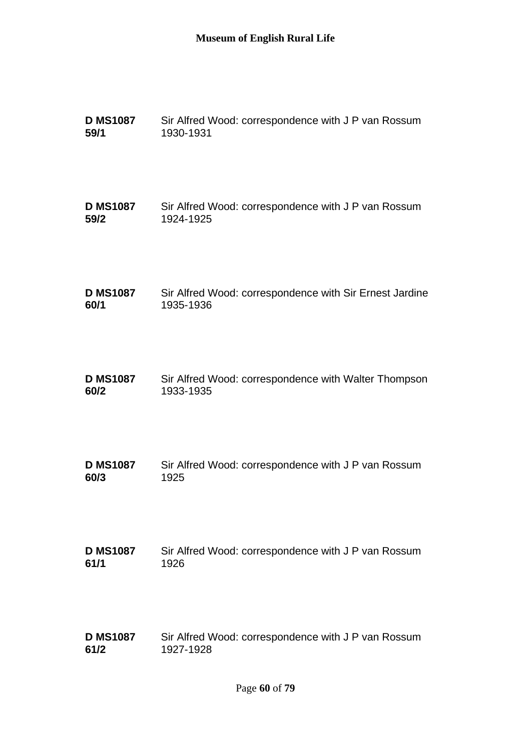**D MS1087 59/1** Sir Alfred Wood: correspondence with J P van Rossum 1930-1931

**D MS1087 59/2** Sir Alfred Wood: correspondence with J P van Rossum 1924-1925

**D MS1087 60/1** Sir Alfred Wood: correspondence with Sir Ernest Jardine 1935-1936

**D MS1087 60/2** Sir Alfred Wood: correspondence with Walter Thompson 1933-1935

**D MS1087 60/3** Sir Alfred Wood: correspondence with J P van Rossum 1925

**D MS1087 61/1** Sir Alfred Wood: correspondence with J P van Rossum 1926

**D MS1087 61/2** Sir Alfred Wood: correspondence with J P van Rossum 1927-1928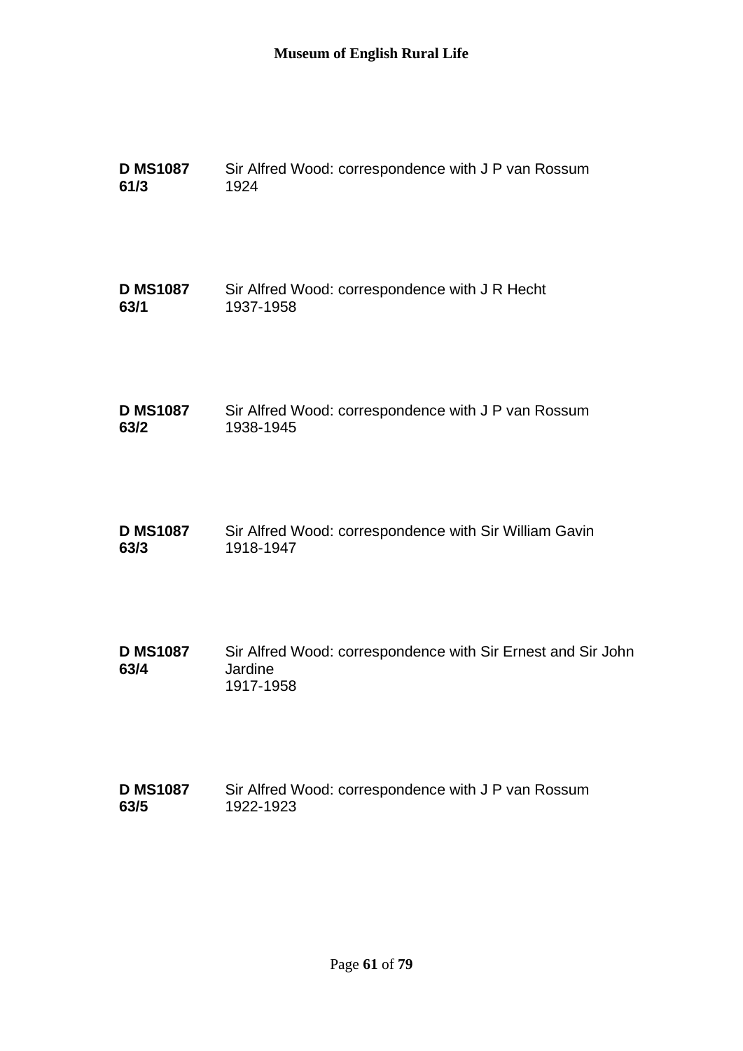**D MS1087 61/3** Sir Alfred Wood: correspondence with J P van Rossum
1924

**D MS1087 63/1** Sir Alfred Wood: correspondence with J R Hecht
1937-1958

**D MS1087 63/2** Sir Alfred Wood: correspondence with J P van Rossum
1938-1945

**D MS1087 63/3** Sir Alfred Wood: correspondence with Sir William Gavin
1918-1947

**D MS1087 63/4** Sir Alfred Wood: correspondence with Sir Ernest and Sir John Jardine
1917-1958

**D MS1087 63/5** Sir Alfred Wood: correspondence with J P van Rossum
1922-1923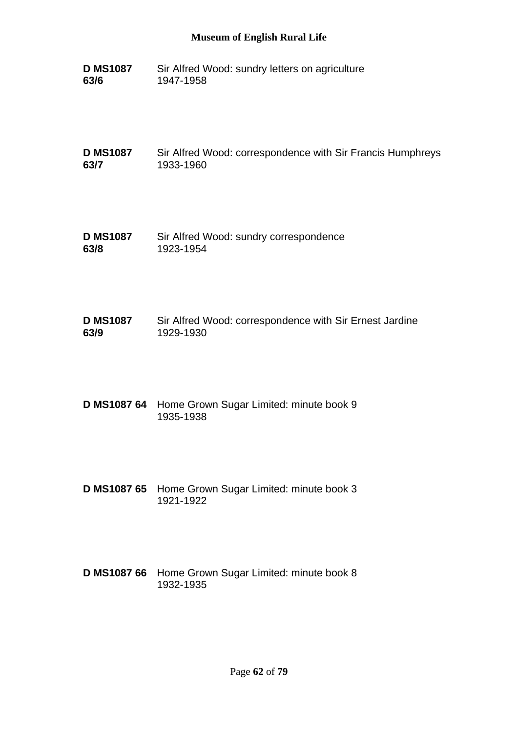**D MS1087 63/6** Sir Alfred Wood: sundry letters on agriculture
1947-1958

**D MS1087 63/7** Sir Alfred Wood: correspondence with Sir Francis Humphreys
1933-1960

**D MS1087 63/8** Sir Alfred Wood: sundry correspondence
1923-1954

**D MS1087 63/9** Sir Alfred Wood: correspondence with Sir Ernest Jardine
1929-1930

**D MS1087 64** Home Grown Sugar Limited: minute book 9
1935-1938

**D MS1087 65** Home Grown Sugar Limited: minute book 3
1921-1922

**D MS1087 66** Home Grown Sugar Limited: minute book 8
1932-1935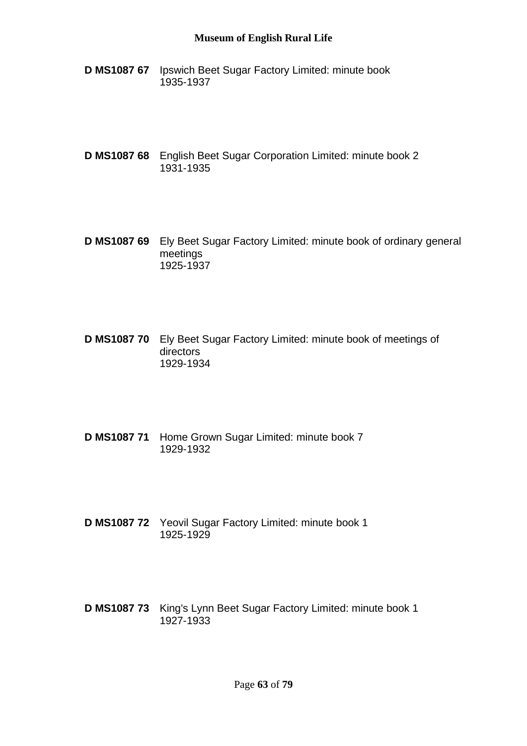**D MS1087 67** Ipswich Beet Sugar Factory Limited: minute book
1935-1937

**D MS1087 68** English Beet Sugar Corporation Limited: minute book 2
1931-1935

**D MS1087 69** Ely Beet Sugar Factory Limited: minute book of ordinary general meetings
1925-1937

**D MS1087 70** Ely Beet Sugar Factory Limited: minute book of meetings of directors
1929-1934

**D MS1087 71** Home Grown Sugar Limited: minute book 7
1929-1932

**D MS1087 72** Yeovil Sugar Factory Limited: minute book 1
1925-1929

**D MS1087 73** King's Lynn Beet Sugar Factory Limited: minute book 1
1927-1933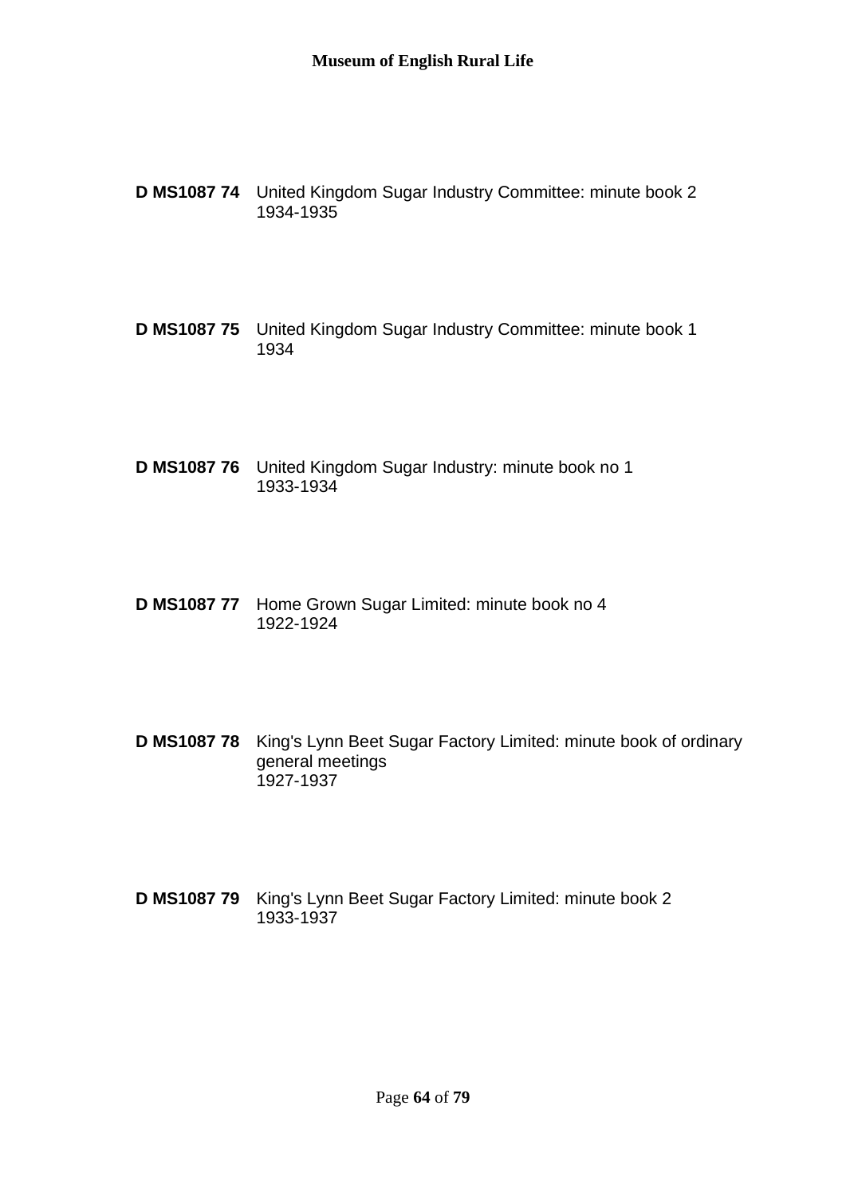**D MS1087 74** United Kingdom Sugar Industry Committee: minute book 2
1934-1935

**D MS1087 75** United Kingdom Sugar Industry Committee: minute book 1
1934

**D MS1087 76** United Kingdom Sugar Industry: minute book no 1
1933-1934

**D MS1087 77** Home Grown Sugar Limited: minute book no 4
1922-1924

**D MS1087 78** King's Lynn Beet Sugar Factory Limited: minute book of ordinary general meetings
1927-1937

**D MS1087 79** King's Lynn Beet Sugar Factory Limited: minute book 2
1933-1937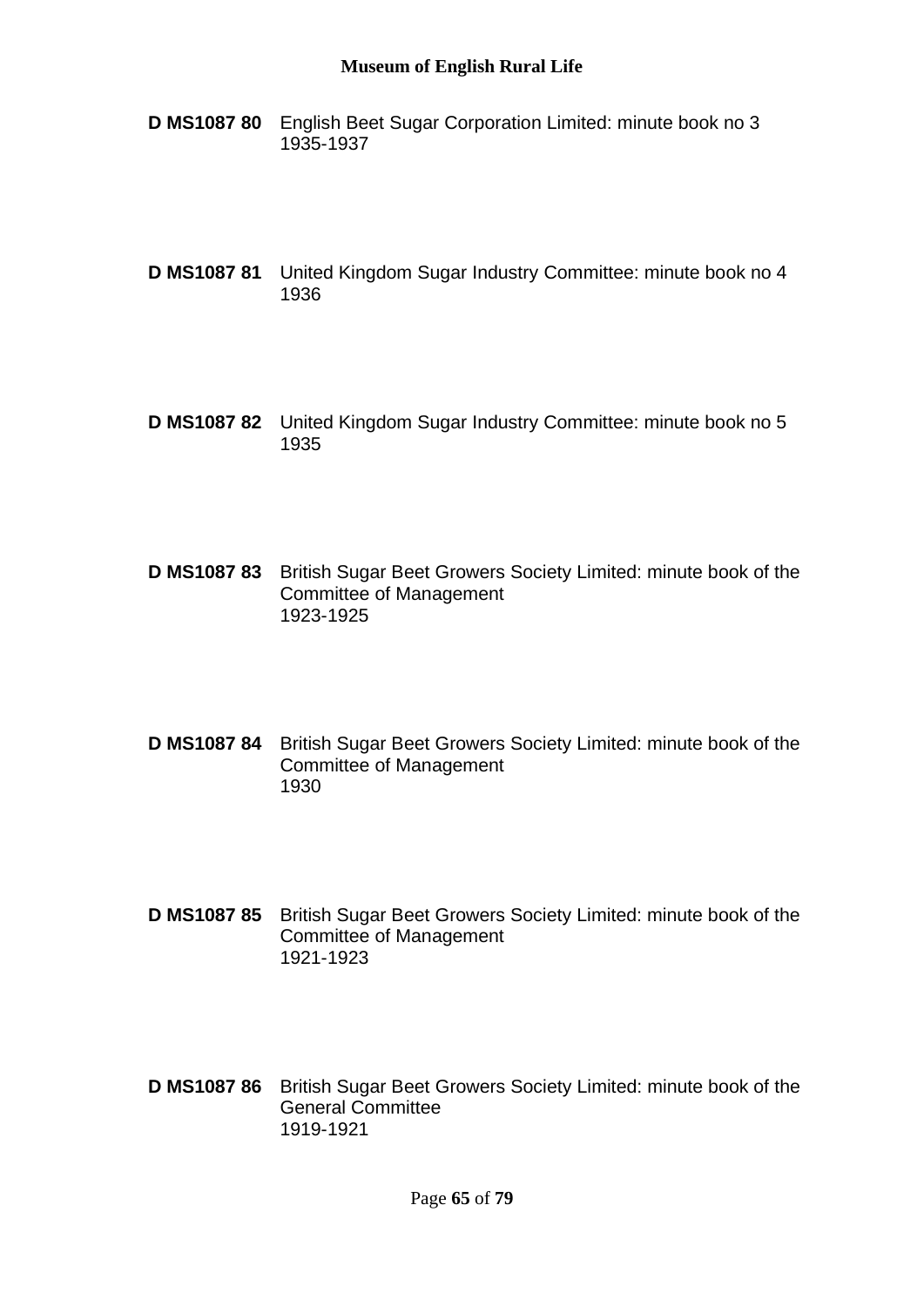**D MS1087 80** English Beet Sugar Corporation Limited: minute book no 3
1935-1937

**D MS1087 81** United Kingdom Sugar Industry Committee: minute book no 4
1936

**D MS1087 82** United Kingdom Sugar Industry Committee: minute book no 5
1935

**D MS1087 83** British Sugar Beet Growers Society Limited: minute book of the Committee of Management
1923-1925

**D MS1087 84** British Sugar Beet Growers Society Limited: minute book of the Committee of Management
1930

**D MS1087 85** British Sugar Beet Growers Society Limited: minute book of the Committee of Management
1921-1923

**D MS1087 86** British Sugar Beet Growers Society Limited: minute book of the General Committee
1919-1921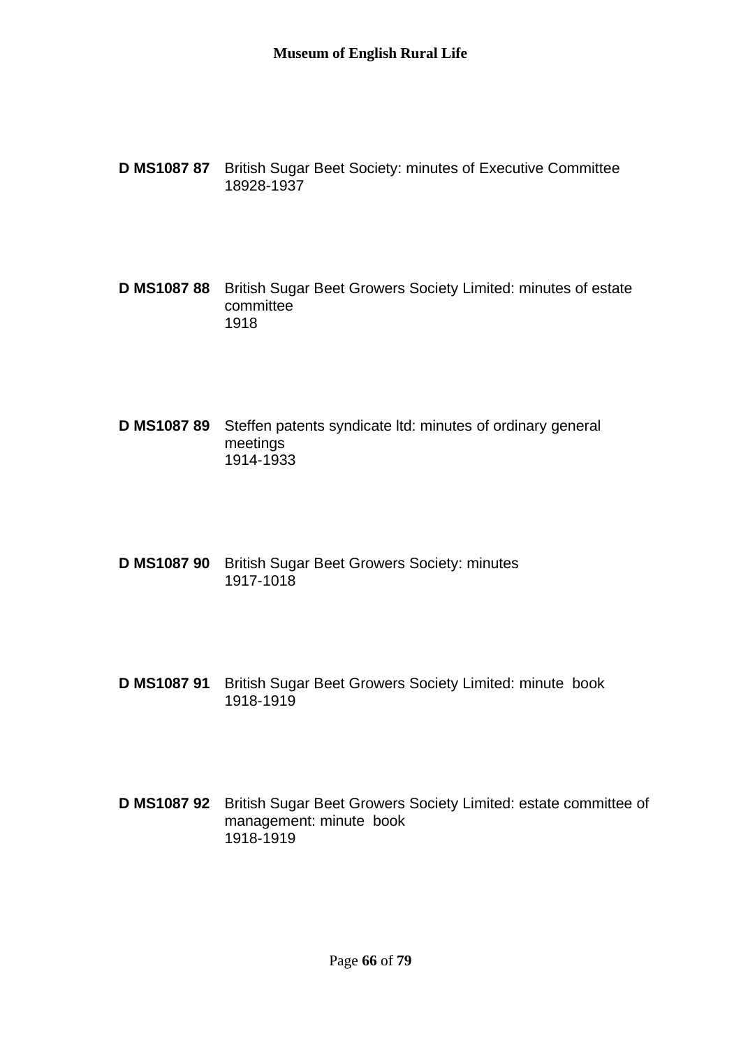**D MS1087 87** British Sugar Beet Society: minutes of Executive Committee
18928-1937

**D MS1087 88** British Sugar Beet Growers Society Limited: minutes of estate committee
1918

**D MS1087 89** Steffen patents syndicate ltd: minutes of ordinary general meetings
1914-1933

**D MS1087 90** British Sugar Beet Growers Society: minutes
1917-1018

**D MS1087 91** British Sugar Beet Growers Society Limited: minute book
1918-1919

**D MS1087 92** British Sugar Beet Growers Society Limited: estate committee of management: minute book
1918-1919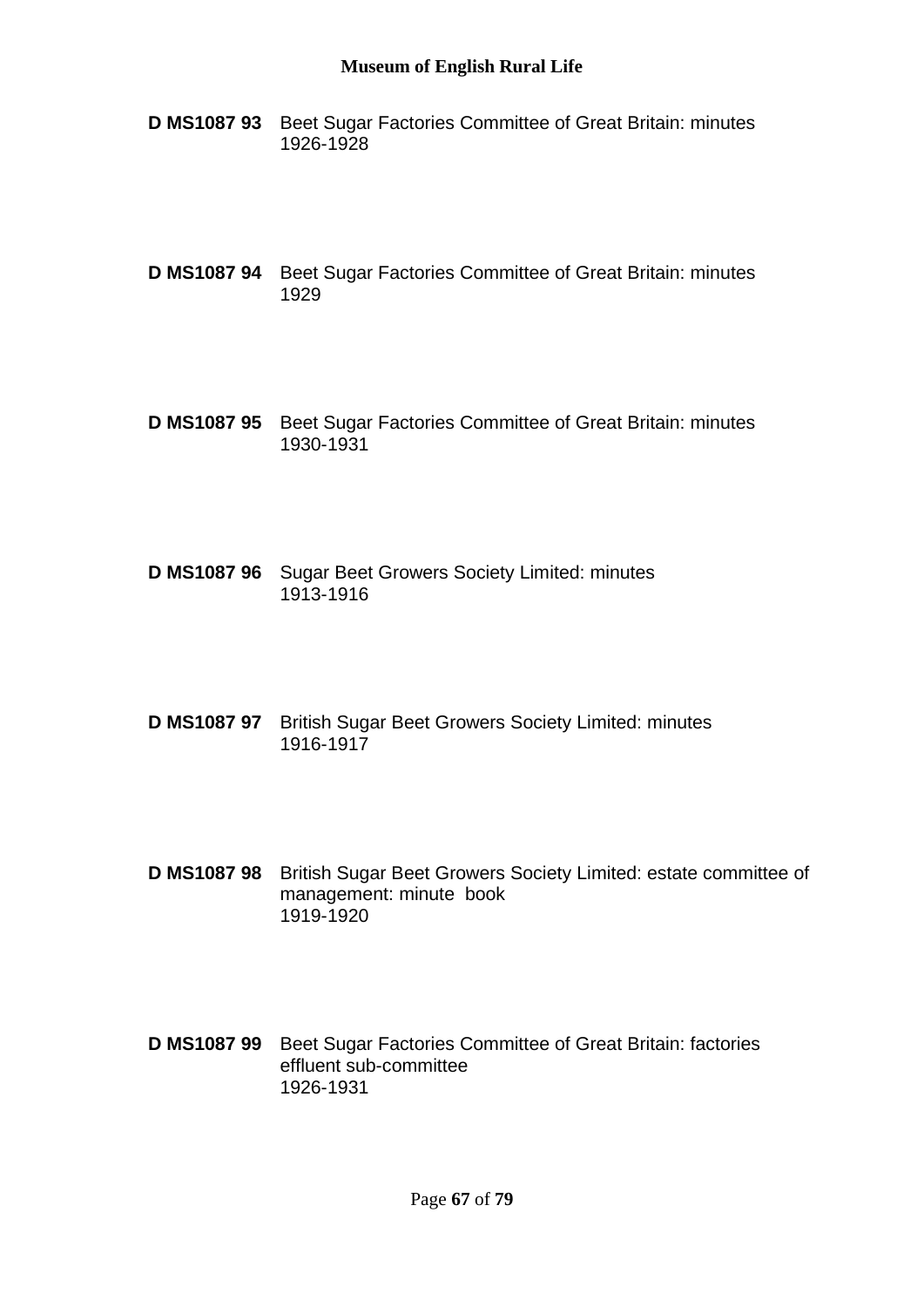**D MS1087 93** Beet Sugar Factories Committee of Great Britain: minutes
1926-1928

**D MS1087 94** Beet Sugar Factories Committee of Great Britain: minutes
1929

**D MS1087 95** Beet Sugar Factories Committee of Great Britain: minutes
1930-1931

**D MS1087 96** Sugar Beet Growers Society Limited: minutes
1913-1916

**D MS1087 97** British Sugar Beet Growers Society Limited: minutes
1916-1917

**D MS1087 98** British Sugar Beet Growers Society Limited: estate committee of management: minute book
1919-1920

**D MS1087 99** Beet Sugar Factories Committee of Great Britain: factories effluent sub-committee
1926-1931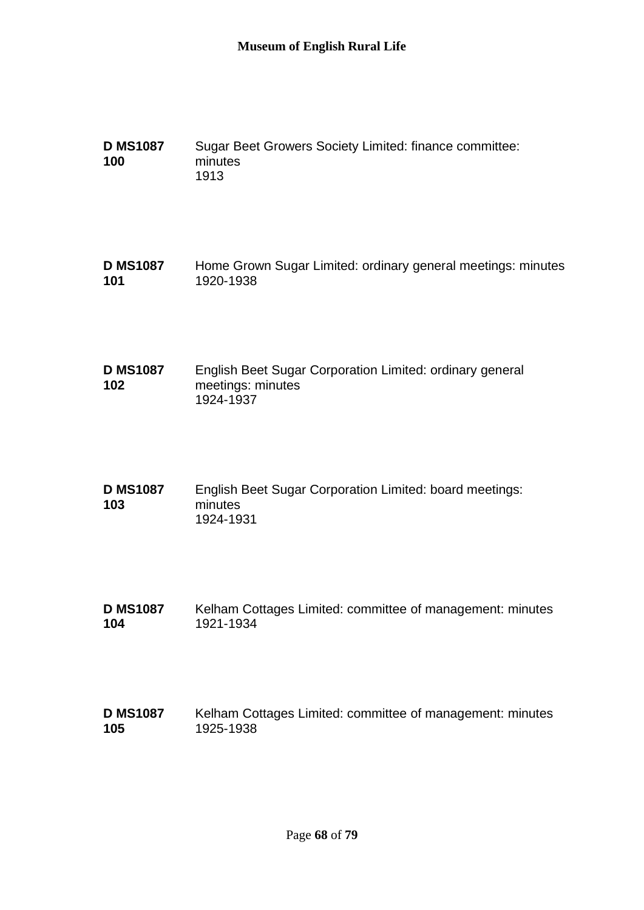**D MS1087 100** Sugar Beet Growers Society Limited: finance committee: minutes
1913

**D MS1087 101** Home Grown Sugar Limited: ordinary general meetings: minutes
1920-1938

**D MS1087 102** English Beet Sugar Corporation Limited: ordinary general meetings: minutes
1924-1937

**D MS1087 103** English Beet Sugar Corporation Limited: board meetings: minutes
1924-1931

**D MS1087 104** Kelham Cottages Limited: committee of management: minutes
1921-1934

**D MS1087 105** Kelham Cottages Limited: committee of management: minutes
1925-1938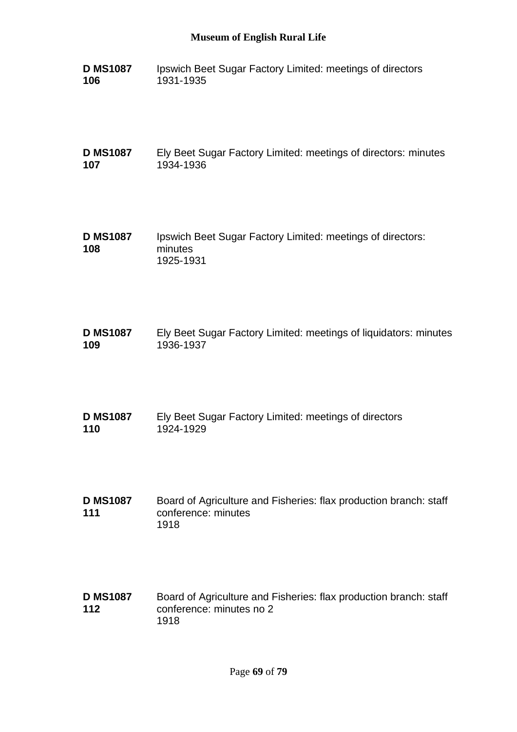**D MS1087 106** Ipswich Beet Sugar Factory Limited: meetings of directors
1931-1935

**D MS1087 107** Ely Beet Sugar Factory Limited: meetings of directors: minutes
1934-1936

**D MS1087 108** Ipswich Beet Sugar Factory Limited: meetings of directors: minutes
1925-1931

**D MS1087 109** Ely Beet Sugar Factory Limited: meetings of liquidators: minutes
1936-1937

**D MS1087 110** Ely Beet Sugar Factory Limited: meetings of directors
1924-1929

**D MS1087 111** Board of Agriculture and Fisheries: flax production branch: staff conference: minutes
1918

**D MS1087 112** Board of Agriculture and Fisheries: flax production branch: staff conference: minutes no 2
1918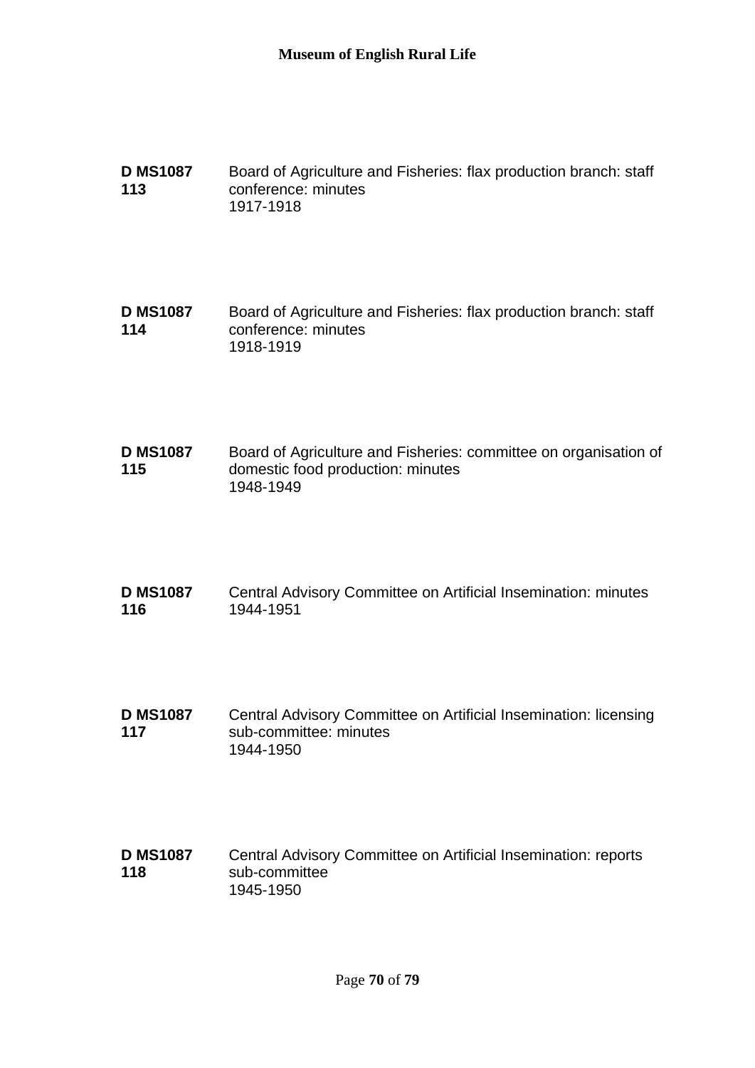**D MS1087 113** Board of Agriculture and Fisheries: flax production branch: staff conference: minutes
1917-1918

**D MS1087 114** Board of Agriculture and Fisheries: flax production branch: staff conference: minutes
1918-1919

**D MS1087 115** Board of Agriculture and Fisheries: committee on organisation of domestic food production: minutes
1948-1949

**D MS1087 116** Central Advisory Committee on Artificial Insemination: minutes
1944-1951

**D MS1087 117** Central Advisory Committee on Artificial Insemination: licensing sub-committee: minutes
1944-1950

**D MS1087 118** Central Advisory Committee on Artificial Insemination: reports sub-committee
1945-1950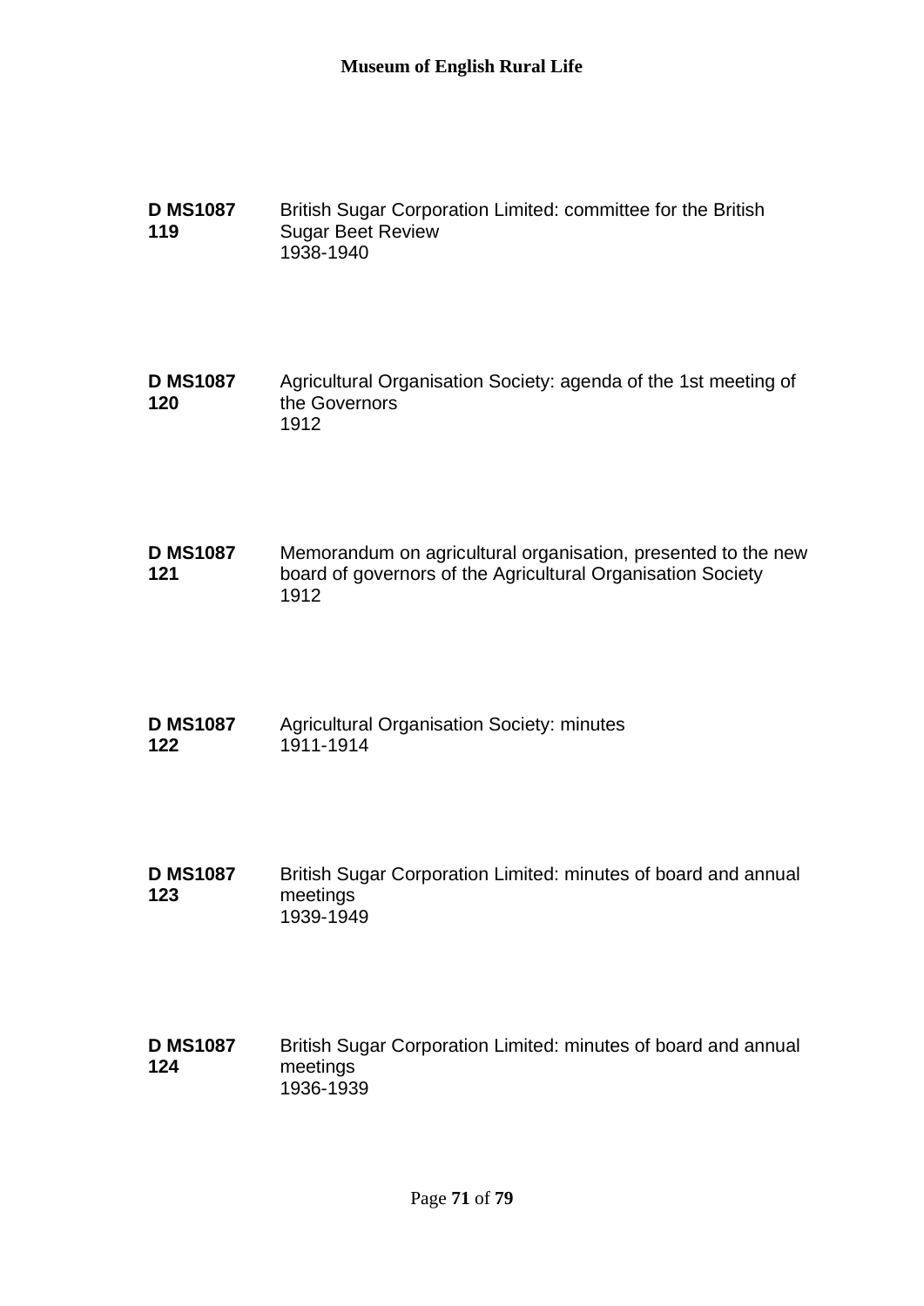**D MS1087 119** British Sugar Corporation Limited: committee for the British Sugar Beet Review
1938-1940

**D MS1087 120** Agricultural Organisation Society: agenda of the 1st meeting of the Governors
1912

**D MS1087 121** Memorandum on agricultural organisation, presented to the new board of governors of the Agricultural Organisation Society
1912

**D MS1087 122** Agricultural Organisation Society: minutes
1911-1914

**D MS1087 123** British Sugar Corporation Limited: minutes of board and annual meetings
1939-1949

**D MS1087 124** British Sugar Corporation Limited: minutes of board and annual meetings
1936-1939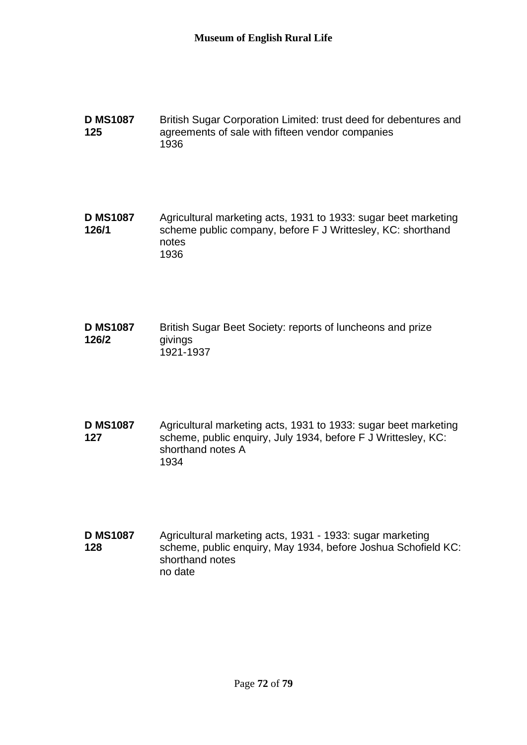**D MS1087 125** British Sugar Corporation Limited: trust deed for debentures and agreements of sale with fifteen vendor companies
1936

**D MS1087 126/1** Agricultural marketing acts, 1931 to 1933: sugar beet marketing scheme public company, before F J Writtesley, KC: shorthand notes
1936

**D MS1087 126/2** British Sugar Beet Society: reports of luncheons and prize givings
1921-1937

**D MS1087 127** Agricultural marketing acts, 1931 to 1933: sugar beet marketing scheme, public enquiry, July 1934, before F J Writtesley, KC: shorthand notes A
1934

**D MS1087 128** Agricultural marketing acts, 1931 - 1933: sugar marketing scheme, public enquiry, May 1934, before Joshua Schofield KC: shorthand notes
no date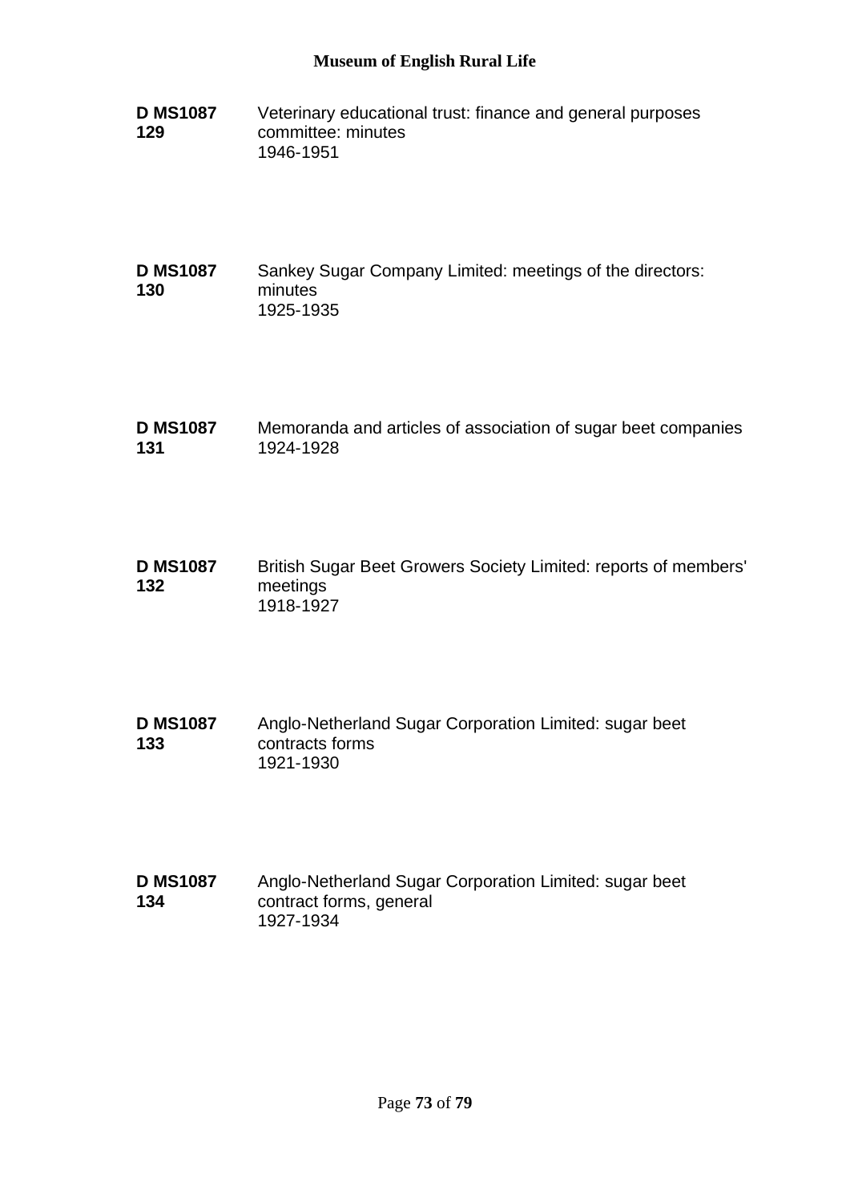**D MS1087 129** Veterinary educational trust: finance and general purposes committee: minutes
1946-1951

**D MS1087 130** Sankey Sugar Company Limited: meetings of the directors: minutes
1925-1935

**D MS1087 131** Memoranda and articles of association of sugar beet companies
1924-1928

**D MS1087 132** British Sugar Beet Growers Society Limited: reports of members' meetings
1918-1927

**D MS1087 133** Anglo-Netherland Sugar Corporation Limited: sugar beet contracts forms
1921-1930

**D MS1087 134** Anglo-Netherland Sugar Corporation Limited: sugar beet contract forms, general
1927-1934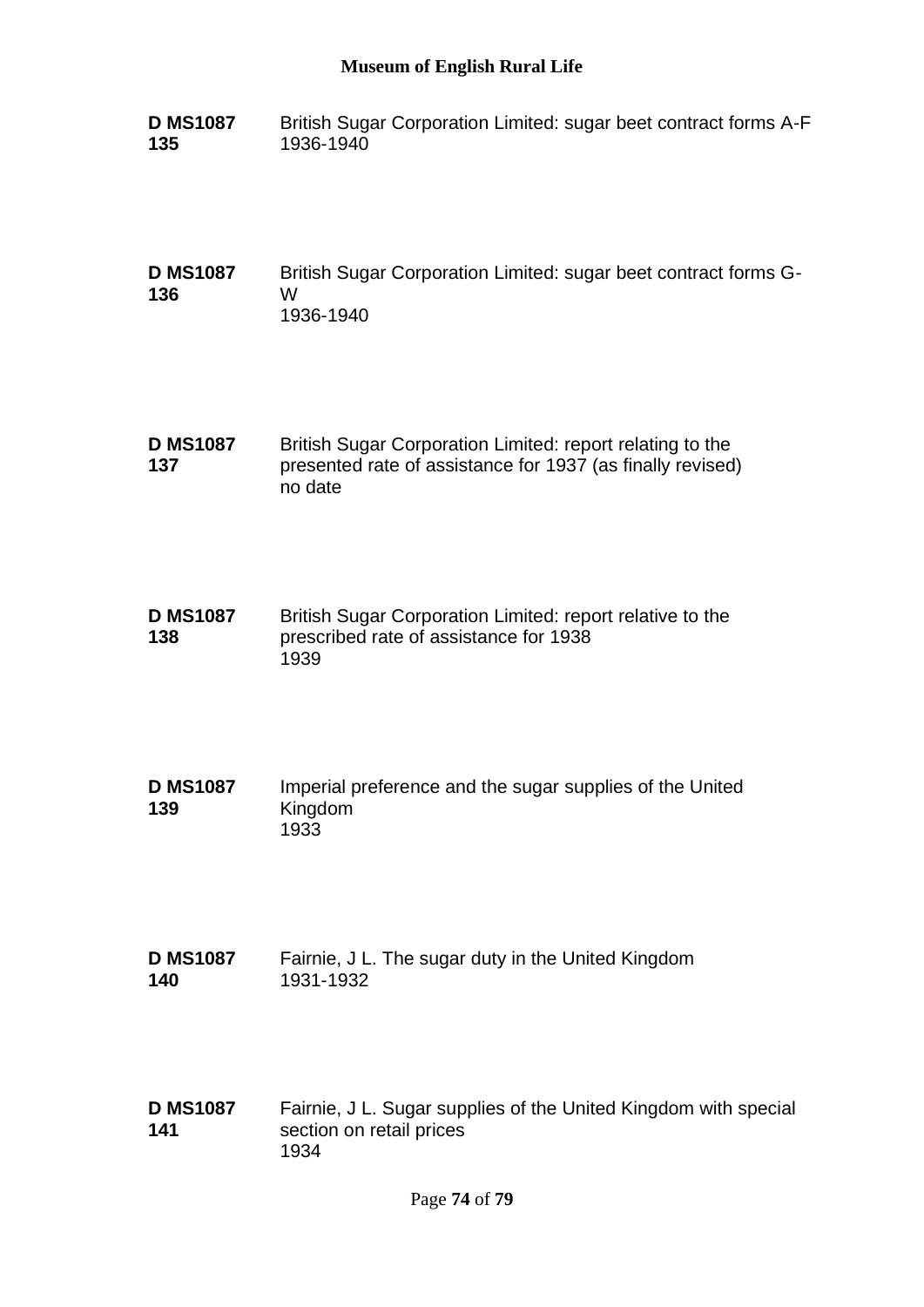**D MS1087 135** British Sugar Corporation Limited: sugar beet contract forms A-F
1936-1940

**D MS1087 136** British Sugar Corporation Limited: sugar beet contract forms G-W
1936-1940

**D MS1087 137** British Sugar Corporation Limited: report relating to the presented rate of assistance for 1937 (as finally revised)
no date

**D MS1087 138** British Sugar Corporation Limited: report relative to the prescribed rate of assistance for 1938
1939

**D MS1087 139** Imperial preference and the sugar supplies of the United Kingdom
1933

**D MS1087 140** Fairnie, J L. The sugar duty in the United Kingdom
1931-1932

**D MS1087 141** Fairnie, J L. Sugar supplies of the United Kingdom with special section on retail prices
1934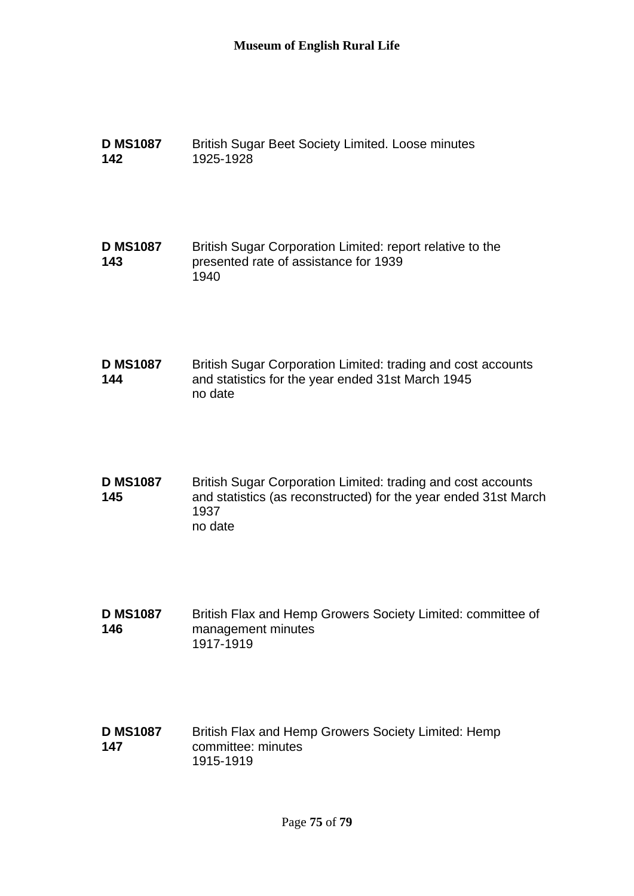**D MS1087 142** British Sugar Beet Society Limited. Loose minutes
1925-1928

**D MS1087 143** British Sugar Corporation Limited: report relative to the presented rate of assistance for 1939
1940

**D MS1087 144** British Sugar Corporation Limited: trading and cost accounts and statistics for the year ended 31st March 1945
no date

**D MS1087 145** British Sugar Corporation Limited: trading and cost accounts and statistics (as reconstructed) for the year ended 31st March 1937
no date

**D MS1087 146** British Flax and Hemp Growers Society Limited: committee of management minutes
1917-1919

**D MS1087 147** British Flax and Hemp Growers Society Limited: Hemp committee: minutes
1915-1919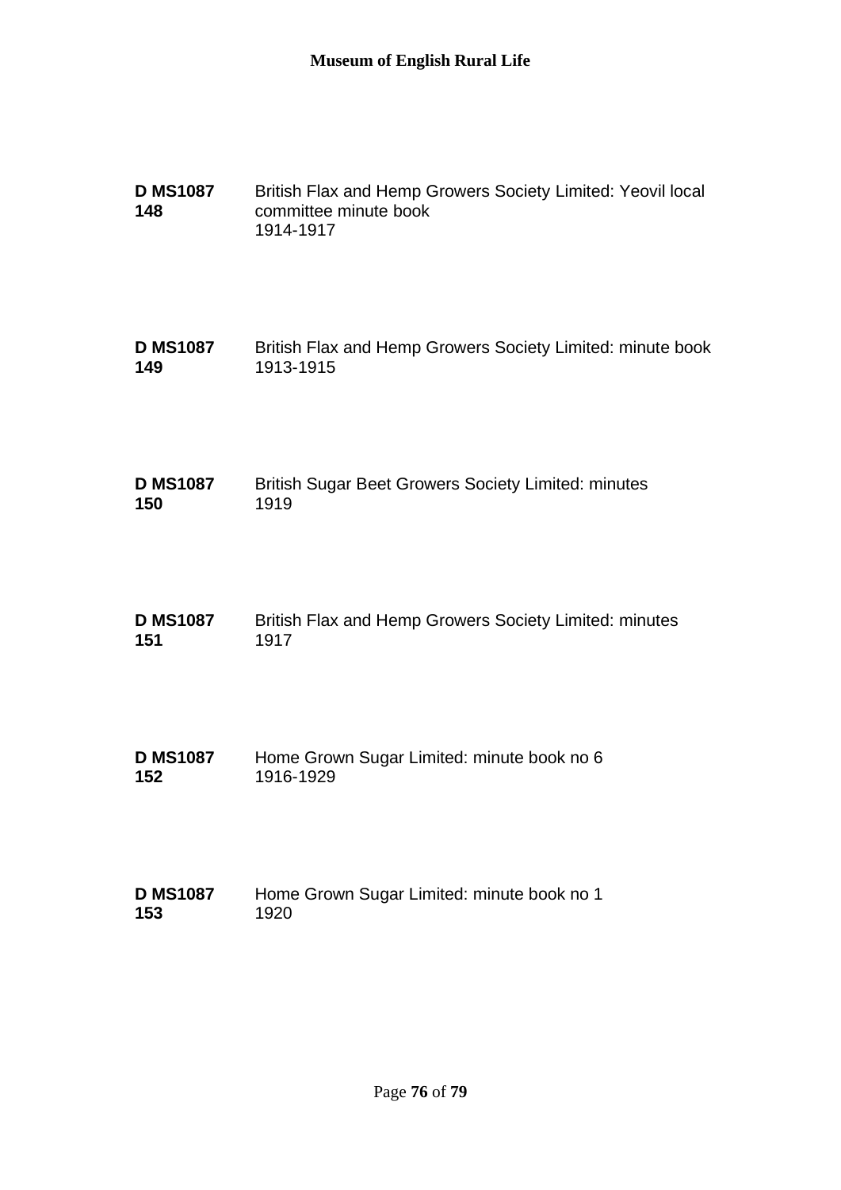**D MS1087 148** British Flax and Hemp Growers Society Limited: Yeovil local committee minute book
1914-1917

**D MS1087 149** British Flax and Hemp Growers Society Limited: minute book
1913-1915

**D MS1087 150** British Sugar Beet Growers Society Limited: minutes
1919

**D MS1087 151** British Flax and Hemp Growers Society Limited: minutes
1917

**D MS1087 152** Home Grown Sugar Limited: minute book no 6
1916-1929

**D MS1087 153** Home Grown Sugar Limited: minute book no 1
1920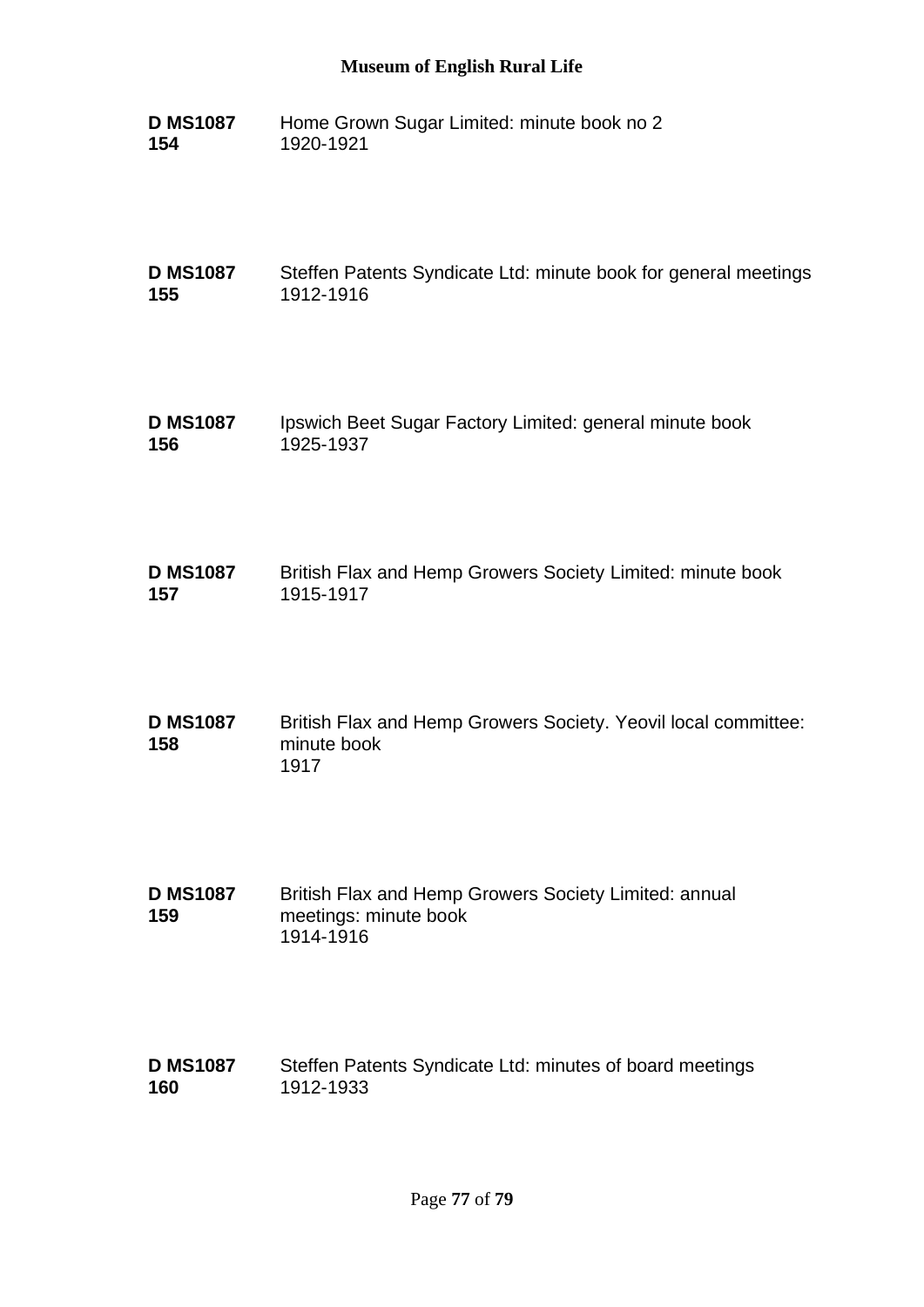**D MS1087 154** Home Grown Sugar Limited: minute book no 2
1920-1921

**D MS1087 155** Steffen Patents Syndicate Ltd: minute book for general meetings
1912-1916

**D MS1087 156** Ipswich Beet Sugar Factory Limited: general minute book
1925-1937

**D MS1087 157** British Flax and Hemp Growers Society Limited: minute book
1915-1917

**D MS1087 158** British Flax and Hemp Growers Society. Yeovil local committee: minute book
1917

**D MS1087 159** British Flax and Hemp Growers Society Limited: annual meetings: minute book
1914-1916

**D MS1087 160** Steffen Patents Syndicate Ltd: minutes of board meetings
1912-1933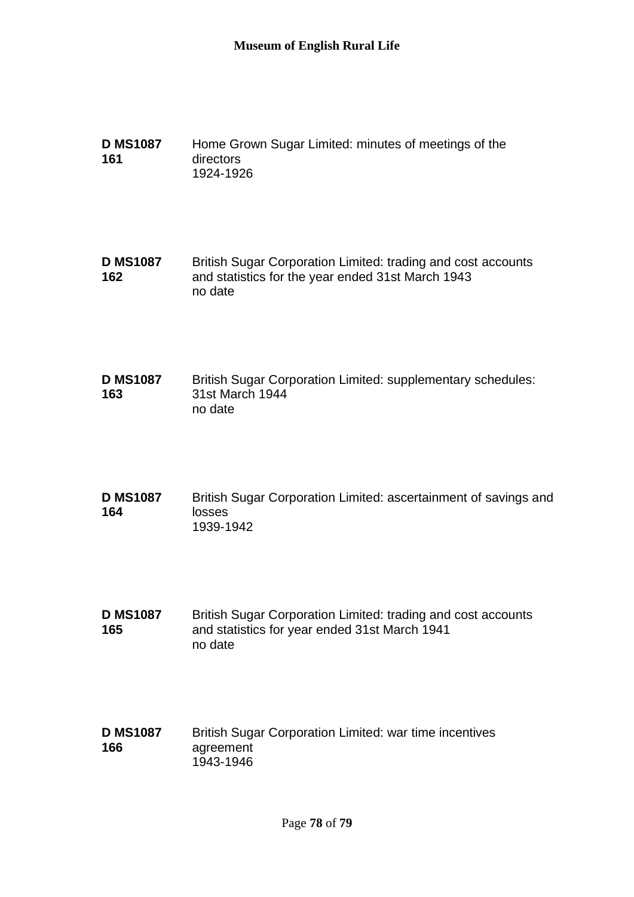**D MS1087 161** Home Grown Sugar Limited: minutes of meetings of the directors
1924-1926

**D MS1087 162** British Sugar Corporation Limited: trading and cost accounts and statistics for the year ended 31st March 1943
no date

**D MS1087 163** British Sugar Corporation Limited: supplementary schedules: 31st March 1944
no date

**D MS1087 164** British Sugar Corporation Limited: ascertainment of savings and losses
1939-1942

**D MS1087 165** British Sugar Corporation Limited: trading and cost accounts and statistics for year ended 31st March 1941
no date

**D MS1087 166** British Sugar Corporation Limited: war time incentives agreement
1943-1946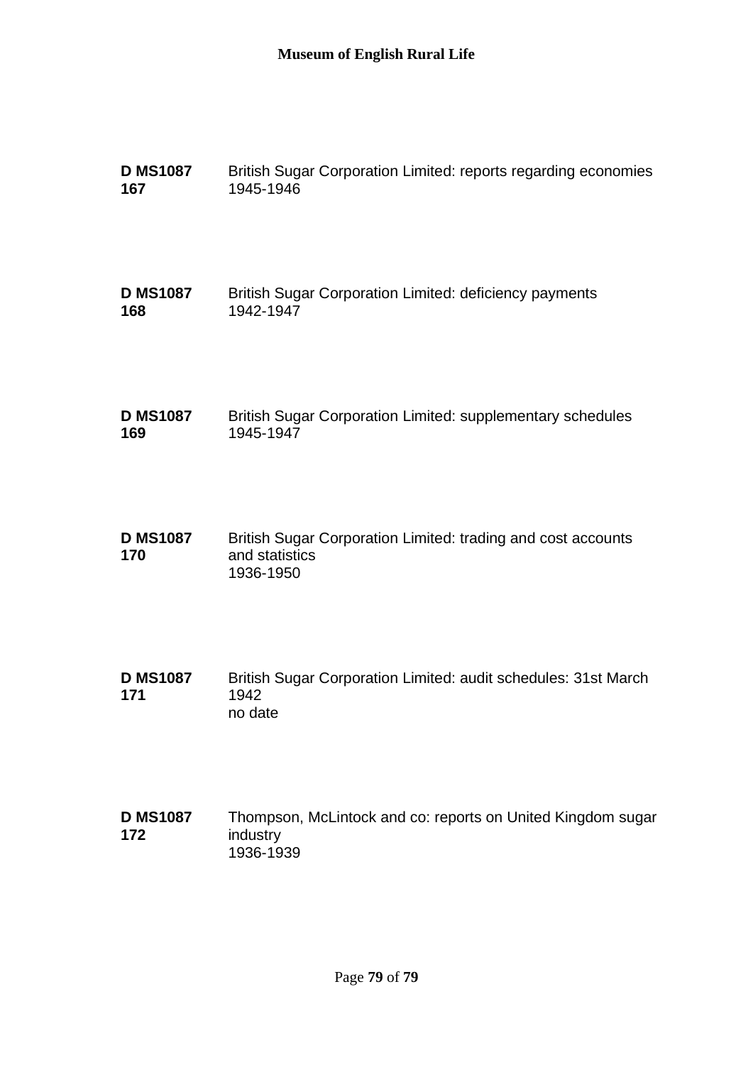**D MS1087 167** British Sugar Corporation Limited: reports regarding economies
1945-1946

**D MS1087 168** British Sugar Corporation Limited: deficiency payments
1942-1947

**D MS1087 169** British Sugar Corporation Limited: supplementary schedules
1945-1947

**D MS1087 170** British Sugar Corporation Limited: trading and cost accounts and statistics
1936-1950

**D MS1087 171** British Sugar Corporation Limited: audit schedules: 31st March 1942
no date

**D MS1087 172** Thompson, McLintock and co: reports on United Kingdom sugar industry
1936-1939